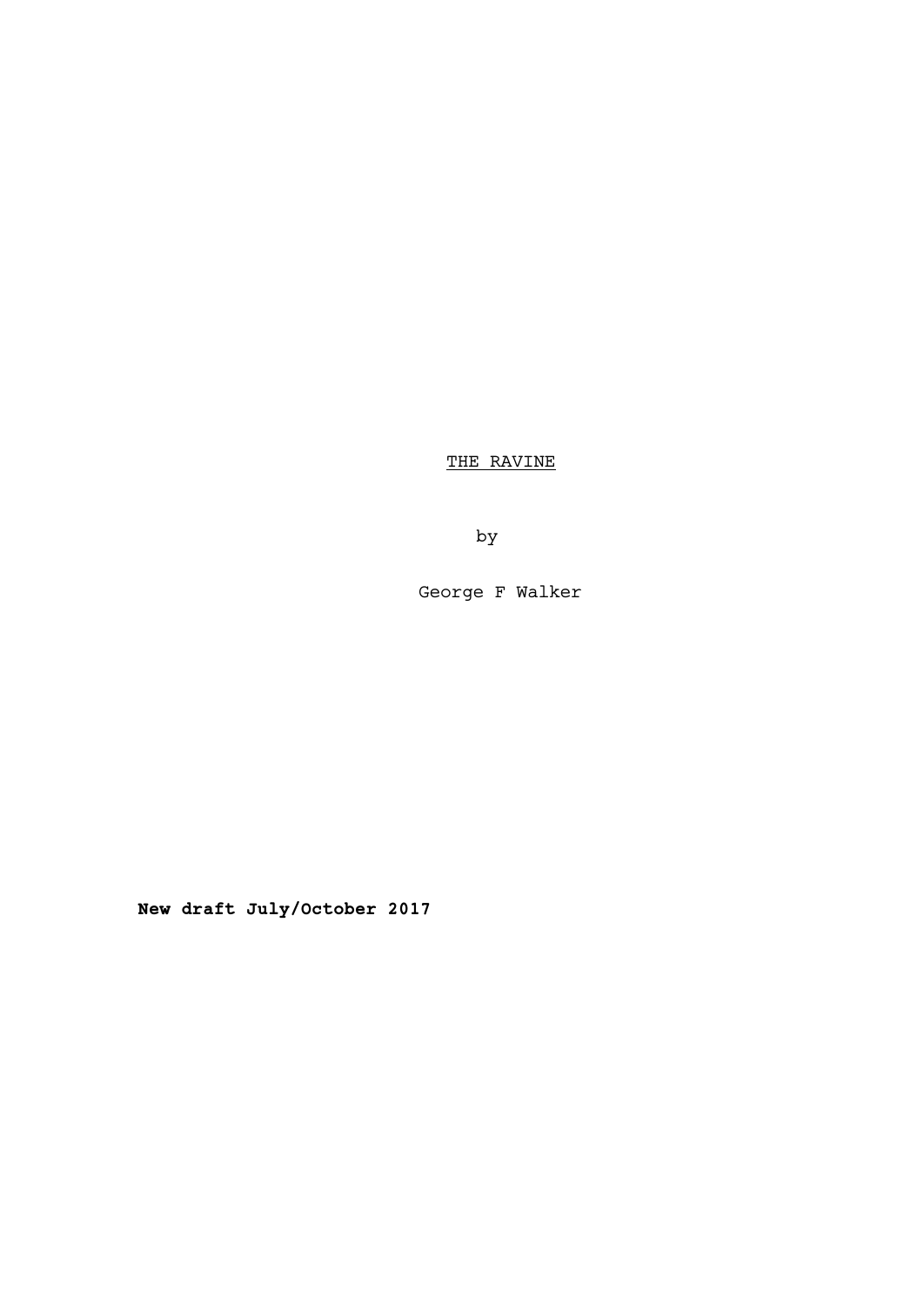<u>THE RAVINE</u>

by

George F Walker

**New draft July/October 2017**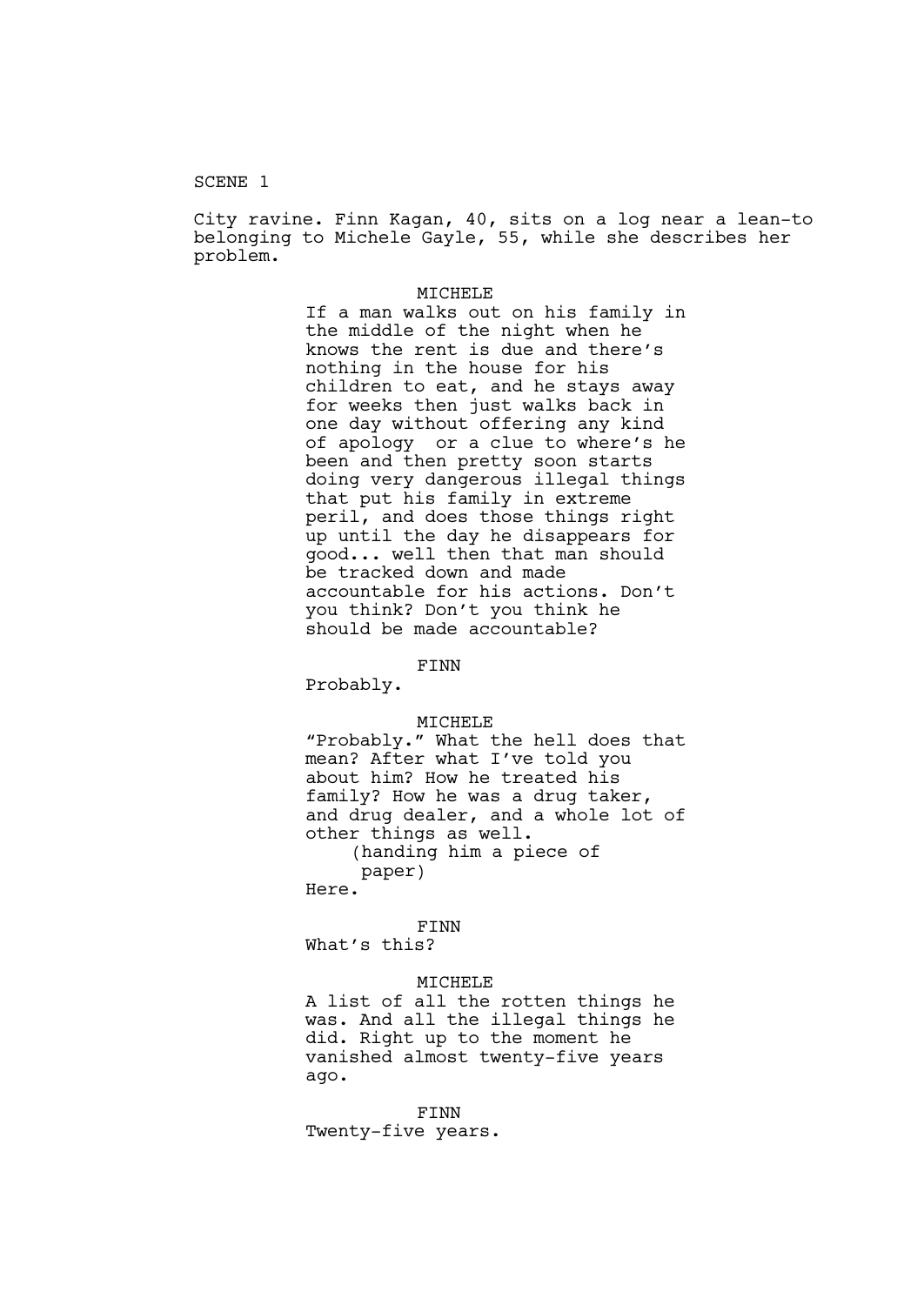SCENE 1

City ravine. Finn Kagan, 40, sits on a log near a lean-to belonging to Michele Gayle, 55, while she describes her problem.

MICHELE

If a man walks out on his family in the middle of the night when he knows the rent is due and there's nothing in the house for his children to eat, and he stays away for weeks then just walks back in one day without offering any kind of apology  or a clue to where's he been and then pretty soon starts doing very dangerous illegal things that put his family in extreme peril, and does those things right up until the day he disappears for good... well then that man should be tracked down and made accountable for his actions. Don't you think? Don't you think he should be made accountable?

FINN

Probably.

MICHELE

"Probably." What the hell does that mean? After what I've told you about him? How he treated his family? How he was a drug taker, and drug dealer, and a whole lot of other things as well.

(handing him a piece of paper)

Here.

FINN

What's this?

MICHELE

A list of all the rotten things he was. And all the illegal things he did. Right up to the moment he vanished almost twenty-five years ago.

FINN

Twenty-five years.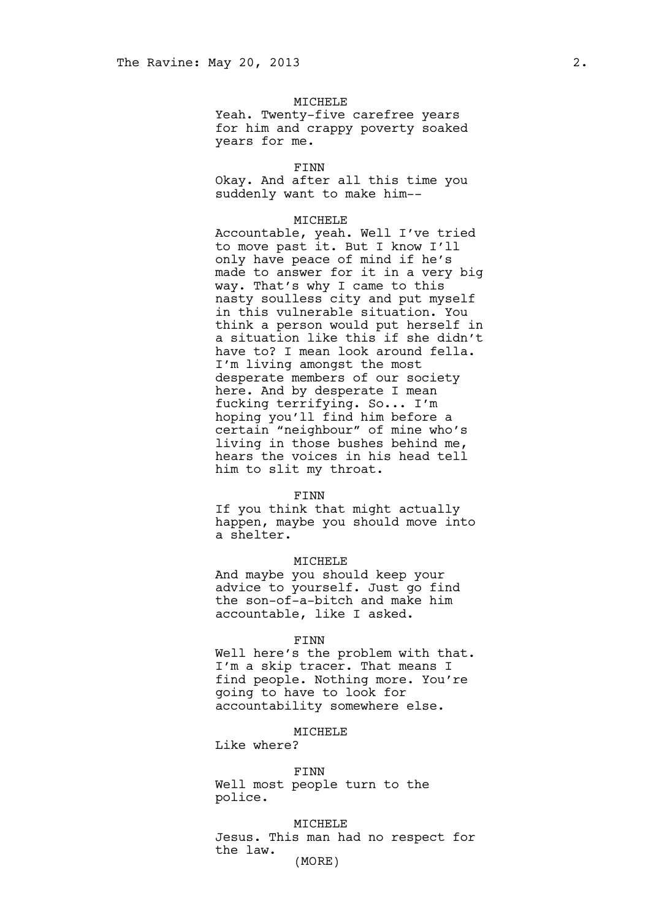MICHELE
Yeah. Twenty-five carefree years for him and crappy poverty soaked years for me.

FINN
Okay. And after all this time you suddenly want to make him--

MICHELE
Accountable, yeah. Well I've tried to move past it. But I know I'll only have peace of mind if he's made to answer for it in a very big way. That's why I came to this nasty soulless city and put myself in this vulnerable situation. You think a person would put herself in a situation like this if she didn't have to? I mean look around fella. I'm living amongst the most desperate members of our society here. And by desperate I mean fucking terrifying. So... I'm hoping you'll find him before a certain "neighbour" of mine who's living in those bushes behind me, hears the voices in his head tell him to slit my throat.

FINN
If you think that might actually happen, maybe you should move into a shelter.

MICHELE
And maybe you should keep your advice to yourself. Just go find the son-of-a-bitch and make him accountable, like I asked.

FINN
Well here's the problem with that. I'm a skip tracer. That means I find people. Nothing more. You're going to have to look for accountability somewhere else.

MICHELE
Like where?

FINN
Well most people turn to the police.

MICHELE
Jesus. This man had no respect for the law.
(MORE)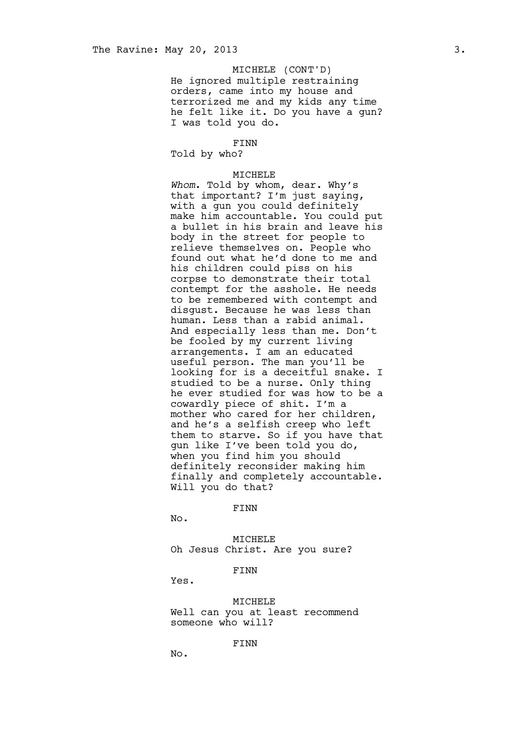MICHELE (CONT'D)
He ignored multiple restraining orders, came into my house and terrorized me and my kids any time he felt like it. Do you have a gun? I was told you do.

FINN
Told by who?

MICHELE
*Whom*. Told by whom, dear. Why's that important? I'm just saying, with a gun you could definitely make him accountable. You could put a bullet in his brain and leave his body in the street for people to relieve themselves on. People who found out what he'd done to me and his children could piss on his corpse to demonstrate their total contempt for the asshole. He needs to be remembered with contempt and disgust. Because he was less than human. Less than a rabid animal. And especially less than me. Don't be fooled by my current living arrangements. I am an educated useful person. The man you'll be looking for is a deceitful snake. I studied to be a nurse. Only thing he ever studied for was how to be a cowardly piece of shit. I'm a mother who cared for her children, and he's a selfish creep who left them to starve. So if you have that gun like I've been told you do, when you find him you should definitely reconsider making him finally and completely accountable. Will you do that?

FINN
No.

MICHELE
Oh Jesus Christ. Are you sure?

FINN
Yes.

MICHELE
Well can you at least recommend someone who will?

FINN
No.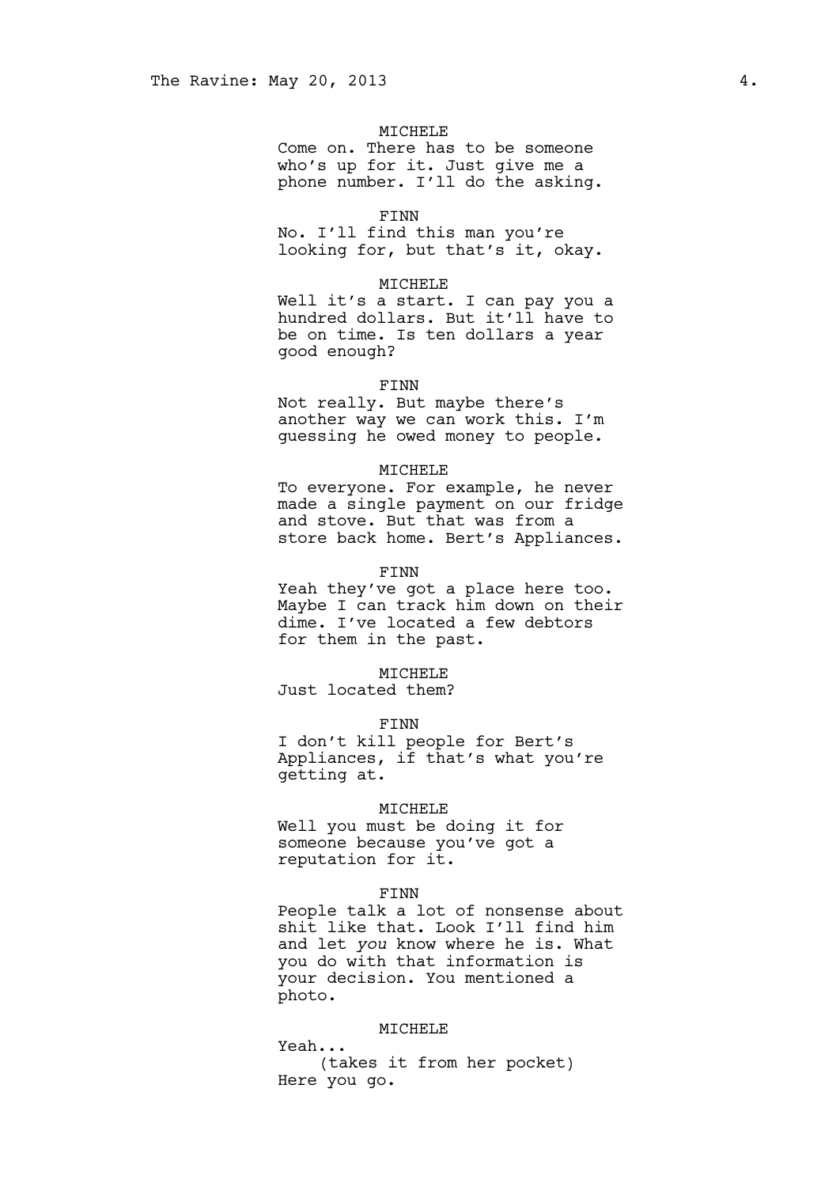MICHELE
Come on. There has to be someone who's up for it. Just give me a phone number. I'll do the asking.

FINN
No. I'll find this man you're looking for, but that's it, okay.

MICHELE
Well it's a start. I can pay you a hundred dollars. But it'll have to be on time. Is ten dollars a year good enough?

FINN
Not really. But maybe there's another way we can work this. I'm guessing he owed money to people.

MICHELE
To everyone. For example, he never made a single payment on our fridge and stove. But that was from a store back home. Bert's Appliances.

FINN
Yeah they've got a place here too. Maybe I can track him down on their dime. I've located a few debtors for them in the past.

MICHELE
Just located them?

FINN
I don't kill people for Bert's Appliances, if that's what you're getting at.

MICHELE
Well you must be doing it for someone because you've got a reputation for it.

FINN
People talk a lot of nonsense about shit like that. Look I'll find him and let *you* know where he is. What you do with that information is your decision. You mentioned a photo.

MICHELE
Yeah...
(takes it from her pocket)
Here you go.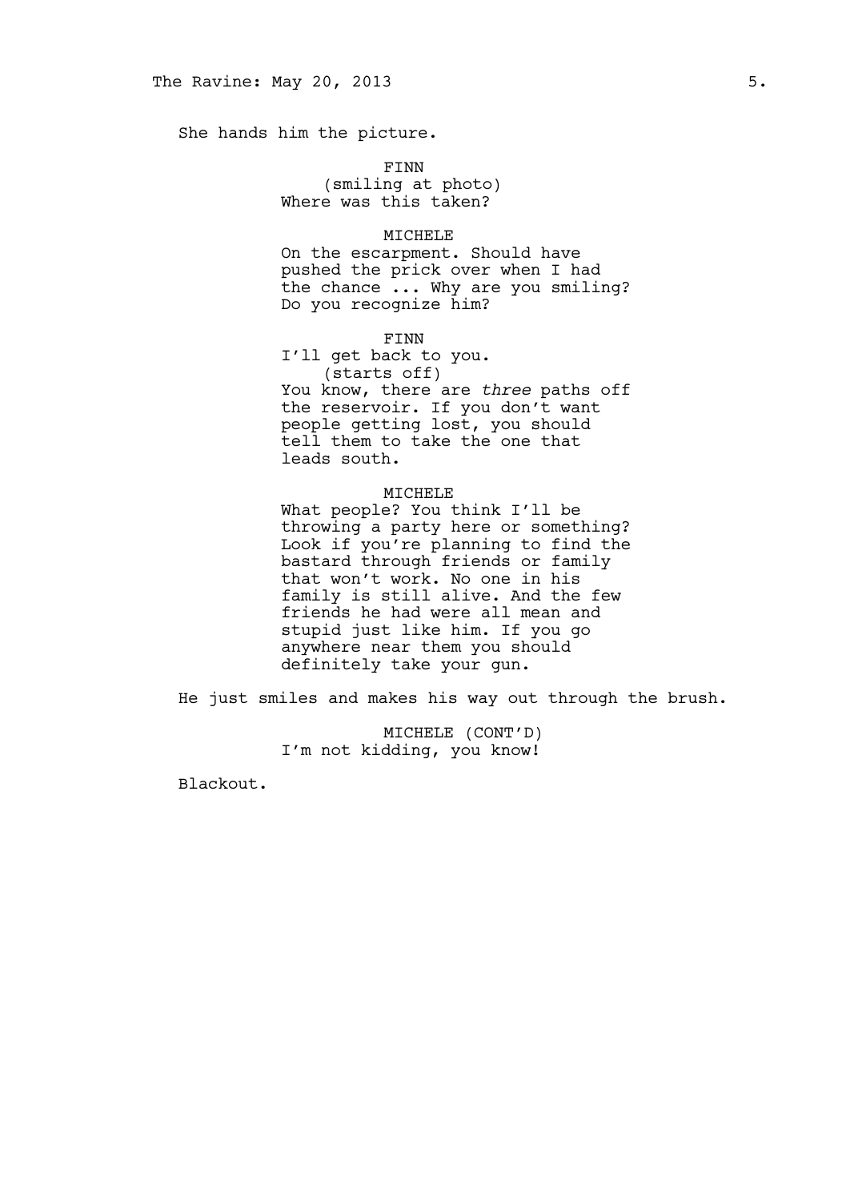She hands him the picture.

FINN
(smiling at photo)
Where was this taken?

MICHELE
On the escarpment. Should have pushed the prick over when I had the chance ... Why are you smiling? Do you recognize him?

FINN
I'll get back to you.
(starts off)
You know, there are *three* paths off the reservoir. If you don't want people getting lost, you should tell them to take the one that leads south.

MICHELE
What people? You think I'll be throwing a party here or something? Look if you're planning to find the bastard through friends or family that won't work. No one in his family is still alive. And the few friends he had were all mean and stupid just like him. If you go anywhere near them you should definitely take your gun.

He just smiles and makes his way out through the brush.

MICHELE (CONT'D)
I'm not kidding, you know!

Blackout.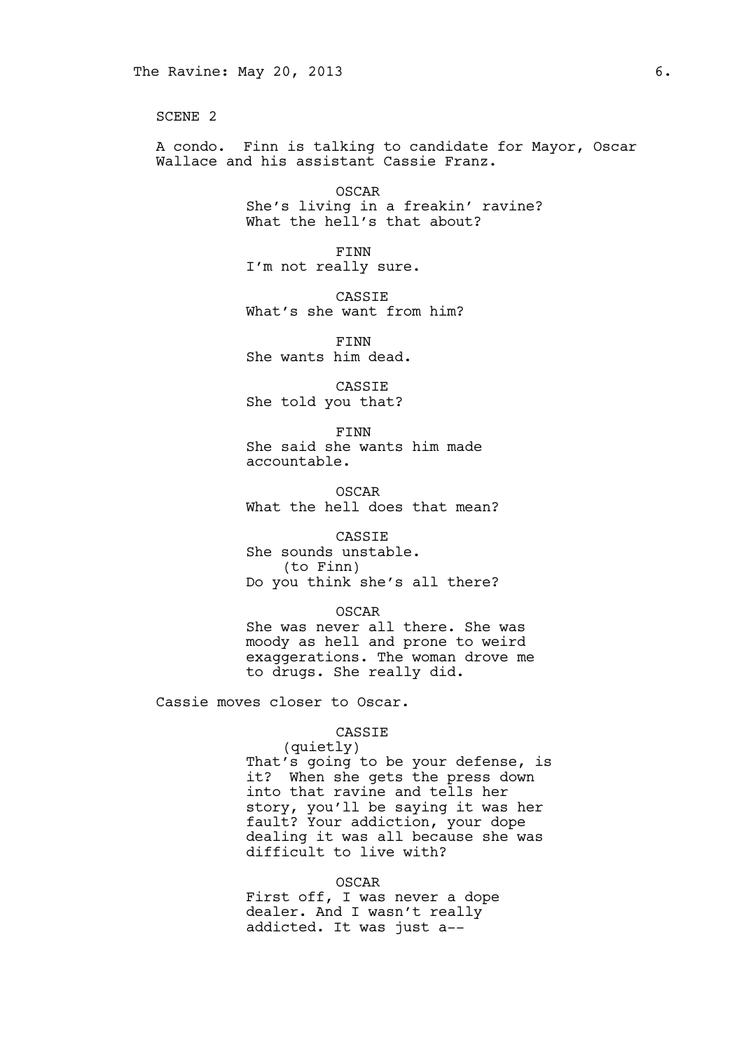SCENE 2

A condo. Finn is talking to candidate for Mayor, Oscar Wallace and his assistant Cassie Franz.

OSCAR
She's living in a freakin' ravine? What the hell's that about?

FINN
I'm not really sure.

CASSIE
What's she want from him?

FINN
She wants him dead.

CASSIE
She told you that?

FINN
She said she wants him made accountable.

OSCAR
What the hell does that mean?

CASSIE
She sounds unstable.
(to Finn)
Do you think she's all there?

OSCAR
She was never all there. She was moody as hell and prone to weird exaggerations. The woman drove me to drugs. She really did.

Cassie moves closer to Oscar.

CASSIE
(quietly)
That's going to be your defense, is it? When she gets the press down into that ravine and tells her story, you'll be saying it was her fault? Your addiction, your dope dealing it was all because she was difficult to live with?

OSCAR
First off, I was never a dope dealer. And I wasn't really addicted. It was just a--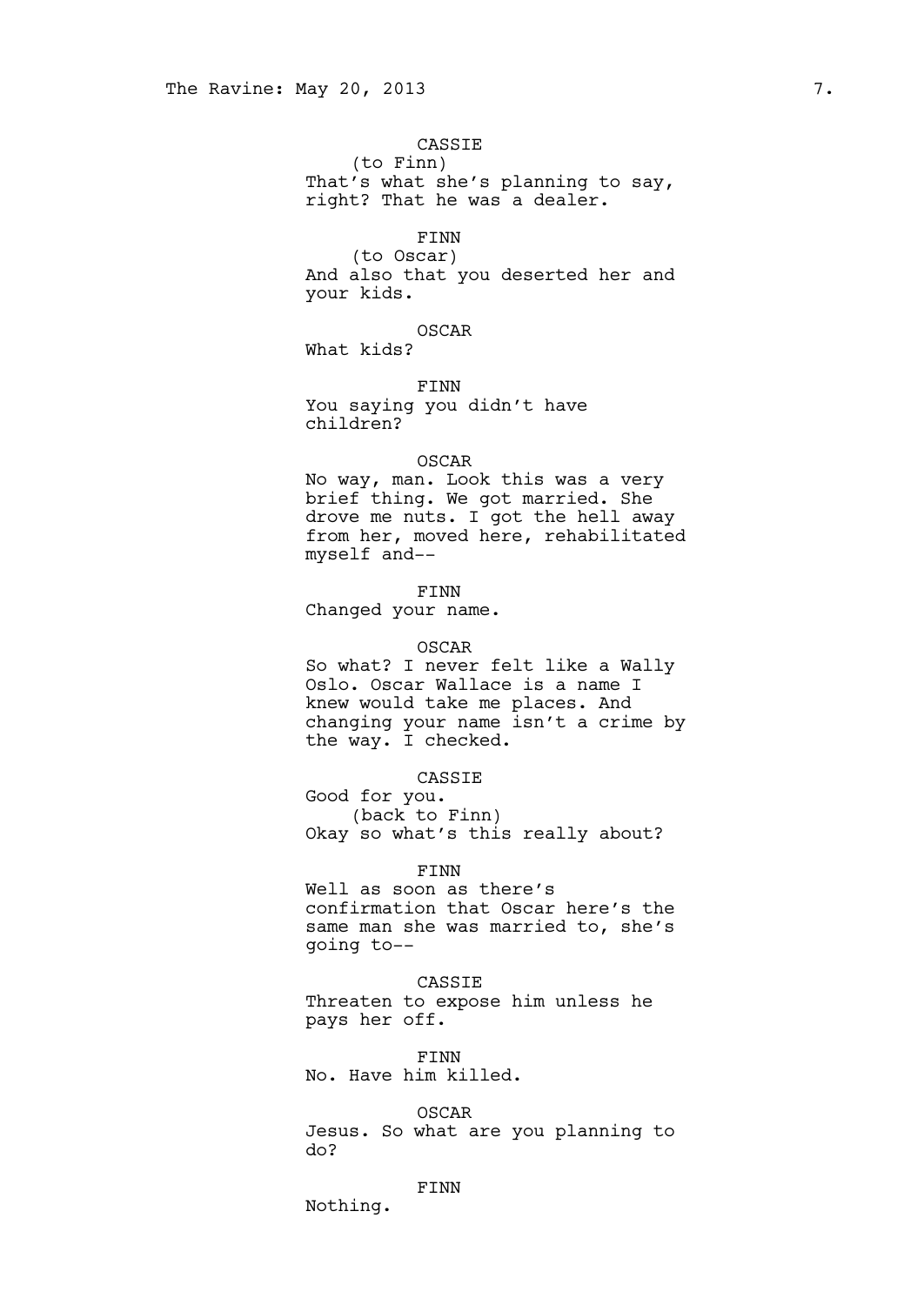CASSIE
(to Finn)
That's what she's planning to say, right? That he was a dealer.

FINN
(to Oscar)
And also that you deserted her and your kids.

OSCAR
What kids?

FINN
You saying you didn't have children?

OSCAR
No way, man. Look this was a very brief thing. We got married. She drove me nuts. I got the hell away from her, moved here, rehabilitated myself and--

FINN
Changed your name.

OSCAR
So what? I never felt like a Wally Oslo. Oscar Wallace is a name I knew would take me places. And changing your name isn't a crime by the way. I checked.

CASSIE
Good for you.
(back to Finn)
Okay so what's this really about?

FINN
Well as soon as there's confirmation that Oscar here's the same man she was married to, she's going to--

CASSIE
Threaten to expose him unless he pays her off.

FINN
No. Have him killed.

OSCAR
Jesus. So what are you planning to do?

FINN
Nothing.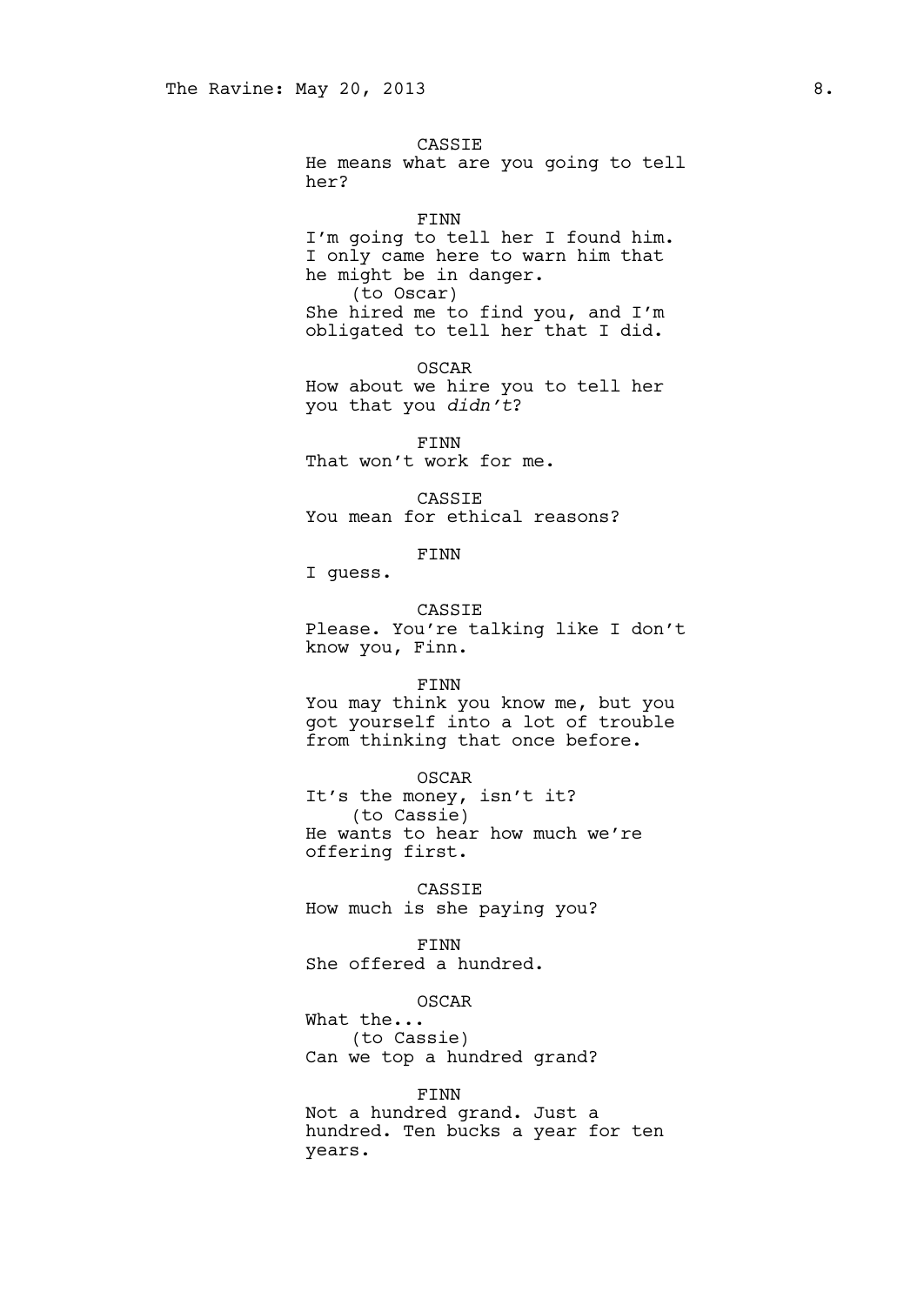CASSIE
He means what are you going to tell her?

FINN
I'm going to tell her I found him. I only came here to warn him that he might be in danger.
(to Oscar)
She hired me to find you, and I'm obligated to tell her that I did.

OSCAR
How about we hire you to tell her you that you *didn't*?

FINN
That won't work for me.

CASSIE
You mean for ethical reasons?

FINN
I guess.

CASSIE
Please. You're talking like I don't know you, Finn.

FINN
You may think you know me, but you got yourself into a lot of trouble from thinking that once before.

OSCAR
It's the money, isn't it?
(to Cassie)
He wants to hear how much we're offering first.

CASSIE
How much is she paying you?

FINN
She offered a hundred.

OSCAR
What the...
(to Cassie)
Can we top a hundred grand?

FINN
Not a hundred grand. Just a hundred. Ten bucks a year for ten years.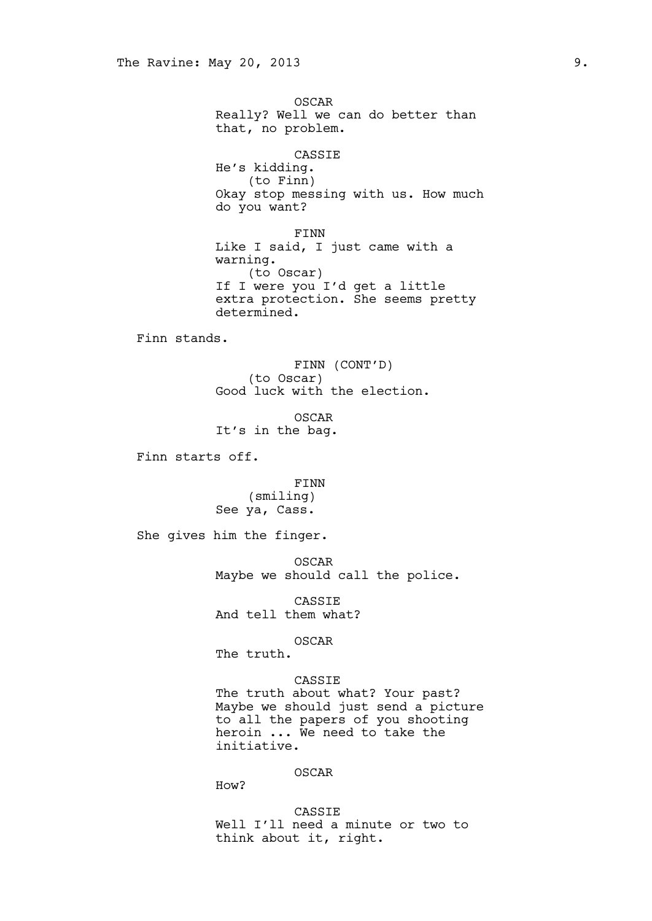OSCAR
Really? Well we can do better than that, no problem.

CASSIE
He's kidding.
(to Finn)
Okay stop messing with us. How much do you want?

FINN
Like I said, I just came with a warning.
(to Oscar)
If I were you I'd get a little extra protection. She seems pretty determined.

Finn stands.

FINN (CONT'D)
(to Oscar)
Good luck with the election.

OSCAR
It's in the bag.

Finn starts off.

FINN
(smiling)
See ya, Cass.

She gives him the finger.

OSCAR
Maybe we should call the police.

CASSIE
And tell them what?

OSCAR
The truth.

CASSIE
The truth about what? Your past? Maybe we should just send a picture to all the papers of you shooting heroin ... We need to take the initiative.

OSCAR
How?

CASSIE
Well I'll need a minute or two to think about it, right.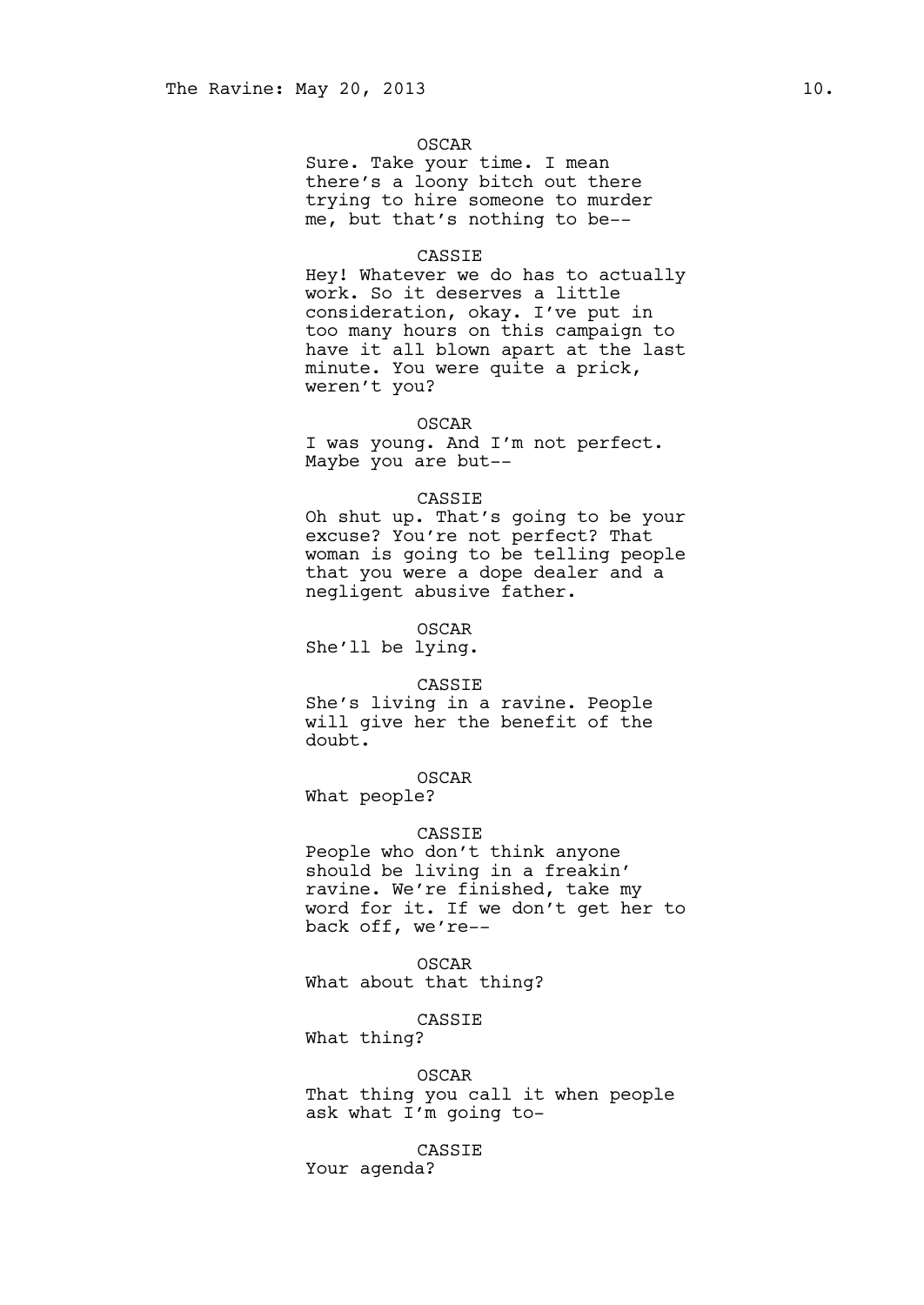OSCAR

Sure. Take your time. I mean there's a loony bitch out there trying to hire someone to murder me, but that's nothing to be--

CASSIE

Hey! Whatever we do has to actually work. So it deserves a little consideration, okay. I've put in too many hours on this campaign to have it all blown apart at the last minute. You were quite a prick, weren't you?

OSCAR

I was young. And I'm not perfect. Maybe you are but--

CASSIE

Oh shut up. That's going to be your excuse? You're not perfect? That woman is going to be telling people that you were a dope dealer and a negligent abusive father.

OSCAR

She'll be lying.

CASSIE

She's living in a ravine. People will give her the benefit of the doubt.

OSCAR

What people?

CASSIE

People who don't think anyone should be living in a freakin' ravine. We're finished, take my word for it. If we don't get her to back off, we're--

OSCAR

What about that thing?

CASSIE

What thing?

OSCAR

That thing you call it when people ask what I'm going to-

CASSIE

Your agenda?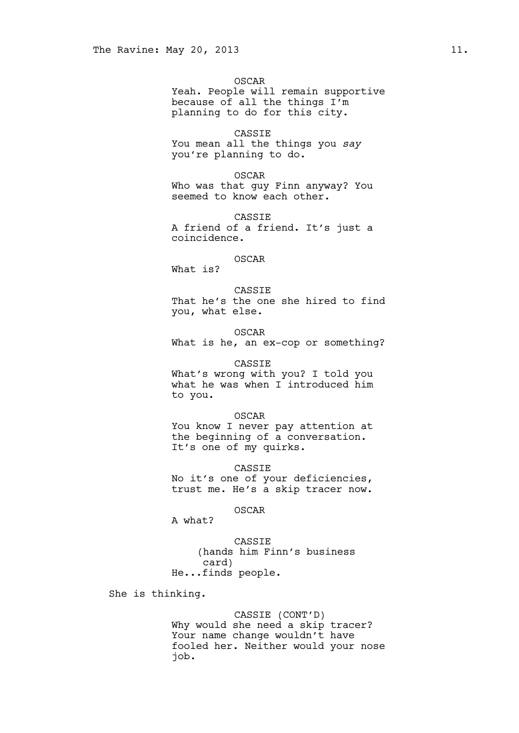OSCAR
Yeah. People will remain supportive because of all the things I'm planning to do for this city.

CASSIE
You mean all the things you *say* you're planning to do.

OSCAR
Who was that guy Finn anyway? You seemed to know each other.

CASSIE
A friend of a friend. It's just a coincidence.

OSCAR
What is?

CASSIE
That he's the one she hired to find you, what else.

OSCAR
What is he, an ex-cop or something?

CASSIE
What's wrong with you? I told you what he was when I introduced him to you.

OSCAR
You know I never pay attention at the beginning of a conversation. It's one of my quirks.

CASSIE
No it's one of your deficiencies, trust me. He's a skip tracer now.

OSCAR
A what?

CASSIE
(hands him Finn's business card)
He...finds people.

She is thinking.

CASSIE (CONT'D)
Why would she need a skip tracer? Your name change wouldn't have fooled her. Neither would your nose job.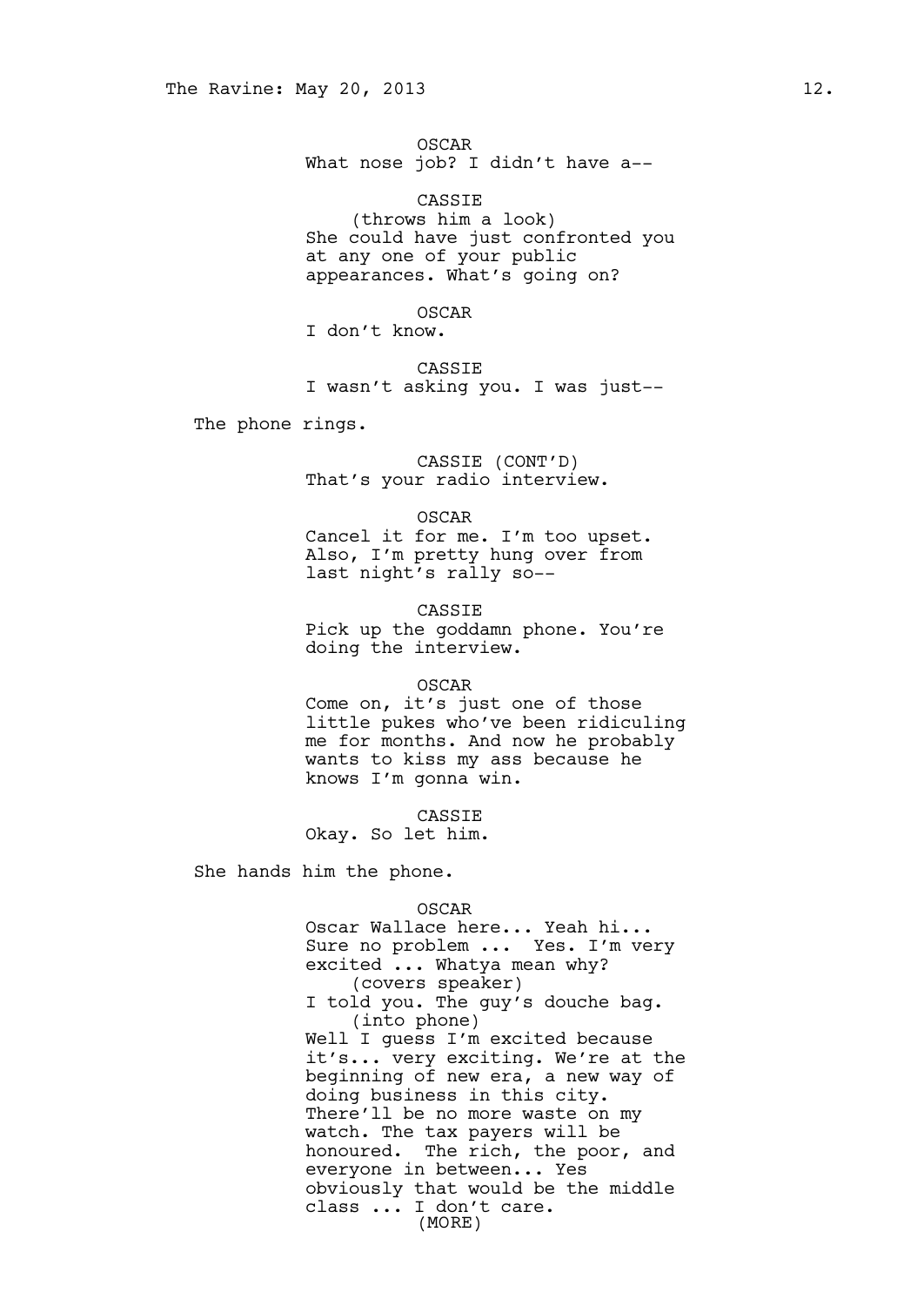OSCAR
What nose job? I didn't have a--

CASSIE
(throws him a look)
She could have just confronted you at any one of your public appearances. What's going on?

OSCAR
I don't know.

CASSIE
I wasn't asking you. I was just--

The phone rings.

CASSIE (CONT'D)
That's your radio interview.

OSCAR
Cancel it for me. I'm too upset. Also, I'm pretty hung over from last night's rally so--

CASSIE
Pick up the goddamn phone. You're doing the interview.

OSCAR
Come on, it's just one of those little pukes who've been ridiculing me for months. And now he probably wants to kiss my ass because he knows I'm gonna win.

CASSIE
Okay. So let him.

She hands him the phone.

OSCAR
Oscar Wallace here... Yeah hi... Sure no problem ... Yes. I'm very excited ... Whatya mean why?
(covers speaker)
I told you. The guy's douche bag.
(into phone)
Well I guess I'm excited because it's... very exciting. We're at the beginning of new era, a new way of doing business in this city. There'll be no more waste on my watch. The tax payers will be honoured. The rich, the poor, and everyone in between... Yes obviously that would be the middle class ... I don't care.
(MORE)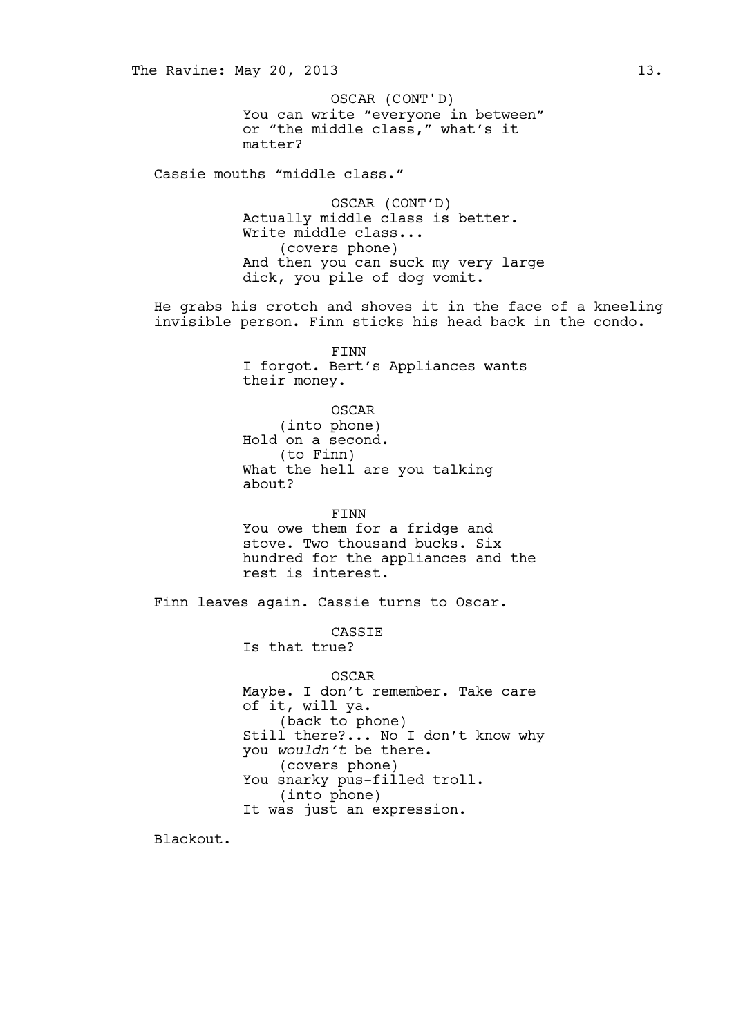OSCAR (CONT'D)
You can write "everyone in between" or "the middle class," what's it matter?

Cassie mouths "middle class."

OSCAR (CONT'D)
Actually middle class is better. Write middle class...
(covers phone)
And then you can suck my very large dick, you pile of dog vomit.

He grabs his crotch and shoves it in the face of a kneeling invisible person. Finn sticks his head back in the condo.

FINN
I forgot. Bert's Appliances wants their money.

OSCAR
(into phone)
Hold on a second.
(to Finn)
What the hell are you talking about?

FINN
You owe them for a fridge and stove. Two thousand bucks. Six hundred for the appliances and the rest is interest.

Finn leaves again. Cassie turns to Oscar.

CASSIE
Is that true?

OSCAR
Maybe. I don't remember. Take care of it, will ya.
(back to phone)
Still there?... No I don't know why you *wouldn't* be there.
(covers phone)
You snarky pus-filled troll.
(into phone)
It was just an expression.

Blackout.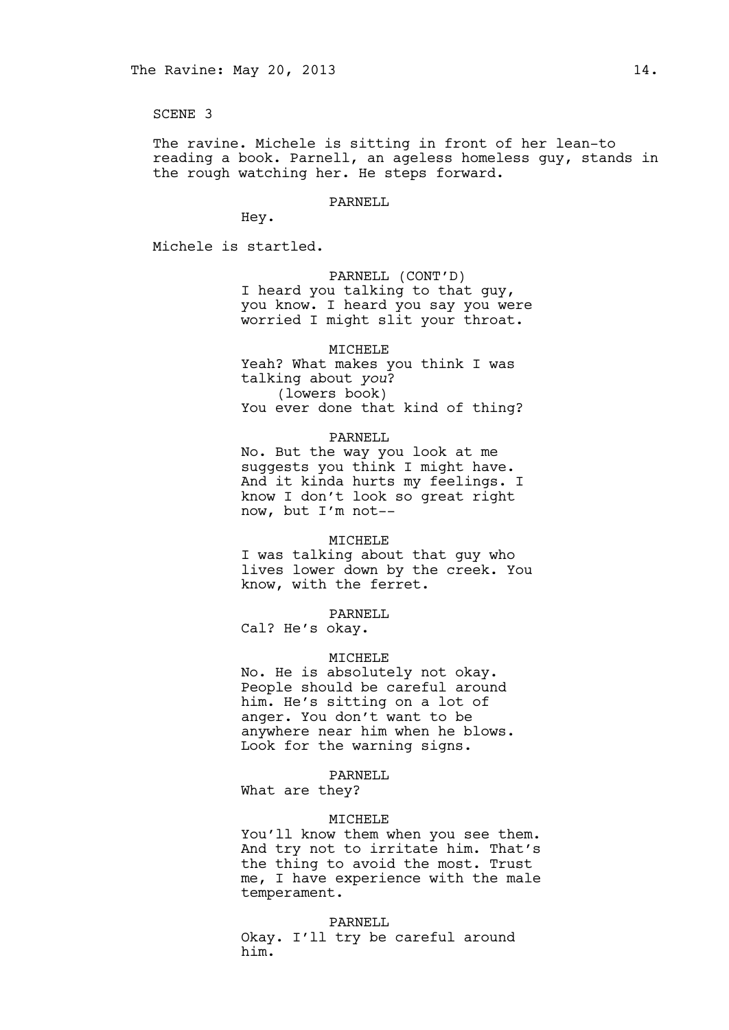SCENE 3

The ravine. Michele is sitting in front of her lean-to reading a book. Parnell, an ageless homeless guy, stands in the rough watching her. He steps forward.

PARNELL

Hey.

Michele is startled.

PARNELL (CONT'D)

I heard you talking to that guy, you know. I heard you say you were worried I might slit your throat.

MICHELE

Yeah? What makes you think I was talking about *you*?

(lowers book)

You ever done that kind of thing?

PARNELL

No. But the way you look at me suggests you think I might have. And it kinda hurts my feelings. I know I don't look so great right now, but I'm not--

MICHELE

I was talking about that guy who lives lower down by the creek. You know, with the ferret.

PARNELL

Cal? He's okay.

MICHELE

No. He is absolutely not okay. People should be careful around him. He's sitting on a lot of anger. You don't want to be anywhere near him when he blows. Look for the warning signs.

PARNELL

What are they?

MICHELE

You'll know them when you see them. And try not to irritate him. That's the thing to avoid the most. Trust me, I have experience with the male temperament.

PARNELL

Okay. I'll try be careful around him.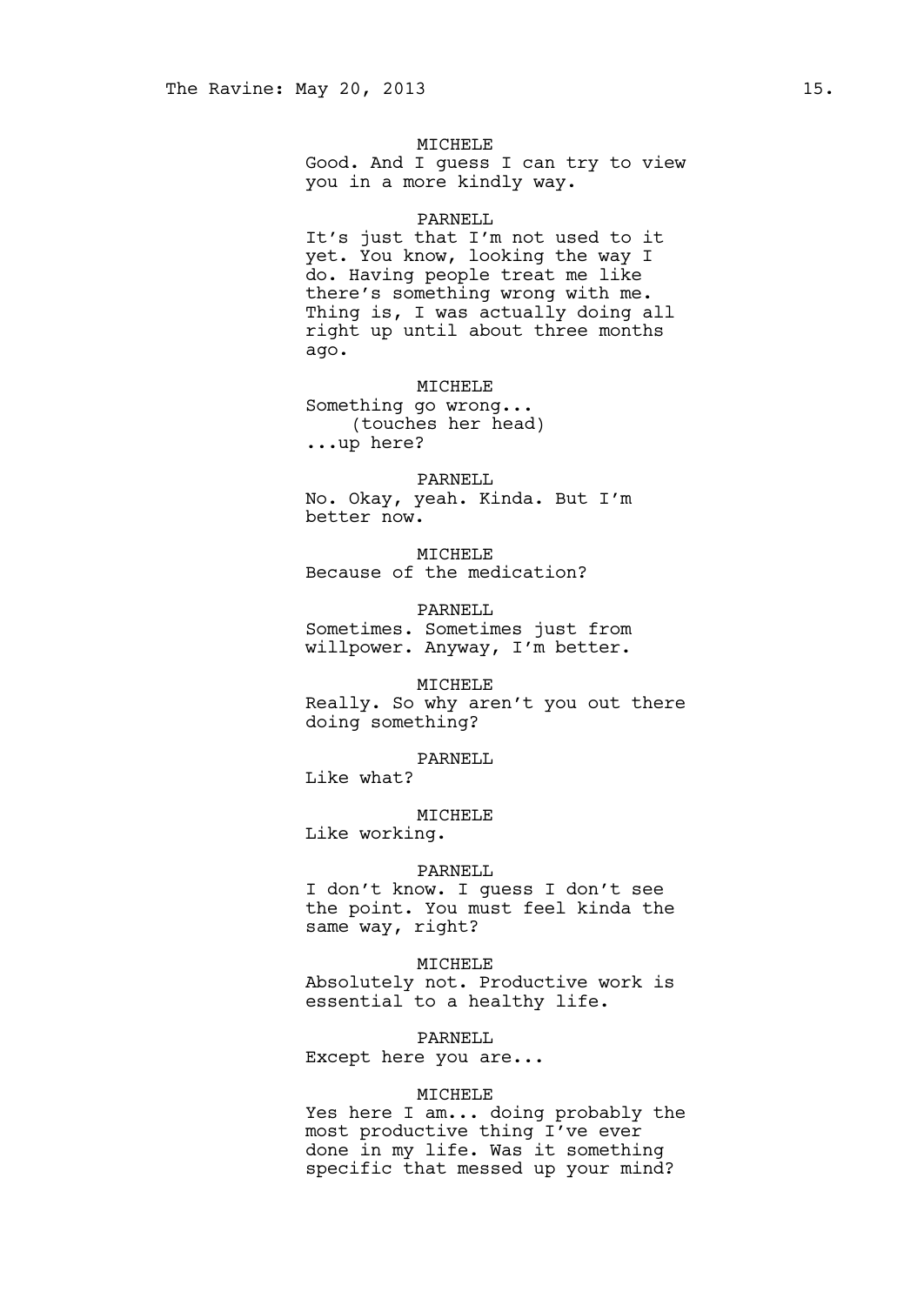MICHELE

Good. And I guess I can try to view you in a more kindly way.

PARNELL

It's just that I'm not used to it yet. You know, looking the way I do. Having people treat me like there's something wrong with me. Thing is, I was actually doing all right up until about three months ago.

MICHELE

Something go wrong...

(touches her head)

...up here?

PARNELL

No. Okay, yeah. Kinda. But I'm better now.

MICHELE

Because of the medication?

PARNELL

Sometimes. Sometimes just from willpower. Anyway, I'm better.

MICHELE

Really. So why aren't you out there doing something?

PARNELL

Like what?

MICHELE

Like working.

PARNELL

I don't know. I guess I don't see the point. You must feel kinda the same way, right?

MICHELE

Absolutely not. Productive work is essential to a healthy life.

PARNELL

Except here you are...

MICHELE

Yes here I am... doing probably the most productive thing I've ever done in my life. Was it something specific that messed up your mind?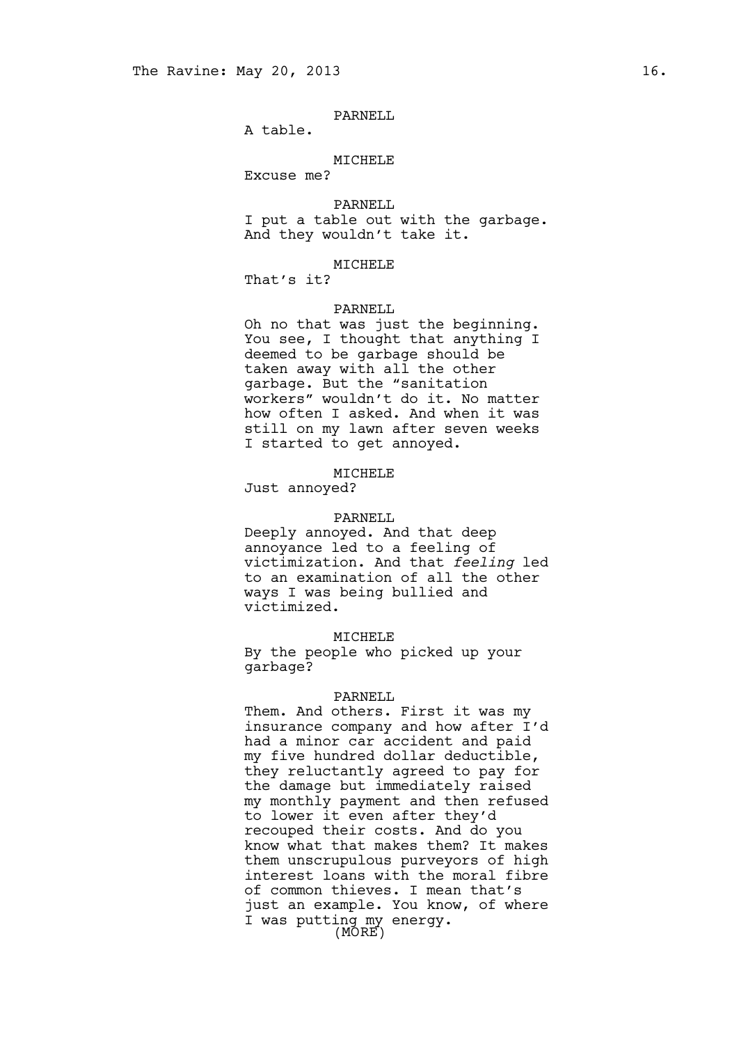PARNELL

A table.

MICHELE

Excuse me?

PARNELL

I put a table out with the garbage. And they wouldn't take it.

MICHELE

That's it?

PARNELL

Oh no that was just the beginning. You see, I thought that anything I deemed to be garbage should be taken away with all the other garbage. But the "sanitation workers" wouldn't do it. No matter how often I asked. And when it was still on my lawn after seven weeks I started to get annoyed.

MICHELE

Just annoyed?

PARNELL

Deeply annoyed. And that deep annoyance led to a feeling of victimization. And that *feeling* led to an examination of all the other ways I was being bullied and victimized.

MICHELE

By the people who picked up your garbage?

PARNELL

Them. And others. First it was my insurance company and how after I'd had a minor car accident and paid my five hundred dollar deductible, they reluctantly agreed to pay for the damage but immediately raised my monthly payment and then refused to lower it even after they'd recouped their costs. And do you know what that makes them? It makes them unscrupulous purveyors of high interest loans with the moral fibre of common thieves. I mean that's just an example. You know, of where I was putting my energy.

(MORE)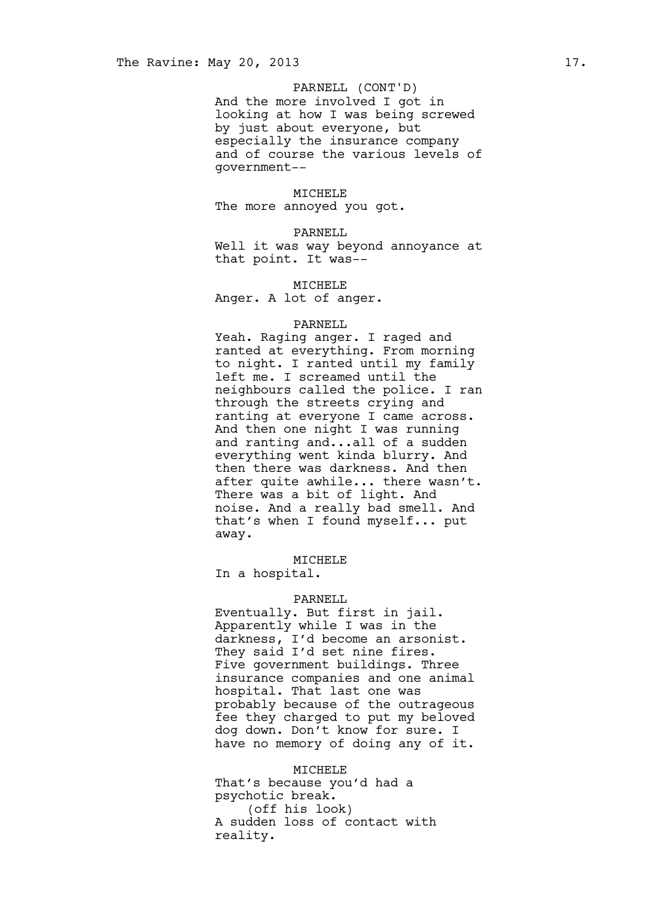PARNELL (CONT'D)
And the more involved I got in looking at how I was being screwed by just about everyone, but especially the insurance company and of course the various levels of government--

MICHELE
The more annoyed you got.

PARNELL
Well it was way beyond annoyance at that point. It was--

MICHELE
Anger. A lot of anger.

PARNELL
Yeah. Raging anger. I raged and ranted at everything. From morning to night. I ranted until my family left me. I screamed until the neighbours called the police. I ran through the streets crying and ranting at everyone I came across. And then one night I was running and ranting and...all of a sudden everything went kinda blurry. And then there was darkness. And then after quite awhile... there wasn't. There was a bit of light. And noise. And a really bad smell. And that's when I found myself... put away.

MICHELE
In a hospital.

PARNELL
Eventually. But first in jail. Apparently while I was in the darkness, I'd become an arsonist. They said I'd set nine fires. Five government buildings. Three insurance companies and one animal hospital. That last one was probably because of the outrageous fee they charged to put my beloved dog down. Don't know for sure. I have no memory of doing any of it.

MICHELE
That's because you'd had a psychotic break.
(off his look)
A sudden loss of contact with reality.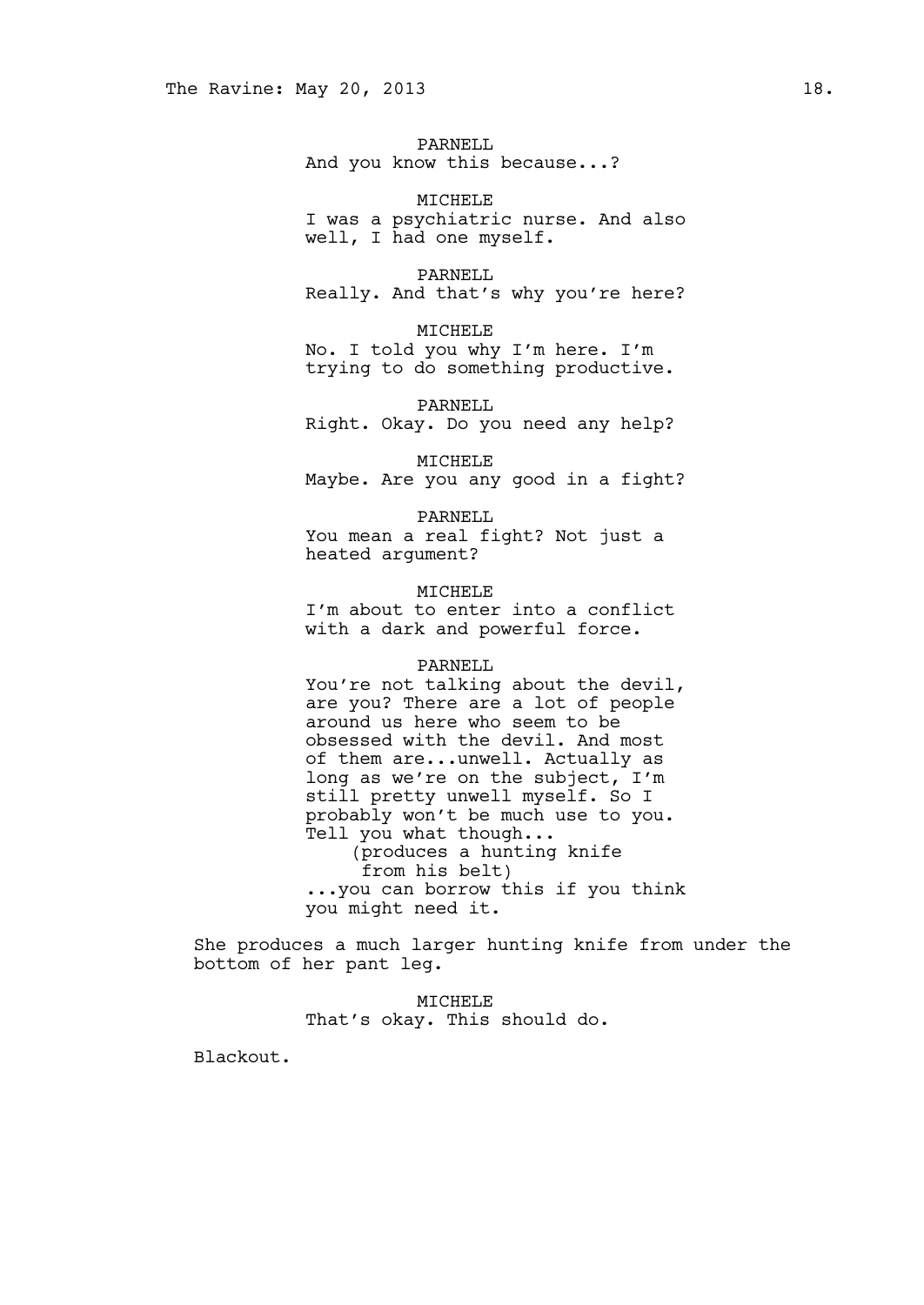PARNELL
And you know this because...?

MICHELE
I was a psychiatric nurse. And also well, I had one myself.

PARNELL
Really. And that's why you're here?

MICHELE
No. I told you why I'm here. I'm trying to do something productive.

PARNELL
Right. Okay. Do you need any help?

MICHELE
Maybe. Are you any good in a fight?

PARNELL
You mean a real fight? Not just a heated argument?

MICHELE
I'm about to enter into a conflict with a dark and powerful force.

PARNELL
You're not talking about the devil, are you? There are a lot of people around us here who seem to be obsessed with the devil. And most of them are...unwell. Actually as long as we're on the subject, I'm still pretty unwell myself. So I probably won't be much use to you. Tell you what though...
(produces a hunting knife from his belt)
...you can borrow this if you think you might need it.

She produces a much larger hunting knife from under the bottom of her pant leg.

MICHELE
That's okay. This should do.

Blackout.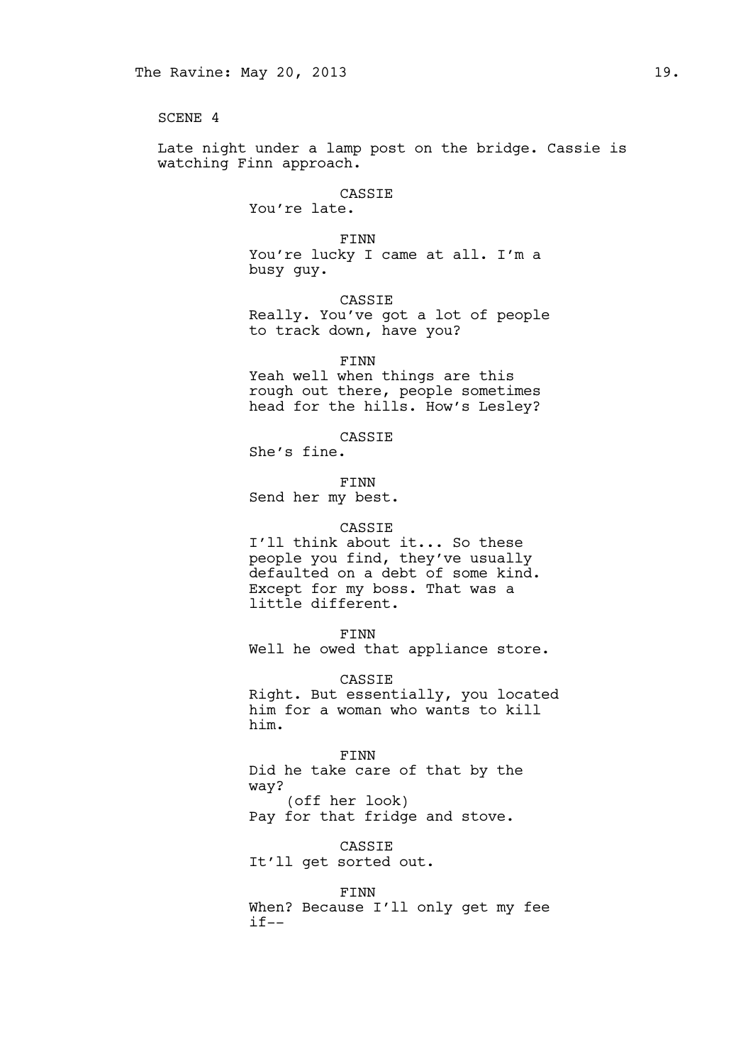SCENE 4

Late night under a lamp post on the bridge. Cassie is watching Finn approach.

CASSIE

You're late.

FINN

You're lucky I came at all. I'm a busy guy.

CASSIE

Really. You've got a lot of people to track down, have you?

FINN

Yeah well when things are this rough out there, people sometimes head for the hills. How's Lesley?

CASSIE

She's fine.

FINN

Send her my best.

CASSIE

I'll think about it... So these people you find, they've usually defaulted on a debt of some kind. Except for my boss. That was a little different.

FINN

Well he owed that appliance store.

CASSIE

Right. But essentially, you located him for a woman who wants to kill him.

FINN

Did he take care of that by the way?

(off her look)

Pay for that fridge and stove.

CASSIE

It'll get sorted out.

FINN

When? Because I'll only get my fee if--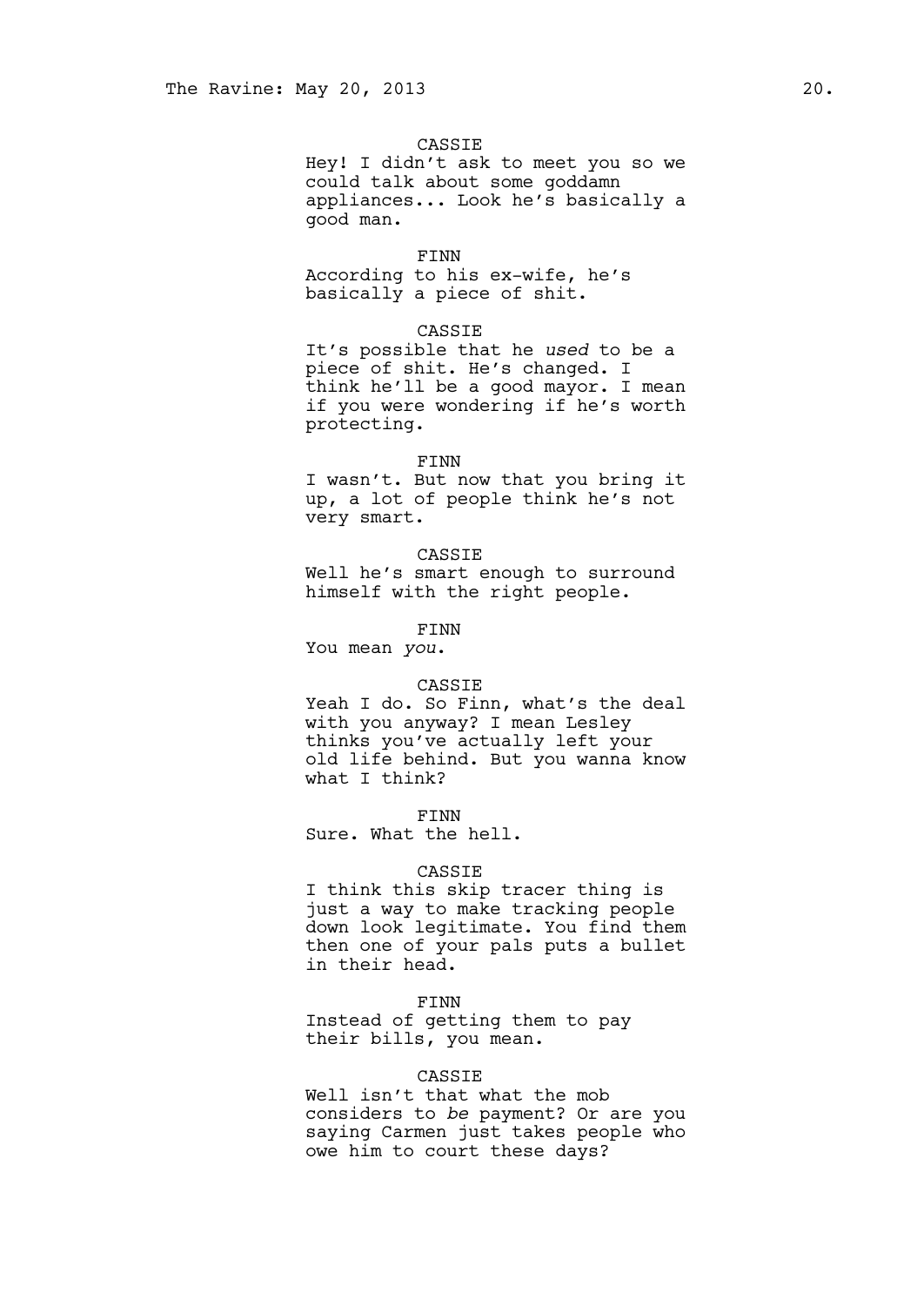CASSIE

Hey! I didn't ask to meet you so we could talk about some goddamn appliances... Look he's basically a good man.

FINN

According to his ex-wife, he's basically a piece of shit.

CASSIE

It's possible that he *used* to be a piece of shit. He's changed. I think he'll be a good mayor. I mean if you were wondering if he's worth protecting.

FINN

I wasn't. But now that you bring it up, a lot of people think he's not very smart.

CASSIE

Well he's smart enough to surround himself with the right people.

FINN

You mean *you*.

CASSIE

Yeah I do. So Finn, what's the deal with you anyway? I mean Lesley thinks you've actually left your old life behind. But you wanna know what I think?

FINN

Sure. What the hell.

CASSIE

I think this skip tracer thing is just a way to make tracking people down look legitimate. You find them then one of your pals puts a bullet in their head.

FINN

Instead of getting them to pay their bills, you mean.

CASSIE

Well isn't that what the mob considers to *be* payment? Or are you saying Carmen just takes people who owe him to court these days?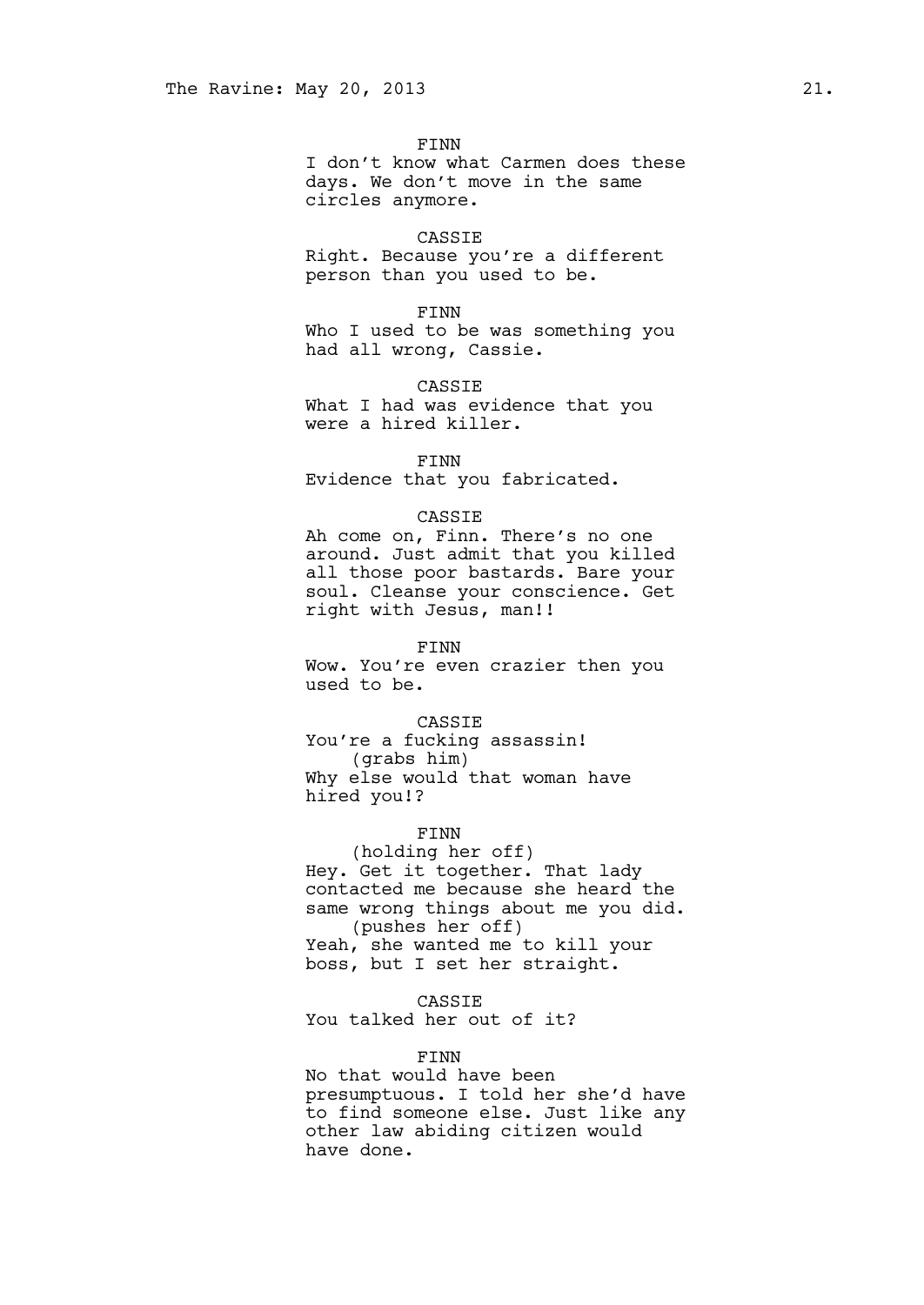FINN
I don't know what Carmen does these days. We don't move in the same circles anymore.

CASSIE
Right. Because you're a different person than you used to be.

FINN
Who I used to be was something you had all wrong, Cassie.

CASSIE
What I had was evidence that you were a hired killer.

FINN
Evidence that you fabricated.

CASSIE
Ah come on, Finn. There's no one around. Just admit that you killed all those poor bastards. Bare your soul. Cleanse your conscience. Get right with Jesus, man!!

FINN
Wow. You're even crazier then you used to be.

CASSIE
You're a fucking assassin!
(grabs him)
Why else would that woman have hired you!?

FINN
(holding her off)
Hey. Get it together. That lady contacted me because she heard the same wrong things about me you did.
(pushes her off)
Yeah, she wanted me to kill your boss, but I set her straight.

CASSIE
You talked her out of it?

FINN
No that would have been presumptuous. I told her she'd have to find someone else. Just like any other law abiding citizen would have done.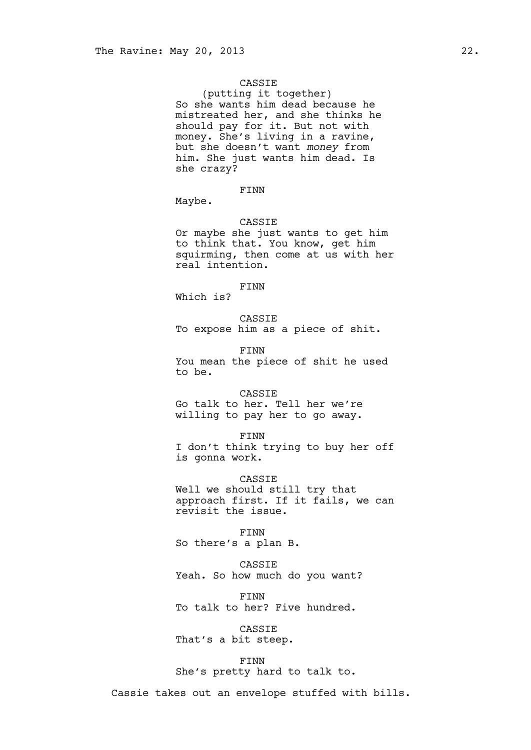CASSIE
(putting it together)
So she wants him dead because he mistreated her, and she thinks he should pay for it. But not with money. She's living in a ravine, but she doesn't want *money* from him. She just wants him dead. Is she crazy?

FINN
Maybe.

CASSIE
Or maybe she just wants to get him to think that. You know, get him squirming, then come at us with her real intention.

FINN
Which is?

CASSIE
To expose him as a piece of shit.

FINN
You mean the piece of shit he used to be.

CASSIE
Go talk to her. Tell her we're willing to pay her to go away.

FINN
I don't think trying to buy her off is gonna work.

CASSIE
Well we should still try that approach first. If it fails, we can revisit the issue.

FINN
So there's a plan B.

CASSIE
Yeah. So how much do you want?

FINN
To talk to her? Five hundred.

CASSIE
That's a bit steep.

FINN
She's pretty hard to talk to.

Cassie takes out an envelope stuffed with bills.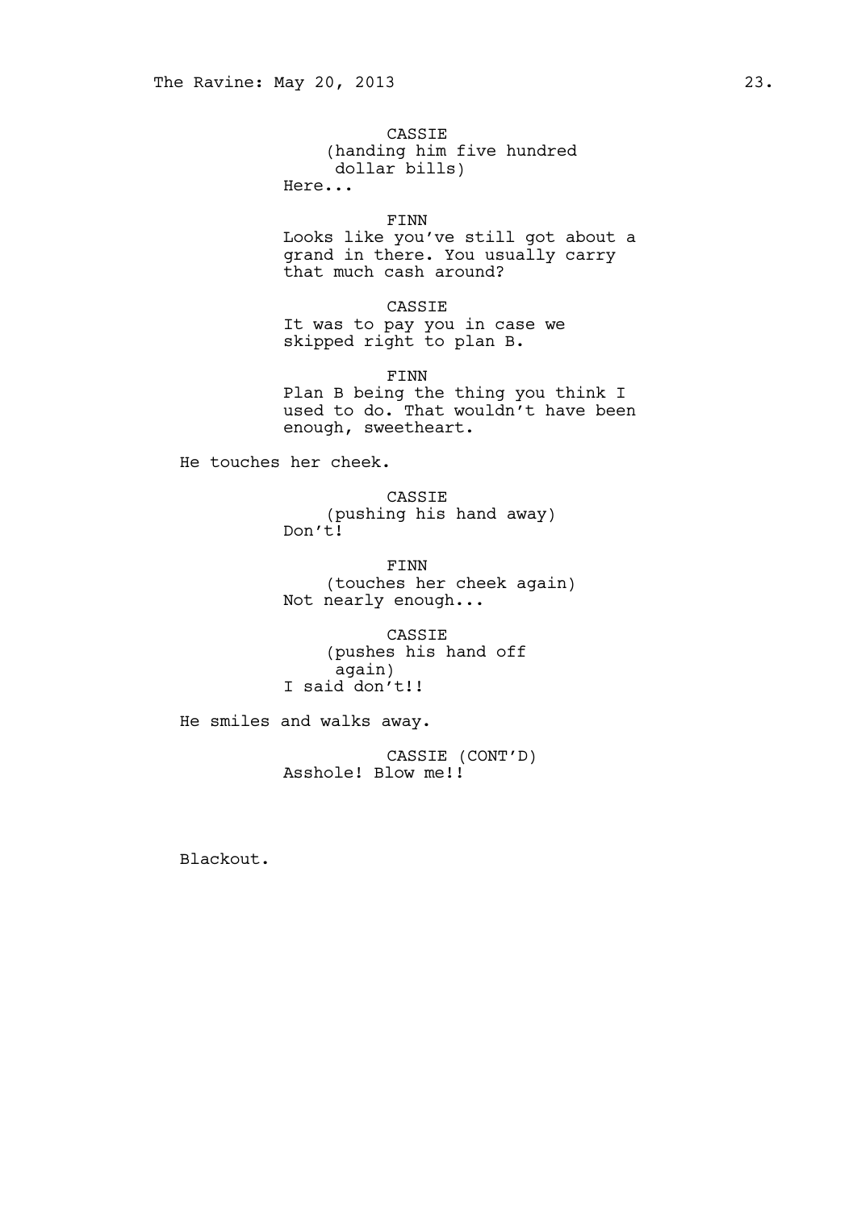CASSIE
(handing him five hundred dollar bills)
Here...

FINN
Looks like you've still got about a grand in there. You usually carry that much cash around?

CASSIE
It was to pay you in case we skipped right to plan B.

FINN
Plan B being the thing you think I used to do. That wouldn't have been enough, sweetheart.

He touches her cheek.

CASSIE
(pushing his hand away)
Don't!

FINN
(touches her cheek again)
Not nearly enough...

CASSIE
(pushes his hand off again)
I said don't!!

He smiles and walks away.

CASSIE (CONT'D)
Asshole! Blow me!!

Blackout.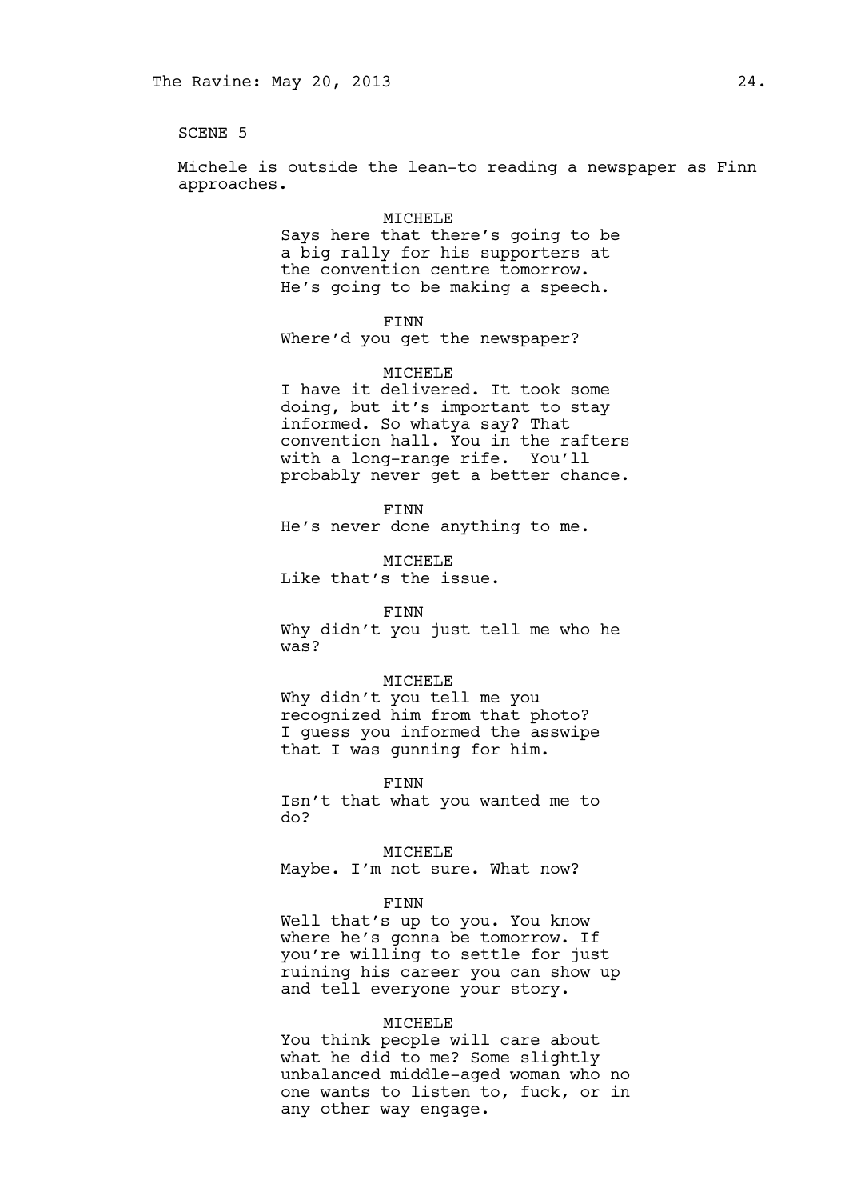SCENE 5

Michele is outside the lean-to reading a newspaper as Finn approaches.

MICHELE
Says here that there's going to be a big rally for his supporters at the convention centre tomorrow. He's going to be making a speech.

FINN
Where'd you get the newspaper?

MICHELE
I have it delivered. It took some doing, but it's important to stay informed. So whatya say? That convention hall. You in the rafters with a long-range rife. You'll probably never get a better chance.

FINN
He's never done anything to me.

MICHELE
Like that's the issue.

FINN
Why didn't you just tell me who he was?

MICHELE
Why didn't you tell me you recognized him from that photo? I guess you informed the asswipe that I was gunning for him.

FINN
Isn't that what you wanted me to do?

MICHELE
Maybe. I'm not sure. What now?

FINN
Well that's up to you. You know where he's gonna be tomorrow. If you're willing to settle for just ruining his career you can show up and tell everyone your story.

MICHELE
You think people will care about what he did to me? Some slightly unbalanced middle-aged woman who no one wants to listen to, fuck, or in any other way engage.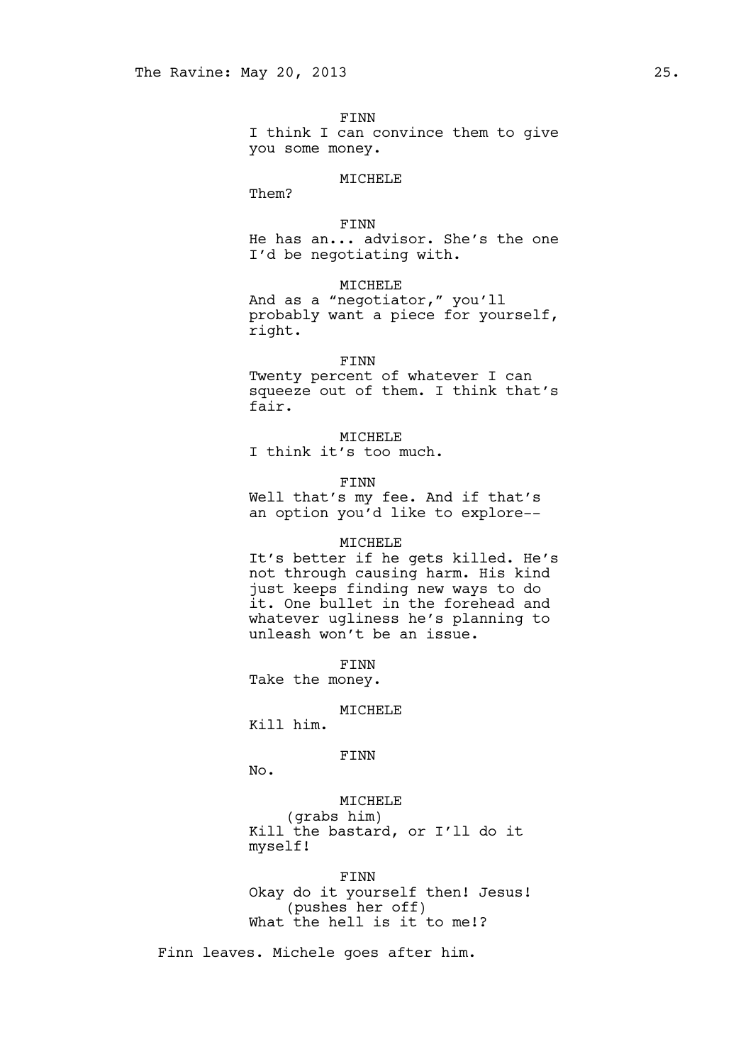FINN
I think I can convince them to give you some money.

MICHELE
Them?

FINN
He has an... advisor. She's the one I'd be negotiating with.

MICHELE
And as a "negotiator," you'll probably want a piece for yourself, right.

FINN
Twenty percent of whatever I can squeeze out of them. I think that's fair.

MICHELE
I think it's too much.

FINN
Well that's my fee. And if that's an option you'd like to explore--

MICHELE
It's better if he gets killed. He's not through causing harm. His kind just keeps finding new ways to do it. One bullet in the forehead and whatever ugliness he's planning to unleash won't be an issue.

FINN
Take the money.

MICHELE
Kill him.

FINN
No.

MICHELE
(grabs him)
Kill the bastard, or I'll do it myself!

FINN
Okay do it yourself then! Jesus!
(pushes her off)
What the hell is it to me!?

Finn leaves. Michele goes after him.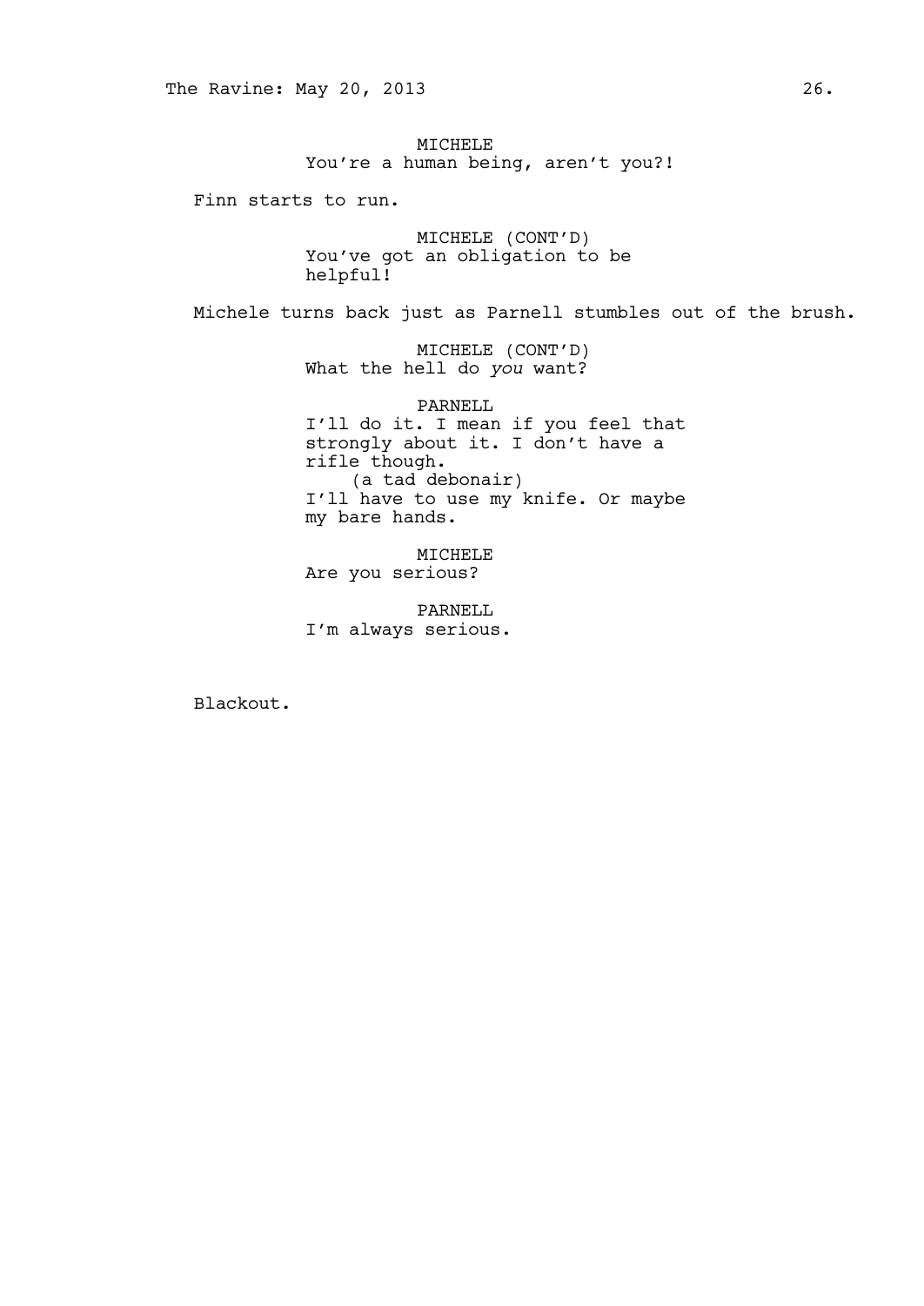MICHELE
You're a human being, aren't you?!

Finn starts to run.

MICHELE (CONT'D)
You've got an obligation to be helpful!

Michele turns back just as Parnell stumbles out of the brush.

MICHELE (CONT'D)
What the hell do *you* want?

PARNELL
I'll do it. I mean if you feel that strongly about it. I don't have a rifle though.
(a tad debonair)
I'll have to use my knife. Or maybe my bare hands.

MICHELE
Are you serious?

PARNELL
I'm always serious.

Blackout.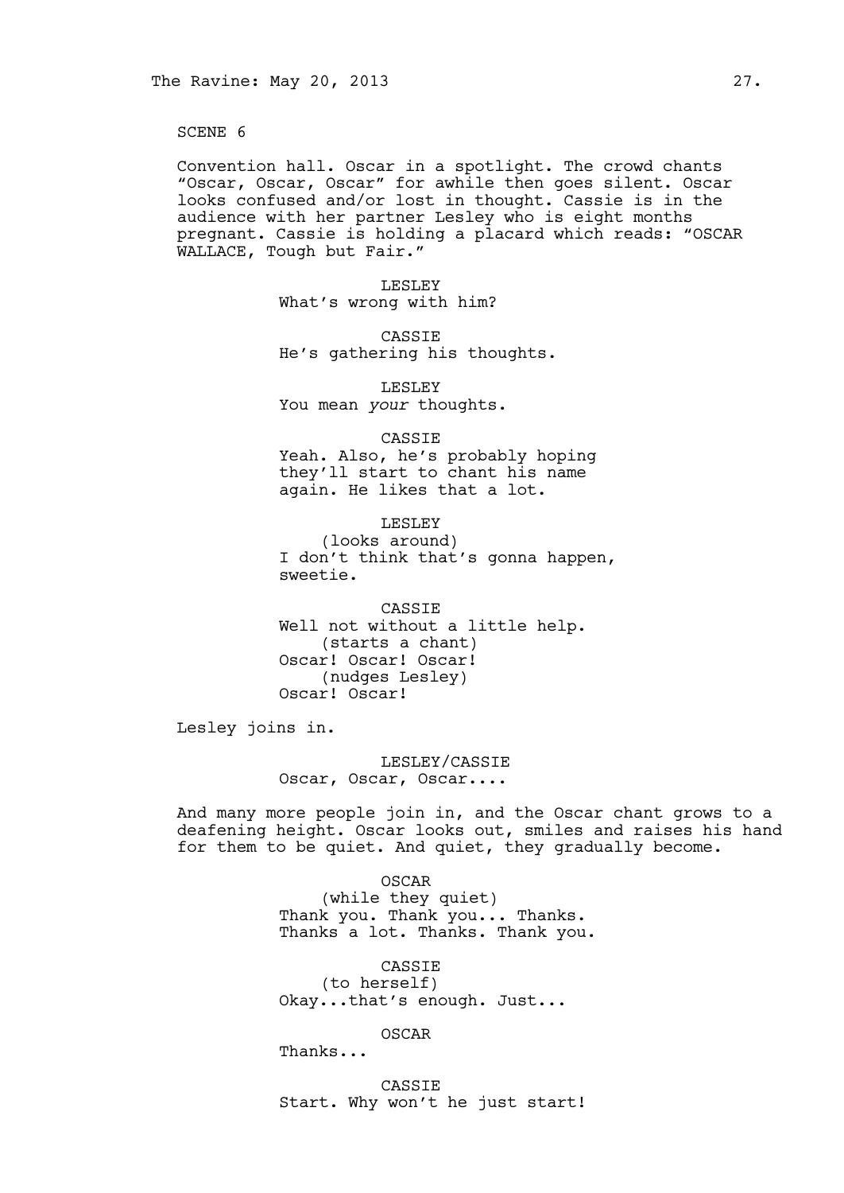SCENE 6

Convention hall. Oscar in a spotlight. The crowd chants "Oscar, Oscar, Oscar" for awhile then goes silent. Oscar looks confused and/or lost in thought. Cassie is in the audience with her partner Lesley who is eight months pregnant. Cassie is holding a placard which reads: "OSCAR WALLACE, Tough but Fair."

LESLEY
What's wrong with him?

CASSIE
He's gathering his thoughts.

LESLEY
You mean *your* thoughts.

CASSIE
Yeah. Also, he's probably hoping they'll start to chant his name again. He likes that a lot.

LESLEY
(looks around)
I don't think that's gonna happen, sweetie.

CASSIE
Well not without a little help.
(starts a chant)
Oscar! Oscar! Oscar!
(nudges Lesley)
Oscar! Oscar!

Lesley joins in.

LESLEY/CASSIE
Oscar, Oscar, Oscar....

And many more people join in, and the Oscar chant grows to a deafening height. Oscar looks out, smiles and raises his hand for them to be quiet. And quiet, they gradually become.

OSCAR
(while they quiet)
Thank you. Thank you... Thanks. Thanks a lot. Thanks. Thank you.

CASSIE
(to herself)
Okay...that's enough. Just...

OSCAR
Thanks...

CASSIE
Start. Why won't he just start!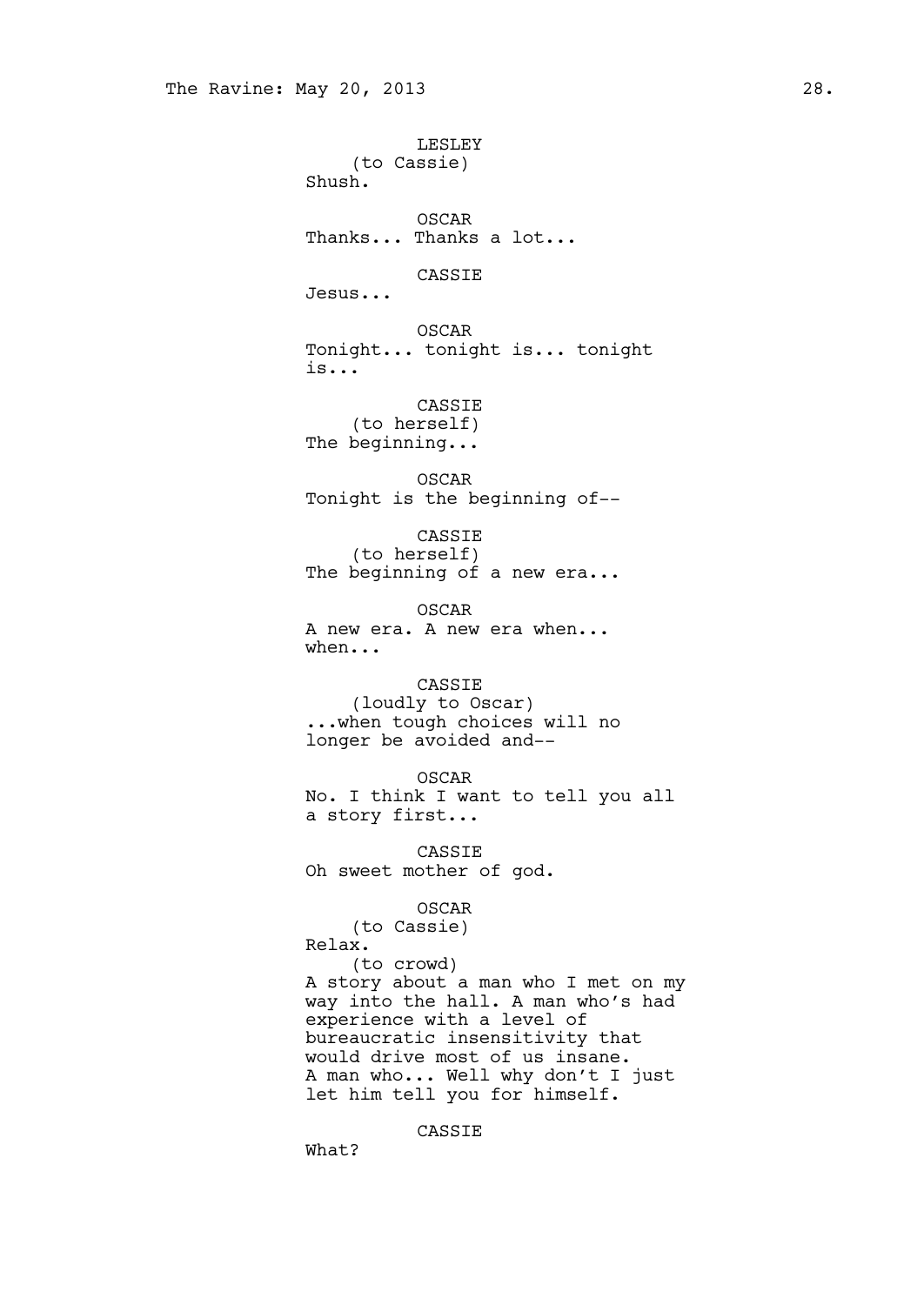LESLEY
(to Cassie)
Shush.

OSCAR
Thanks... Thanks a lot...

CASSIE
Jesus...

OSCAR
Tonight... tonight is... tonight is...

CASSIE
(to herself)
The beginning...

OSCAR
Tonight is the beginning of--

CASSIE
(to herself)
The beginning of a new era...

OSCAR
A new era. A new era when... when...

CASSIE
(loudly to Oscar)
...when tough choices will no longer be avoided and--

OSCAR
No. I think I want to tell you all a story first...

CASSIE
Oh sweet mother of god.

OSCAR
(to Cassie)
Relax.
(to crowd)
A story about a man who I met on my way into the hall. A man who's had experience with a level of bureaucratic insensitivity that would drive most of us insane. A man who... Well why don't I just let him tell you for himself.

CASSIE
What?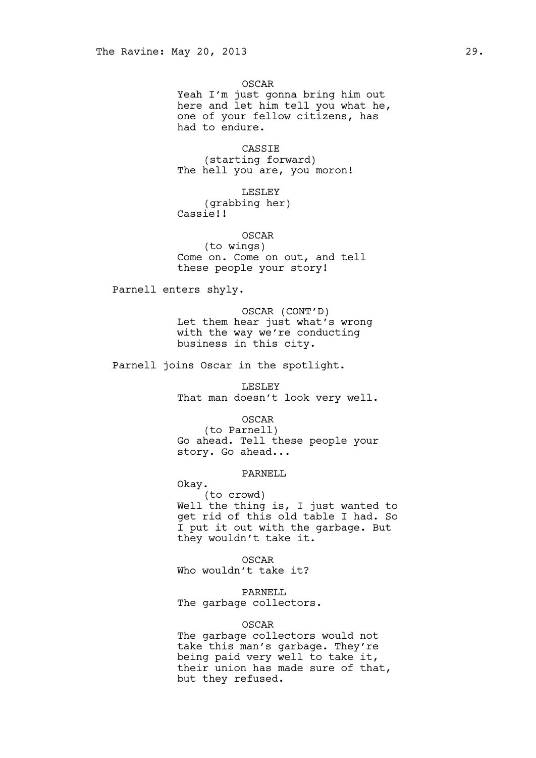OSCAR
Yeah I'm just gonna bring him out here and let him tell you what he, one of your fellow citizens, has had to endure.

CASSIE
(starting forward)
The hell you are, you moron!

LESLEY
(grabbing her)
Cassie!!

OSCAR
(to wings)
Come on. Come on out, and tell these people your story!

Parnell enters shyly.

OSCAR (CONT'D)
Let them hear just what's wrong with the way we're conducting business in this city.

Parnell joins Oscar in the spotlight.

LESLEY
That man doesn't look very well.

OSCAR
(to Parnell)
Go ahead. Tell these people your story. Go ahead...

PARNELL
Okay.
(to crowd)
Well the thing is, I just wanted to get rid of this old table I had. So I put it out with the garbage. But they wouldn't take it.

OSCAR
Who wouldn't take it?

PARNELL
The garbage collectors.

OSCAR
The garbage collectors would not take this man's garbage. They're being paid very well to take it, their union has made sure of that, but they refused.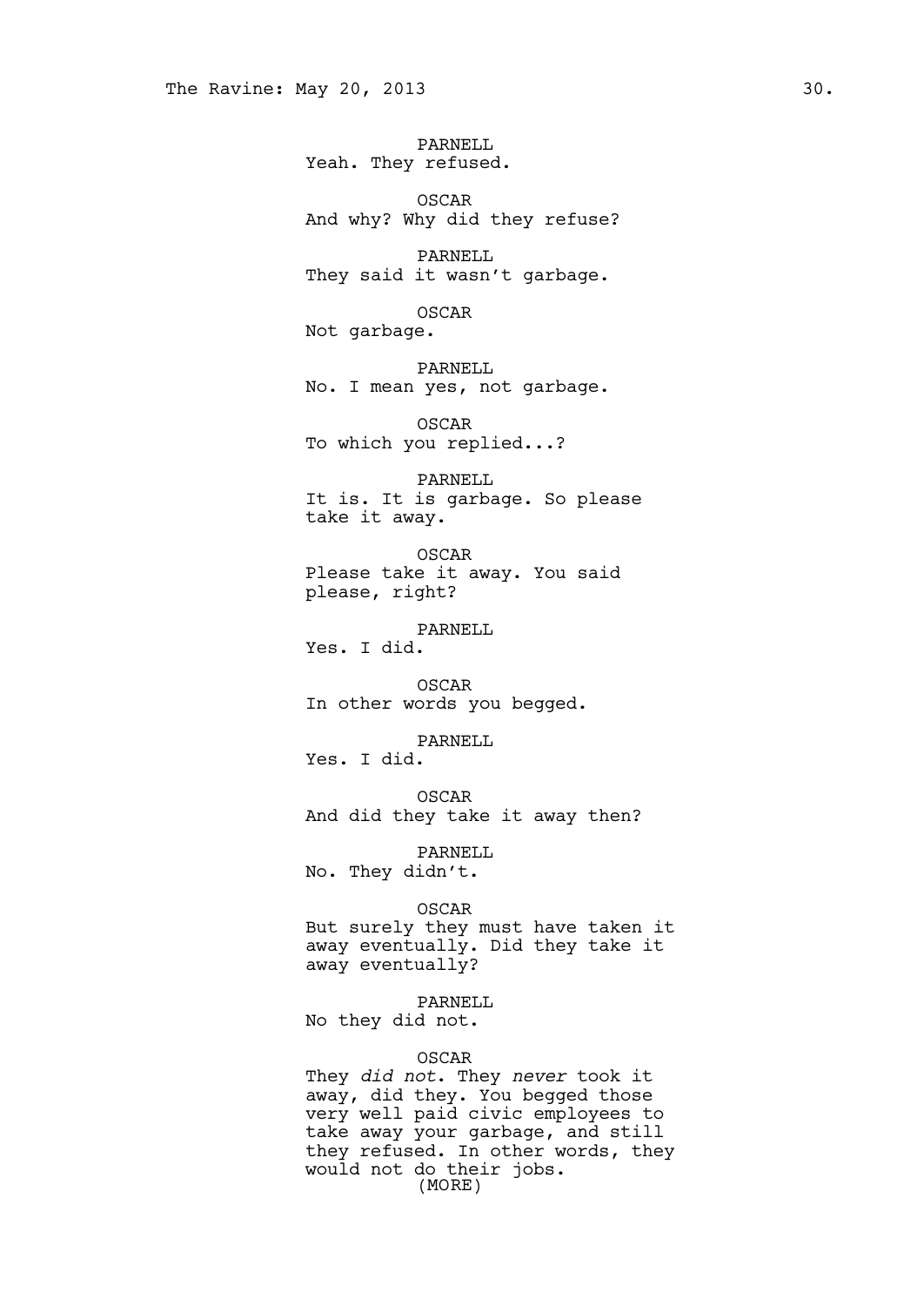PARNELL
Yeah. They refused.

OSCAR
And why? Why did they refuse?

PARNELL
They said it wasn't garbage.

OSCAR
Not garbage.

PARNELL
No. I mean yes, not garbage.

OSCAR
To which you replied...?

PARNELL
It is. It is garbage. So please take it away.

OSCAR
Please take it away. You said please, right?

PARNELL
Yes. I did.

OSCAR
In other words you begged.

PARNELL
Yes. I did.

OSCAR
And did they take it away then?

PARNELL
No. They didn't.

OSCAR
But surely they must have taken it away eventually. Did they take it away eventually?

PARNELL
No they did not.

OSCAR
They *did not*. They *never* took it away, did they. You begged those very well paid civic employees to take away your garbage, and still they refused. In other words, they would not do their jobs.
(MORE)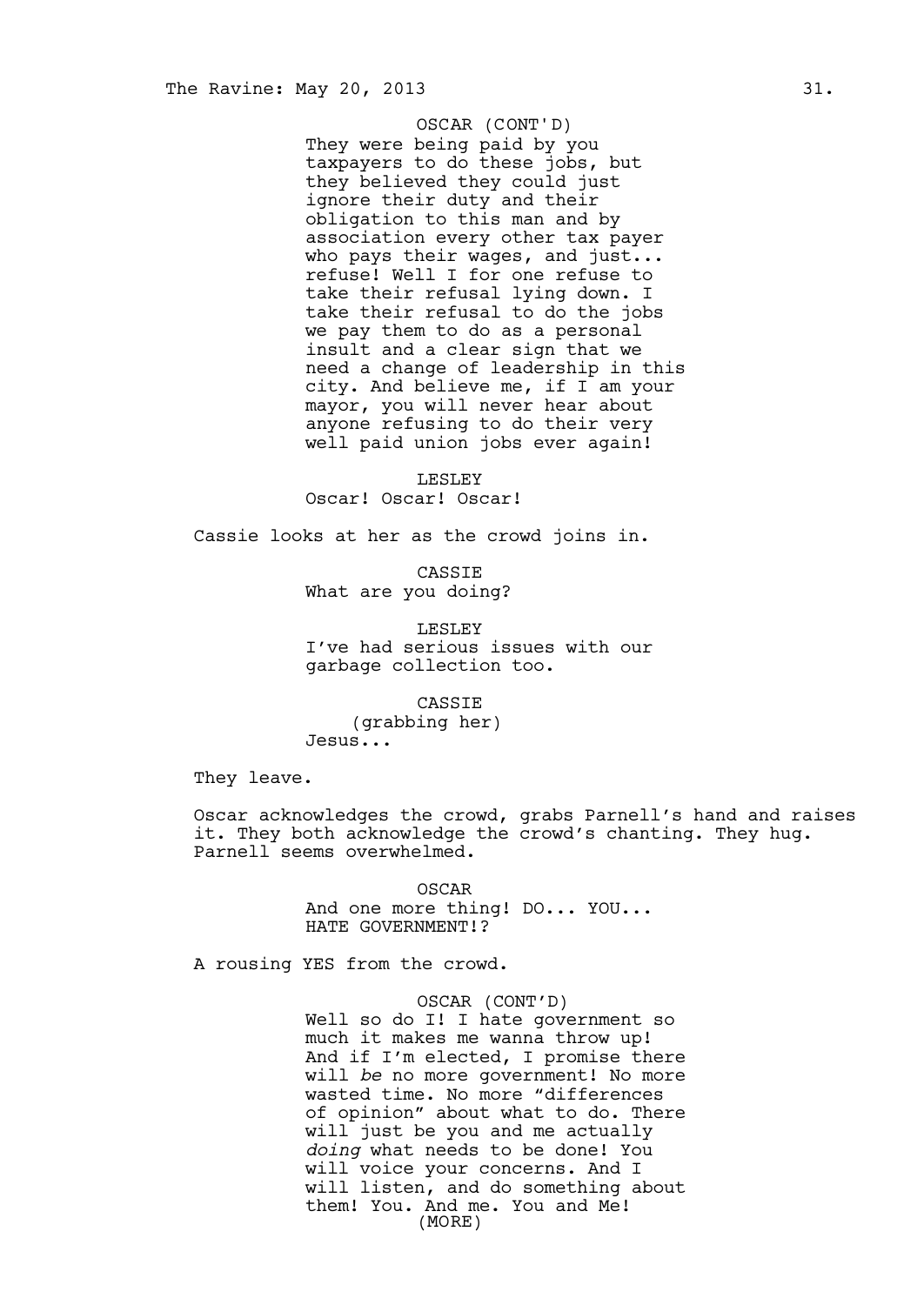OSCAR (CONT'D)
They were being paid by you taxpayers to do these jobs, but they believed they could just ignore their duty and their obligation to this man and by association every other tax payer who pays their wages, and just... refuse! Well I for one refuse to take their refusal lying down. I take their refusal to do the jobs we pay them to do as a personal insult and a clear sign that we need a change of leadership in this city. And believe me, if I am your mayor, you will never hear about anyone refusing to do their very well paid union jobs ever again!

LESLEY
Oscar! Oscar! Oscar!

Cassie looks at her as the crowd joins in.

CASSIE
What are you doing?

LESLEY
I've had serious issues with our garbage collection too.

CASSIE
(grabbing her)
Jesus...

They leave.

Oscar acknowledges the crowd, grabs Parnell's hand and raises it. They both acknowledge the crowd's chanting. They hug. Parnell seems overwhelmed.

OSCAR
And one more thing! DO... YOU... HATE GOVERNMENT!?

A rousing YES from the crowd.

OSCAR (CONT'D)
Well so do I! I hate government so much it makes me wanna throw up! And if I'm elected, I promise there will *be* no more government! No more wasted time. No more "differences of opinion" about what to do. There will just be you and me actually *doing* what needs to be done! You will voice your concerns. And I will listen, and do something about them! You. And me. You and Me!
(MORE)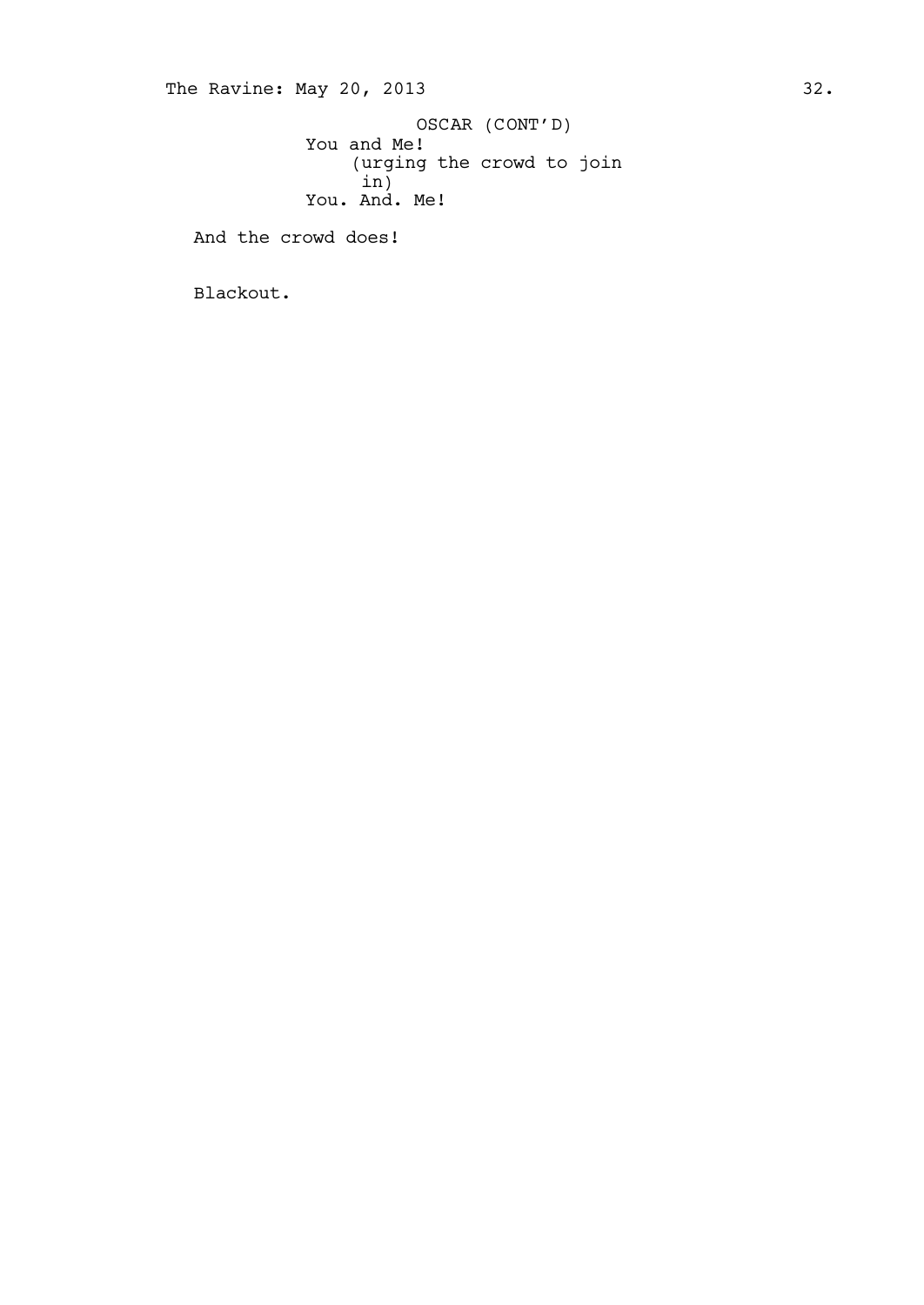OSCAR (CONT'D)

You and Me!

(urging the crowd to join in)

You. And. Me!

And the crowd does!

Blackout.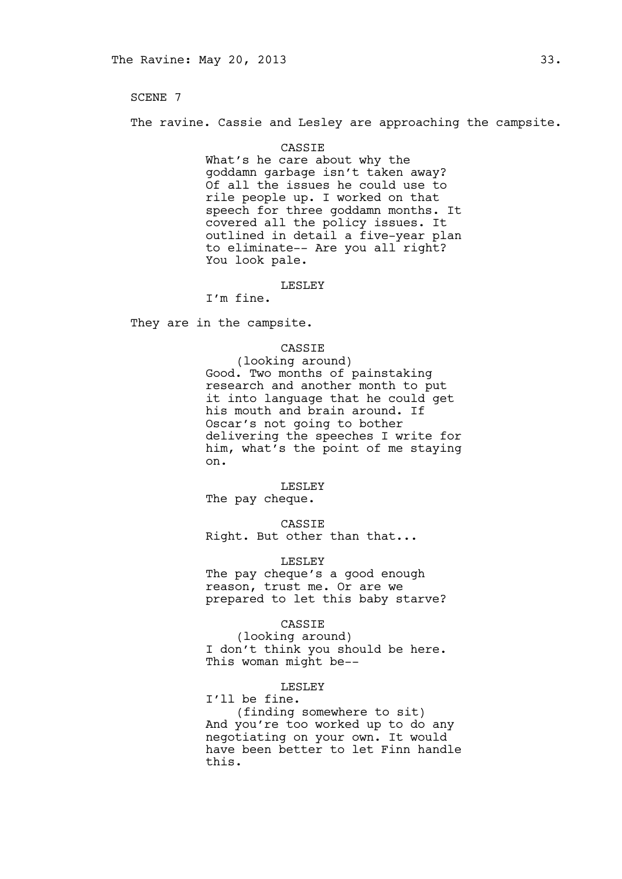SCENE 7

The ravine. Cassie and Lesley are approaching the campsite.

CASSIE
What's he care about why the goddamn garbage isn't taken away? Of all the issues he could use to rile people up. I worked on that speech for three goddamn months. It covered all the policy issues. It outlined in detail a five-year plan to eliminate-- Are you all right? You look pale.

LESLEY
I'm fine.

They are in the campsite.

CASSIE
(looking around)
Good. Two months of painstaking research and another month to put it into language that he could get his mouth and brain around. If Oscar's not going to bother delivering the speeches I write for him, what's the point of me staying on.

LESLEY
The pay cheque.

CASSIE
Right. But other than that...

LESLEY
The pay cheque's a good enough reason, trust me. Or are we prepared to let this baby starve?

CASSIE
(looking around)
I don't think you should be here. This woman might be--

LESLEY
I'll be fine.
(finding somewhere to sit)
And you're too worked up to do any negotiating on your own. It would have been better to let Finn handle this.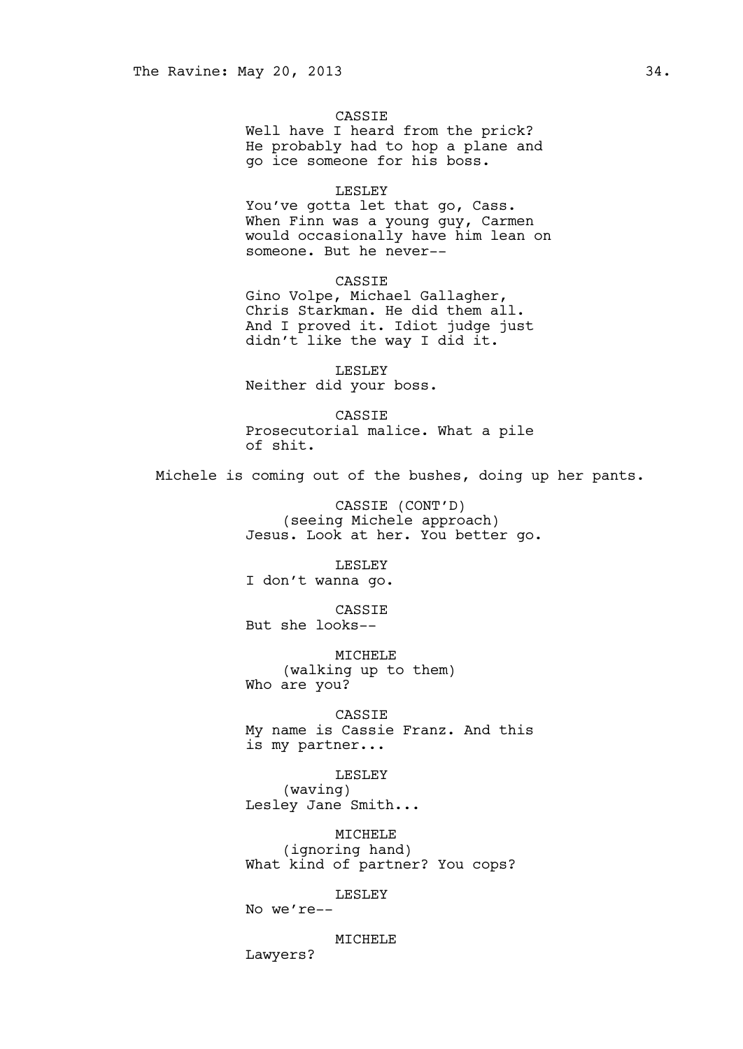CASSIE
Well have I heard from the prick? He probably had to hop a plane and go ice someone for his boss.

LESLEY
You've gotta let that go, Cass. When Finn was a young guy, Carmen would occasionally have him lean on someone. But he never--

CASSIE
Gino Volpe, Michael Gallagher, Chris Starkman. He did them all. And I proved it. Idiot judge just didn't like the way I did it.

LESLEY
Neither did your boss.

CASSIE
Prosecutorial malice. What a pile of shit.

Michele is coming out of the bushes, doing up her pants.

CASSIE (CONT'D)
(seeing Michele approach)
Jesus. Look at her. You better go.

LESLEY
I don't wanna go.

CASSIE
But she looks--

MICHELE
(walking up to them)
Who are you?

CASSIE
My name is Cassie Franz. And this is my partner...

LESLEY
(waving)
Lesley Jane Smith...

MICHELE
(ignoring hand)
What kind of partner? You cops?

LESLEY
No we're--

MICHELE
Lawyers?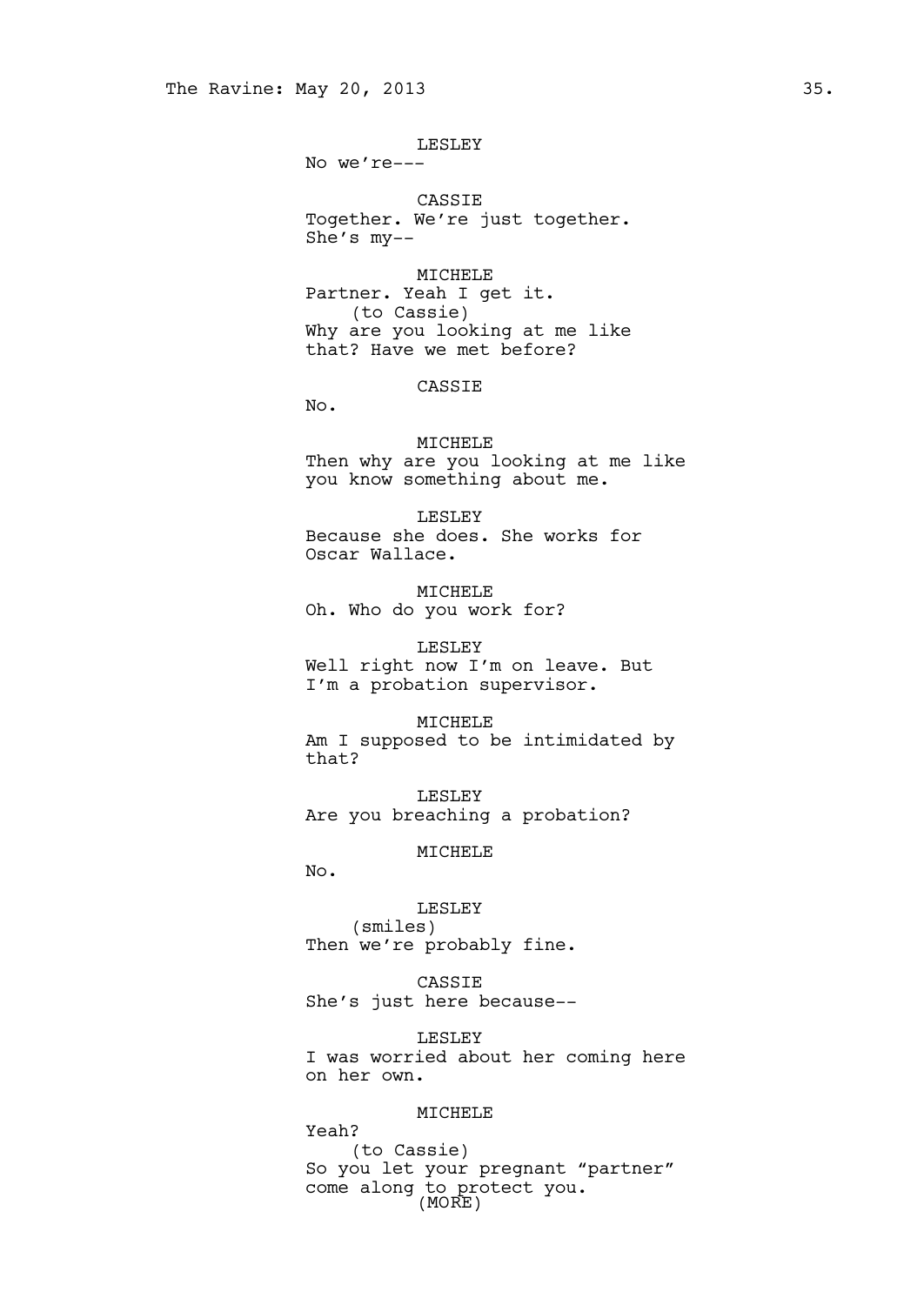LESLEY
No we're---

CASSIE
Together. We're just together.
She's my--

MICHELE
Partner. Yeah I get it.
(to Cassie)
Why are you looking at me like
that? Have we met before?

CASSIE
No.

MICHELE
Then why are you looking at me like
you know something about me.

LESLEY
Because she does. She works for
Oscar Wallace.

MICHELE
Oh. Who do you work for?

LESLEY
Well right now I'm on leave. But
I'm a probation supervisor.

MICHELE
Am I supposed to be intimidated by
that?

LESLEY
Are you breaching a probation?

MICHELE
No.

LESLEY
(smiles)
Then we're probably fine.

CASSIE
She's just here because--

LESLEY
I was worried about her coming here
on her own.

MICHELE
Yeah?
(to Cassie)
So you let your pregnant "partner"
come along to protect you.
(MORE)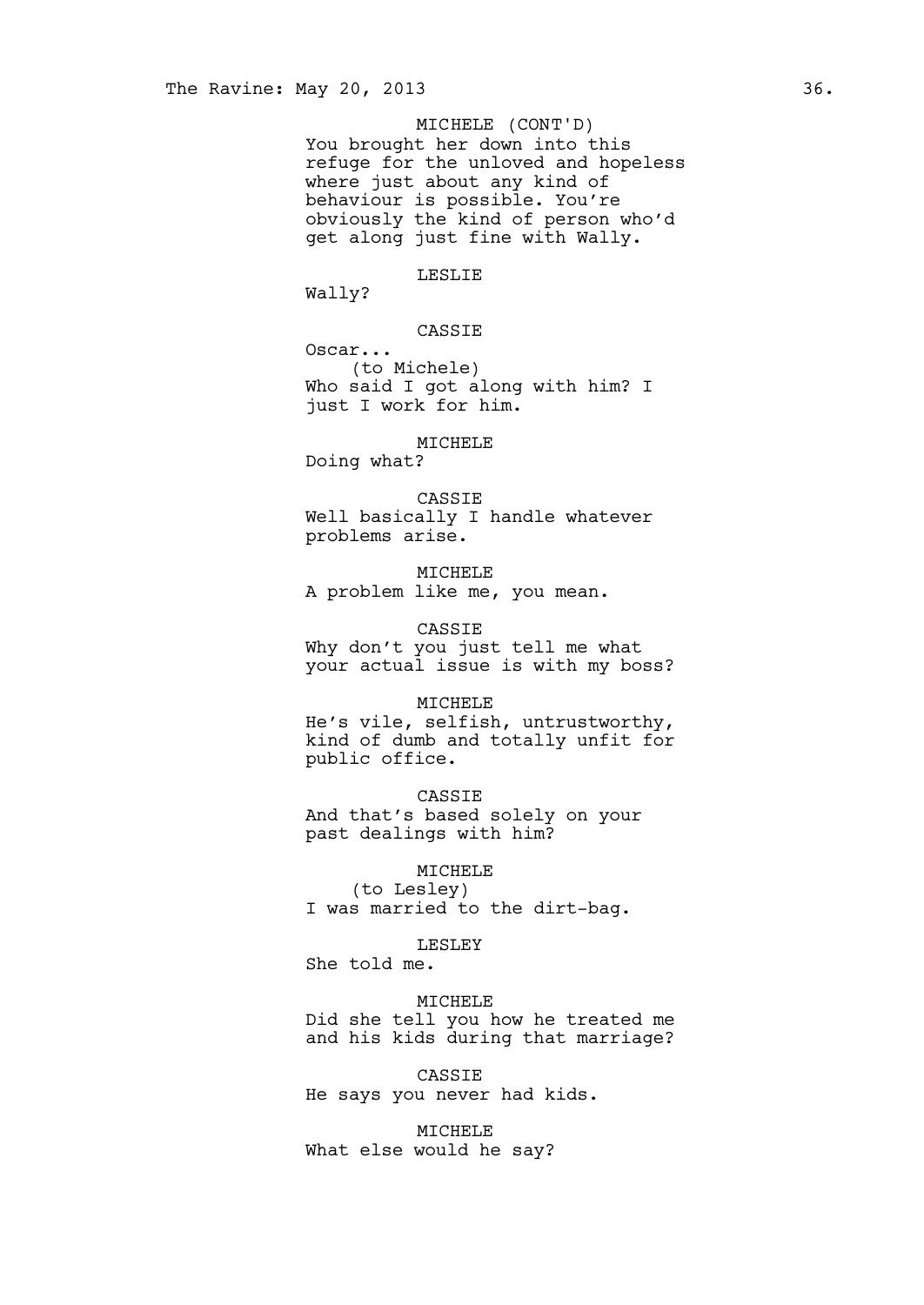MICHELE (CONT'D)

You brought her down into this refuge for the unloved and hopeless where just about any kind of behaviour is possible. You're obviously the kind of person who'd get along just fine with Wally.

LESLIE

Wally?

CASSIE

Oscar...

(to Michele)

Who said I got along with him? I just I work for him.

MICHELE

Doing what?

CASSIE

Well basically I handle whatever problems arise.

MICHELE

A problem like me, you mean.

CASSIE

Why don't you just tell me what your actual issue is with my boss?

MICHELE

He's vile, selfish, untrustworthy, kind of dumb and totally unfit for public office.

CASSIE

And that's based solely on your past dealings with him?

MICHELE

(to Lesley)

I was married to the dirt-bag.

LESLEY

She told me.

MICHELE

Did she tell you how he treated me and his kids during that marriage?

CASSIE

He says you never had kids.

MICHELE

What else would he say?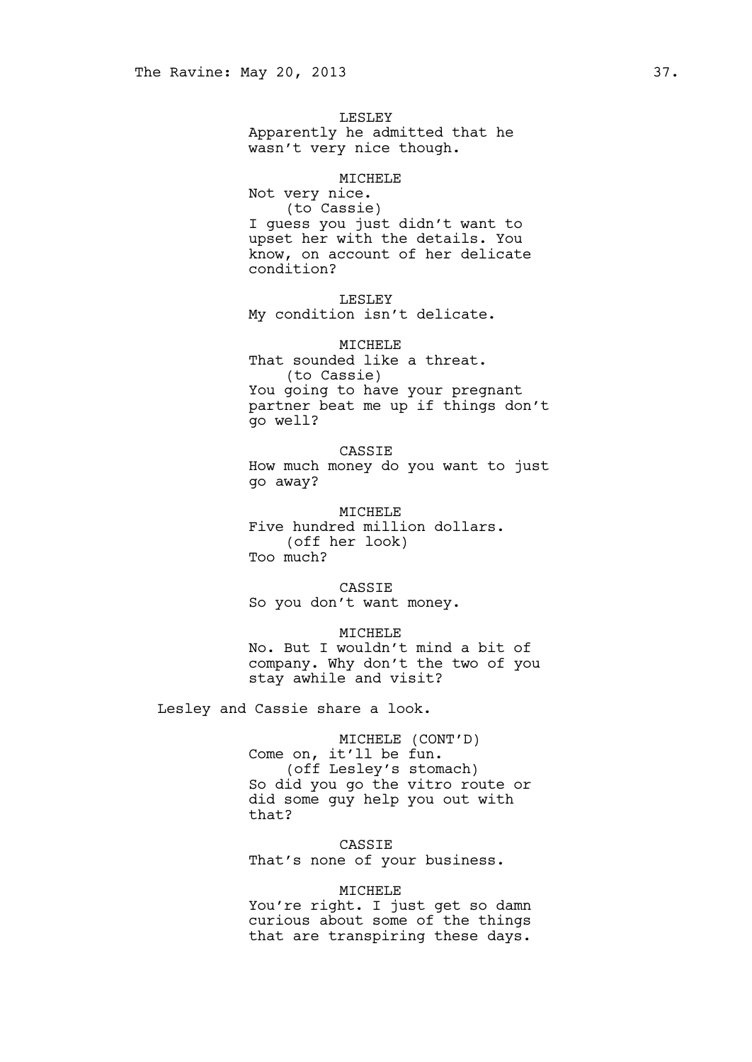LESLEY
Apparently he admitted that he wasn't very nice though.

MICHELE
Not very nice.
(to Cassie)
I guess you just didn't want to upset her with the details. You know, on account of her delicate condition?

LESLEY
My condition isn't delicate.

MICHELE
That sounded like a threat.
(to Cassie)
You going to have your pregnant partner beat me up if things don't go well?

CASSIE
How much money do you want to just go away?

MICHELE
Five hundred million dollars.
(off her look)
Too much?

CASSIE
So you don't want money.

MICHELE
No. But I wouldn't mind a bit of company. Why don't the two of you stay awhile and visit?

Lesley and Cassie share a look.

MICHELE (CONT'D)
Come on, it'll be fun.
(off Lesley's stomach)
So did you go the vitro route or did some guy help you out with that?

CASSIE
That's none of your business.

MICHELE
You're right. I just get so damn curious about some of the things that are transpiring these days.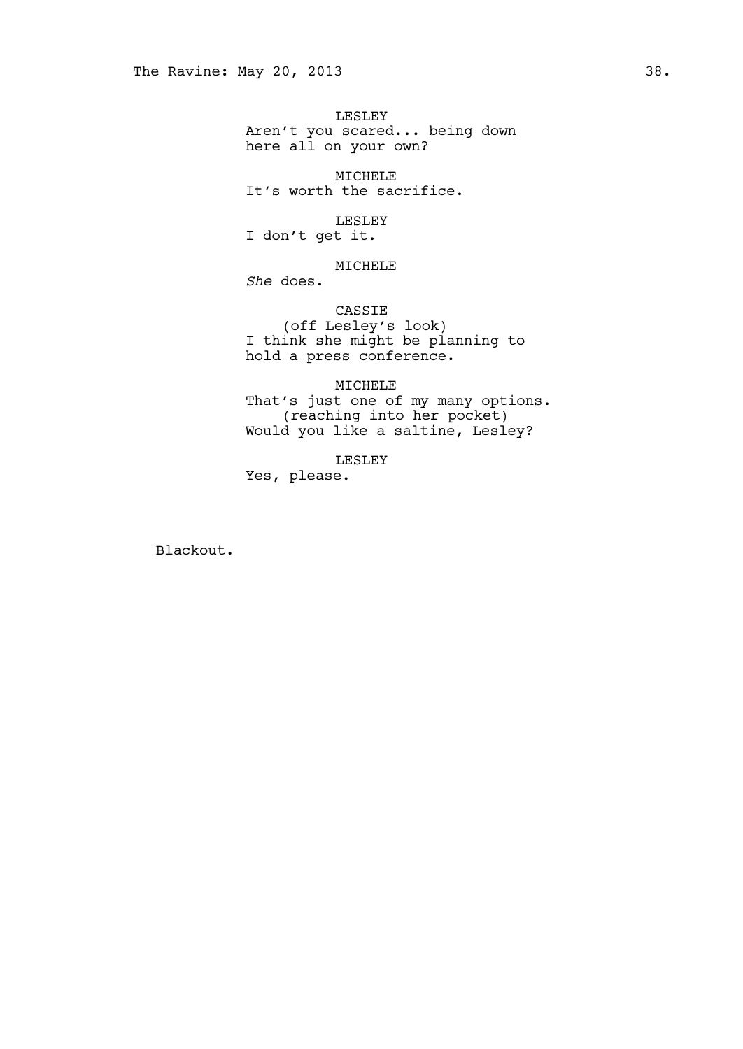LESLEY
Aren't you scared... being down here all on your own?

MICHELE
It's worth the sacrifice.

LESLEY
I don't get it.

MICHELE
*She* does.

CASSIE
(off Lesley's look)
I think she might be planning to hold a press conference.

MICHELE
That's just one of my many options.
(reaching into her pocket)
Would you like a saltine, Lesley?

LESLEY
Yes, please.

Blackout.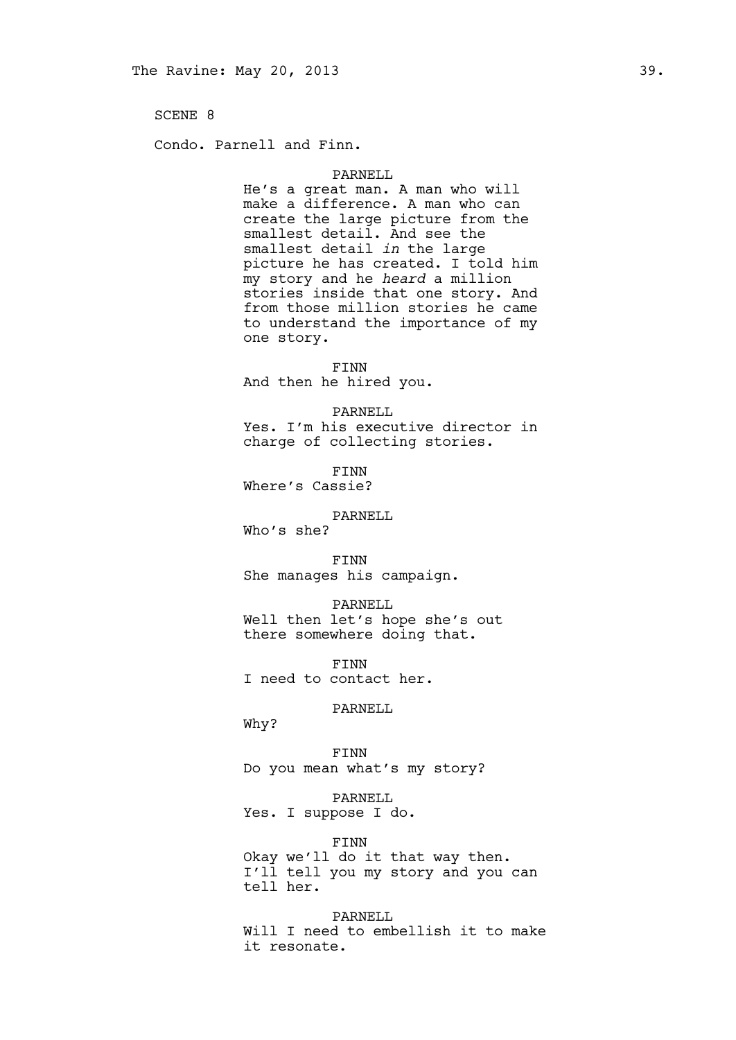SCENE 8

Condo. Parnell and Finn.

PARNELL

He's a great man. A man who will make a difference. A man who can create the large picture from the smallest detail. And see the smallest detail *in* the large picture he has created. I told him my story and he *heard* a million stories inside that one story. And from those million stories he came to understand the importance of my one story.

FINN

And then he hired you.

PARNELL

Yes. I'm his executive director in charge of collecting stories.

FINN

Where's Cassie?

PARNELL

Who's she?

FINN

She manages his campaign.

PARNELL

Well then let's hope she's out there somewhere doing that.

FINN

I need to contact her.

PARNELL

Why?

FINN

Do you mean what's my story?

PARNELL

Yes. I suppose I do.

FINN

Okay we'll do it that way then. I'll tell you my story and you can tell her.

PARNELL

Will I need to embellish it to make it resonate.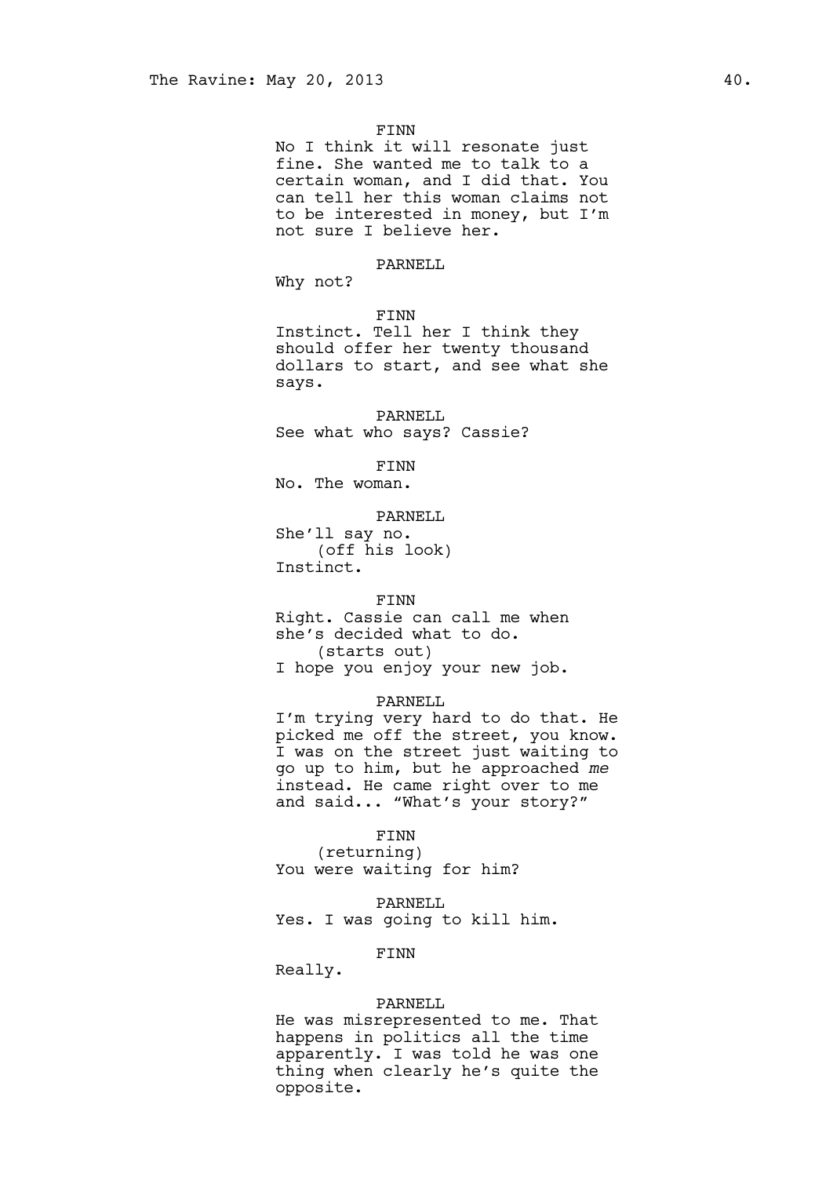FINN

No I think it will resonate just fine. She wanted me to talk to a certain woman, and I did that. You can tell her this woman claims not to be interested in money, but I'm not sure I believe her.

PARNELL

Why not?

FINN

Instinct. Tell her I think they should offer her twenty thousand dollars to start, and see what she says.

PARNELL

See what who says? Cassie?

FINN

No. The woman.

PARNELL

She'll say no.
(off his look)
Instinct.

FINN

Right. Cassie can call me when she's decided what to do.
(starts out)
I hope you enjoy your new job.

PARNELL

I'm trying very hard to do that. He picked me off the street, you know. I was on the street just waiting to go up to him, but he approached *me* instead. He came right over to me and said... "What's your story?"

FINN

(returning)
You were waiting for him?

PARNELL

Yes. I was going to kill him.

FINN

Really.

PARNELL

He was misrepresented to me. That happens in politics all the time apparently. I was told he was one thing when clearly he's quite the opposite.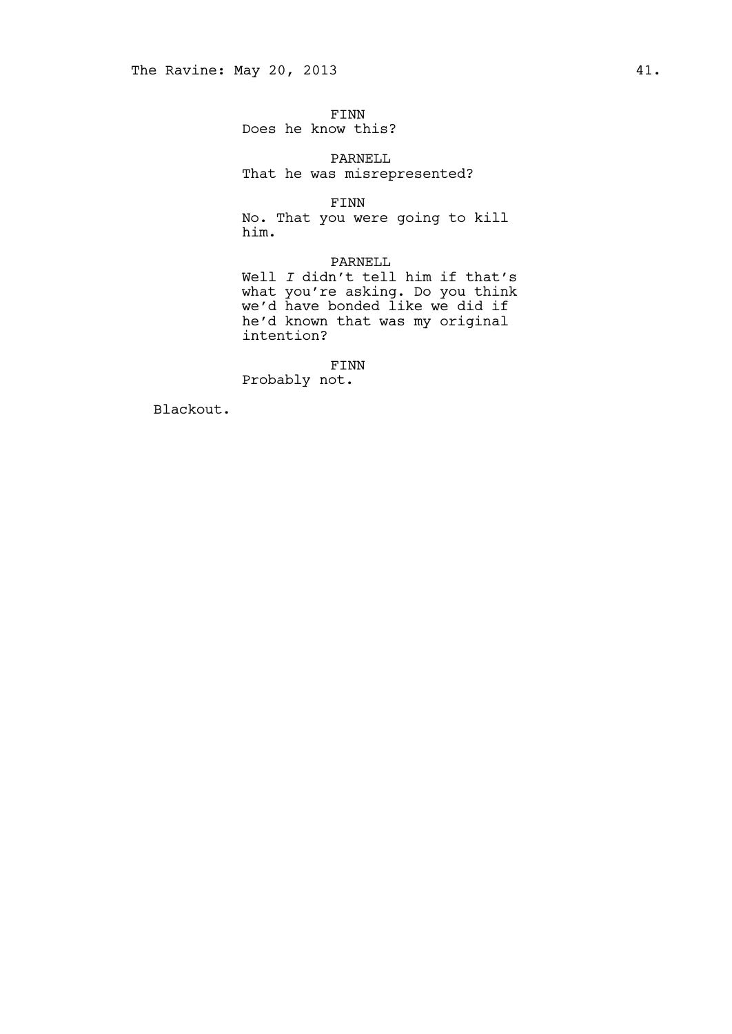FINN
Does he know this?

PARNELL
That he was misrepresented?

FINN
No. That you were going to kill him.

PARNELL
Well *I* didn't tell him if that's what you're asking. Do you think we'd have bonded like we did if he'd known that was my original intention?

FINN
Probably not.

Blackout.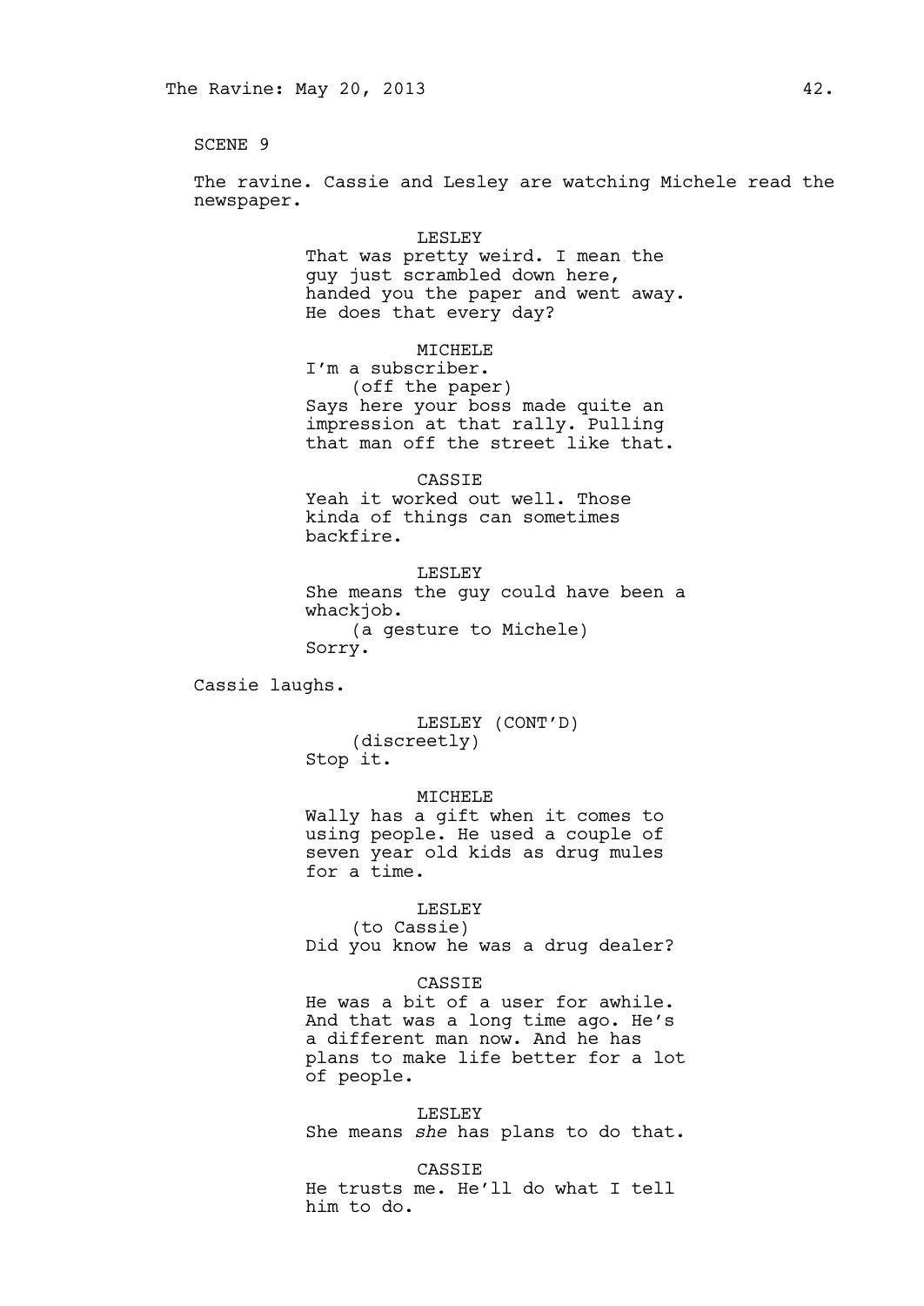SCENE 9

The ravine. Cassie and Lesley are watching Michele read the newspaper.

LESLEY
That was pretty weird. I mean the guy just scrambled down here, handed you the paper and went away. He does that every day?

MICHELE
I'm a subscriber.
(off the paper)
Says here your boss made quite an impression at that rally. Pulling that man off the street like that.

CASSIE
Yeah it worked out well. Those kinda of things can sometimes backfire.

LESLEY
She means the guy could have been a whackjob.
(a gesture to Michele)
Sorry.

Cassie laughs.

LESLEY (CONT'D)
(discreetly)
Stop it.

MICHELE
Wally has a gift when it comes to using people. He used a couple of seven year old kids as drug mules for a time.

LESLEY
(to Cassie)
Did you know he was a drug dealer?

CASSIE
He was a bit of a user for awhile. And that was a long time ago. He's a different man now. And he has plans to make life better for a lot of people.

LESLEY
She means *she* has plans to do that.

CASSIE
He trusts me. He'll do what I tell him to do.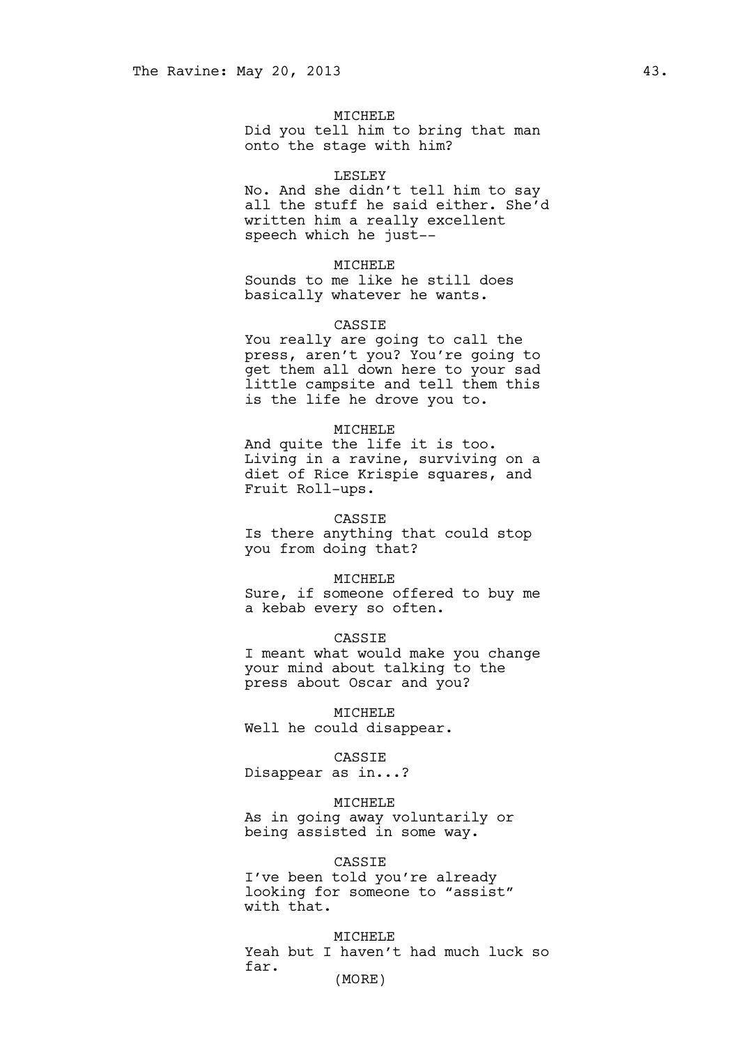MICHELE
Did you tell him to bring that man onto the stage with him?

LESLEY
No. And she didn't tell him to say all the stuff he said either. She'd written him a really excellent speech which he just--

MICHELE
Sounds to me like he still does basically whatever he wants.

CASSIE
You really are going to call the press, aren't you? You're going to get them all down here to your sad little campsite and tell them this is the life he drove you to.

MICHELE
And quite the life it is too. Living in a ravine, surviving on a diet of Rice Krispie squares, and Fruit Roll-ups.

CASSIE
Is there anything that could stop you from doing that?

MICHELE
Sure, if someone offered to buy me a kebab every so often.

CASSIE
I meant what would make you change your mind about talking to the press about Oscar and you?

MICHELE
Well he could disappear.

CASSIE
Disappear as in...?

MICHELE
As in going away voluntarily or being assisted in some way.

CASSIE
I've been told you're already looking for someone to "assist" with that.

MICHELE
Yeah but I haven't had much luck so far.
(MORE)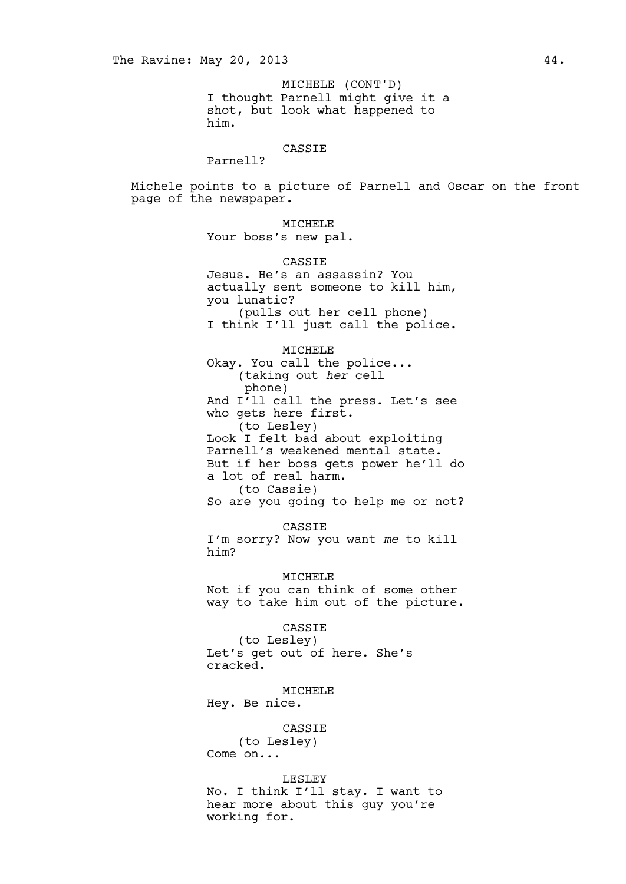MICHELE (CONT'D)

I thought Parnell might give it a shot, but look what happened to him.

CASSIE

Parnell?

Michele points to a picture of Parnell and Oscar on the front page of the newspaper.

MICHELE

Your boss's new pal.

CASSIE

Jesus. He's an assassin? You actually sent someone to kill him, you lunatic?

(pulls out her cell phone)

I think I'll just call the police.

MICHELE

Okay. You call the police...

(taking out *her* cell phone)

And I'll call the press. Let's see who gets here first.

(to Lesley)

Look I felt bad about exploiting Parnell's weakened mental state. But if her boss gets power he'll do a lot of real harm.

(to Cassie)

So are you going to help me or not?

CASSIE

I'm sorry? Now you want *me* to kill him?

MICHELE

Not if you can think of some other way to take him out of the picture.

CASSIE

(to Lesley)

Let's get out of here. She's cracked.

MICHELE

Hey. Be nice.

CASSIE

(to Lesley)

Come on...

LESLEY

No. I think I'll stay. I want to hear more about this guy you're working for.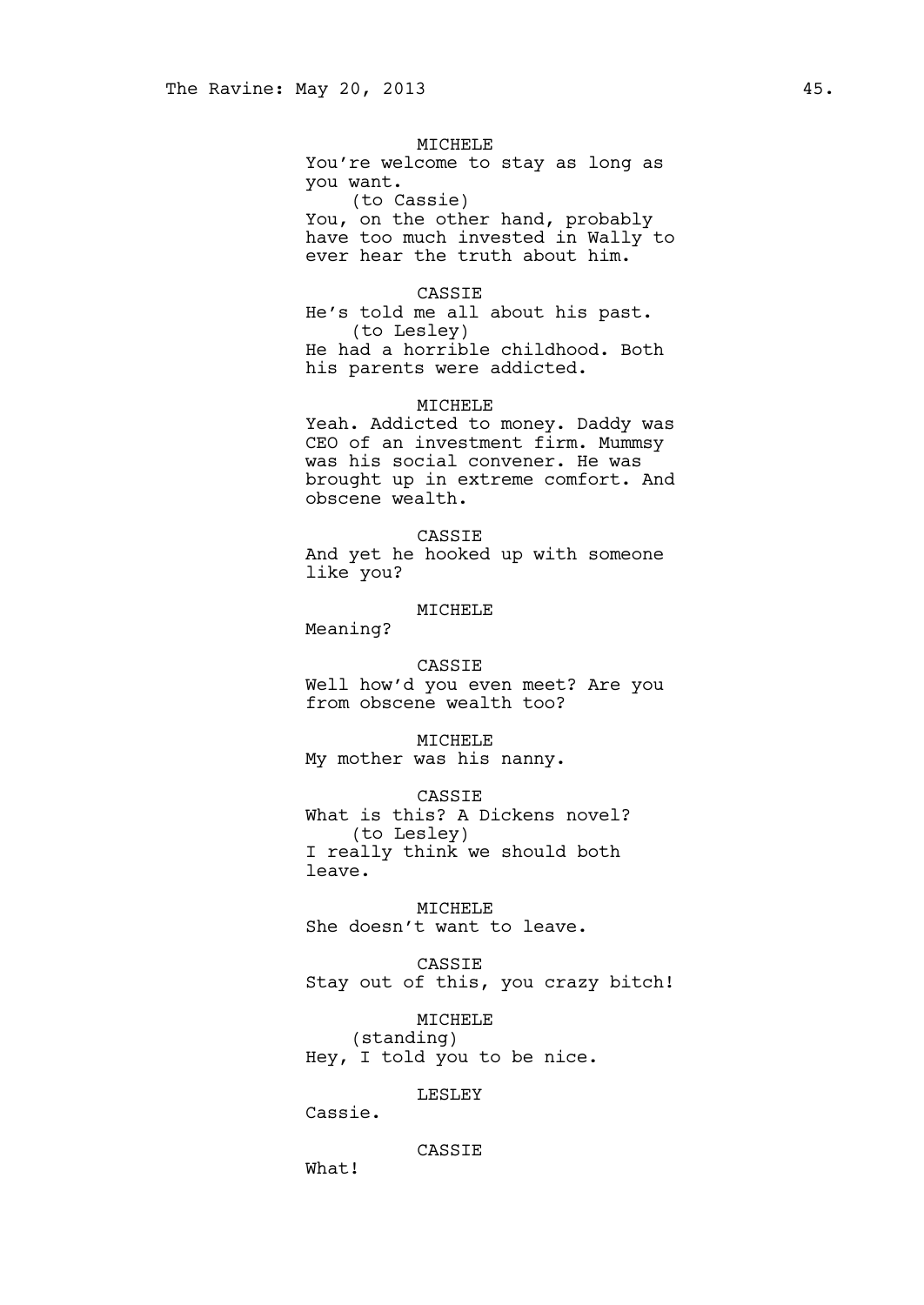MICHELE
You're welcome to stay as long as you want.
(to Cassie)
You, on the other hand, probably have too much invested in Wally to ever hear the truth about him.

CASSIE
He's told me all about his past.
(to Lesley)
He had a horrible childhood. Both his parents were addicted.

MICHELE
Yeah. Addicted to money. Daddy was CEO of an investment firm. Mummsy was his social convener. He was brought up in extreme comfort. And obscene wealth.

CASSIE
And yet he hooked up with someone like you?

MICHELE
Meaning?

CASSIE
Well how'd you even meet? Are you from obscene wealth too?

MICHELE
My mother was his nanny.

CASSIE
What is this? A Dickens novel?
(to Lesley)
I really think we should both leave.

MICHELE
She doesn't want to leave.

CASSIE
Stay out of this, you crazy bitch!

MICHELE
(standing)
Hey, I told you to be nice.

LESLEY
Cassie.

CASSIE
What!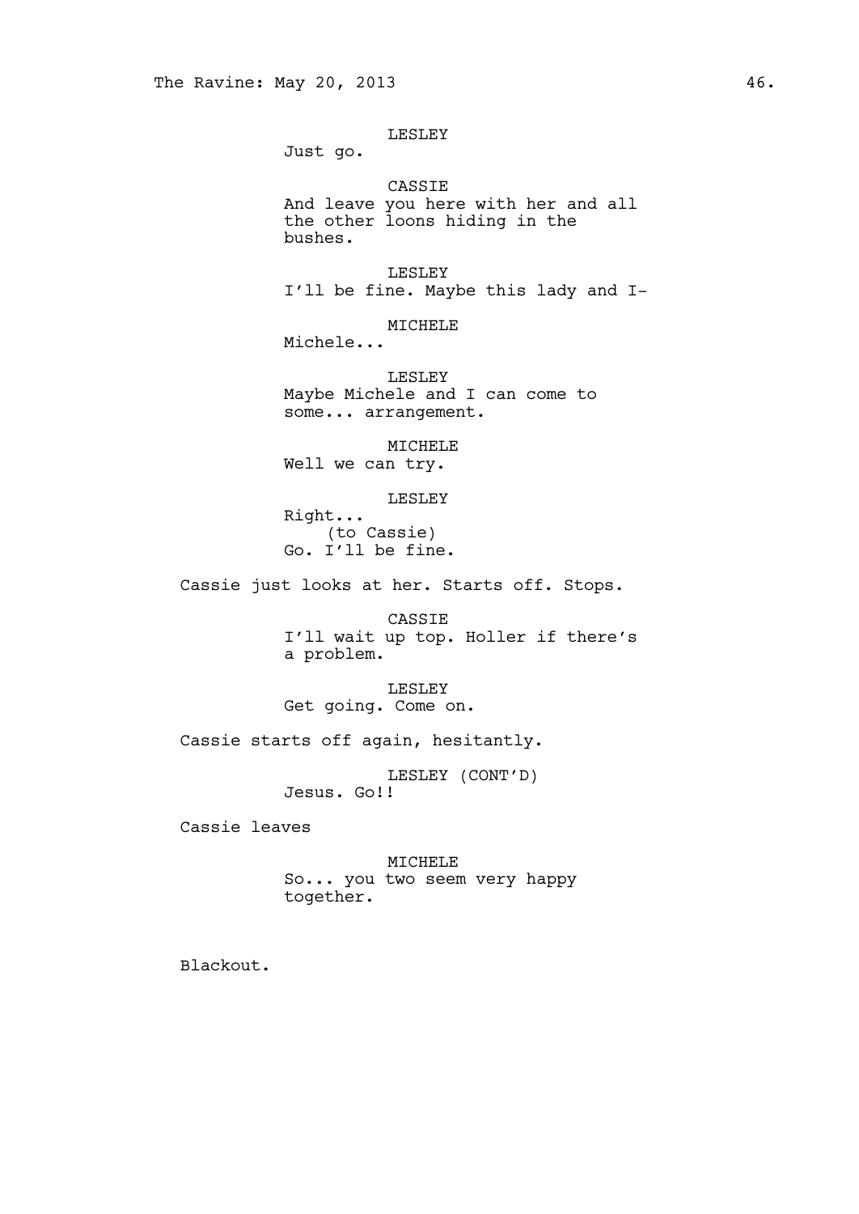LESLEY
Just go.

CASSIE
And leave you here with her and all the other loons hiding in the bushes.

LESLEY
I'll be fine. Maybe this lady and I-

MICHELE
Michele...

LESLEY
Maybe Michele and I can come to some... arrangement.

MICHELE
Well we can try.

LESLEY
Right...
(to Cassie)
Go. I'll be fine.

Cassie just looks at her. Starts off. Stops.

CASSIE
I'll wait up top. Holler if there's a problem.

LESLEY
Get going. Come on.

Cassie starts off again, hesitantly.

LESLEY (CONT'D)
Jesus. Go!!

Cassie leaves

MICHELE
So... you two seem very happy together.

Blackout.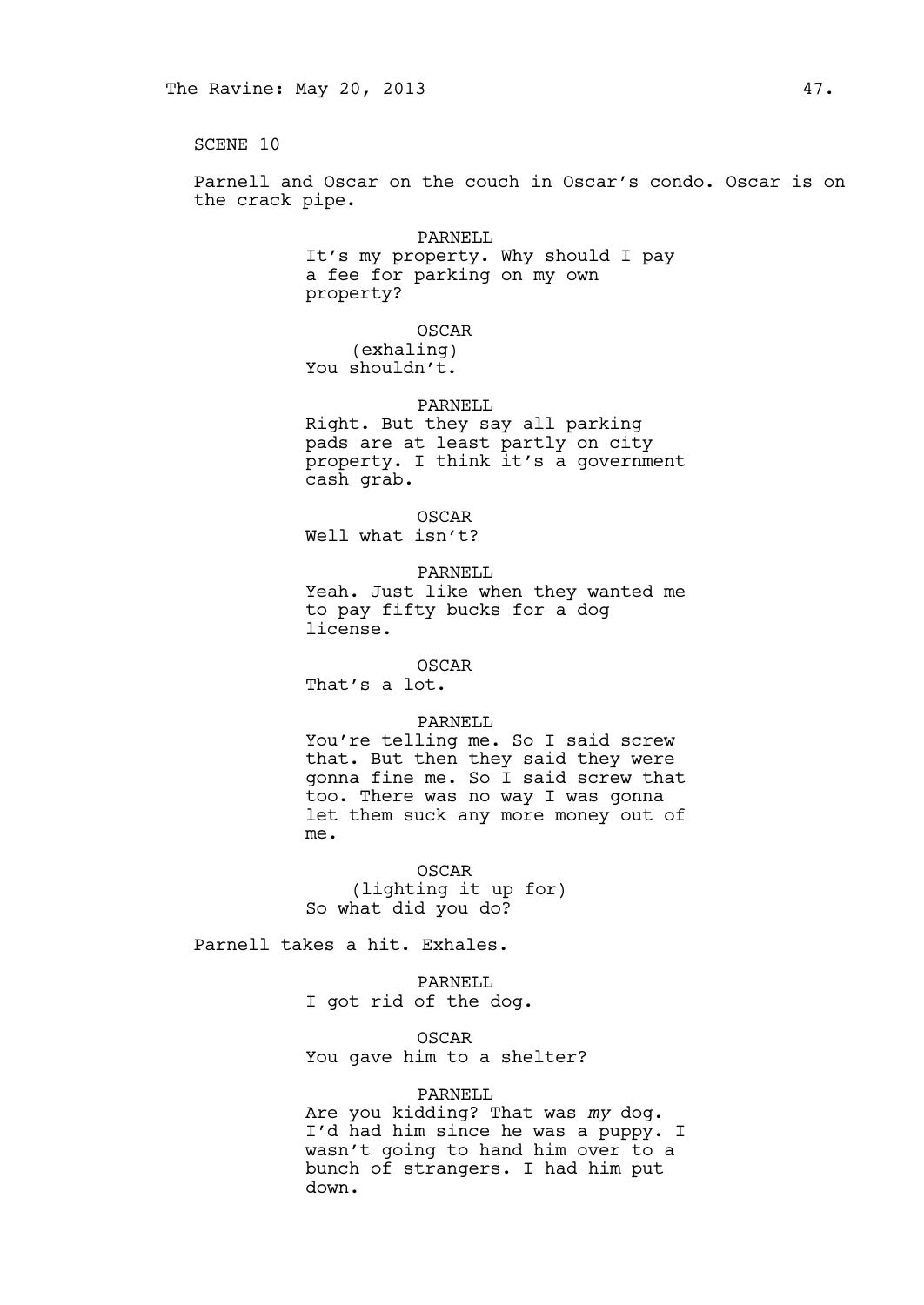SCENE 10

Parnell and Oscar on the couch in Oscar's condo. Oscar is on the crack pipe.

PARNELL
It's my property. Why should I pay a fee for parking on my own property?

OSCAR
(exhaling)
You shouldn't.

PARNELL
Right. But they say all parking pads are at least partly on city property. I think it's a government cash grab.

OSCAR
Well what isn't?

PARNELL
Yeah. Just like when they wanted me to pay fifty bucks for a dog license.

OSCAR
That's a lot.

PARNELL
You're telling me. So I said screw that. But then they said they were gonna fine me. So I said screw that too. There was no way I was gonna let them suck any more money out of me.

OSCAR
(lighting it up for)
So what did you do?

Parnell takes a hit. Exhales.

PARNELL
I got rid of the dog.

OSCAR
You gave him to a shelter?

PARNELL
Are you kidding? That was *my* dog. I'd had him since he was a puppy. I wasn't going to hand him over to a bunch of strangers. I had him put down.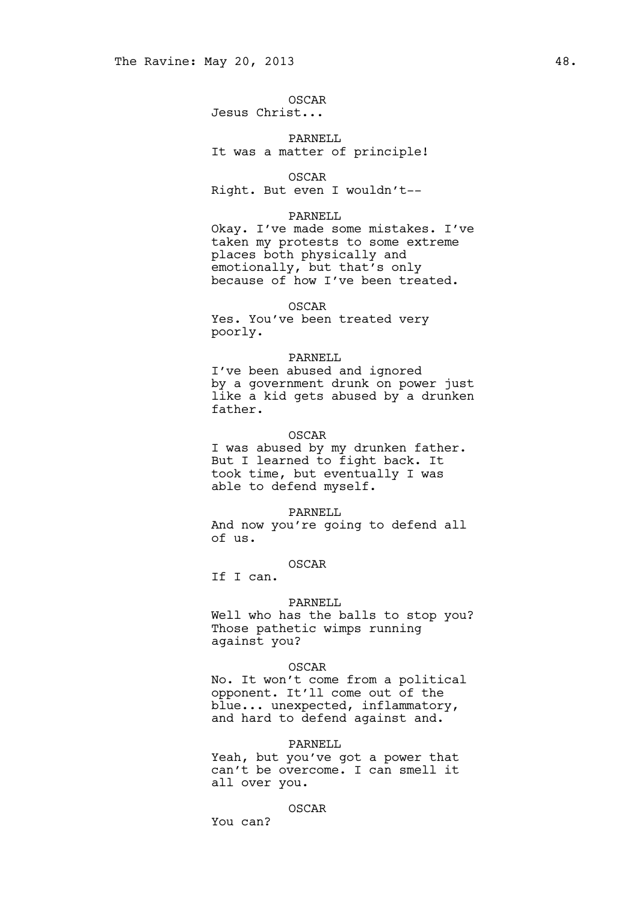OSCAR
Jesus Christ...

PARNELL
It was a matter of principle!

OSCAR
Right. But even I wouldn't--

PARNELL
Okay. I've made some mistakes. I've taken my protests to some extreme places both physically and emotionally, but that's only because of how I've been treated.

OSCAR
Yes. You've been treated very poorly.

PARNELL
I've been abused and ignored by a government drunk on power just like a kid gets abused by a drunken father.

OSCAR
I was abused by my drunken father. But I learned to fight back. It took time, but eventually I was able to defend myself.

PARNELL
And now you're going to defend all of us.

OSCAR
If I can.

PARNELL
Well who has the balls to stop you? Those pathetic wimps running against you?

OSCAR
No. It won't come from a political opponent. It'll come out of the blue... unexpected, inflammatory, and hard to defend against and.

PARNELL
Yeah, but you've got a power that can't be overcome. I can smell it all over you.

OSCAR
You can?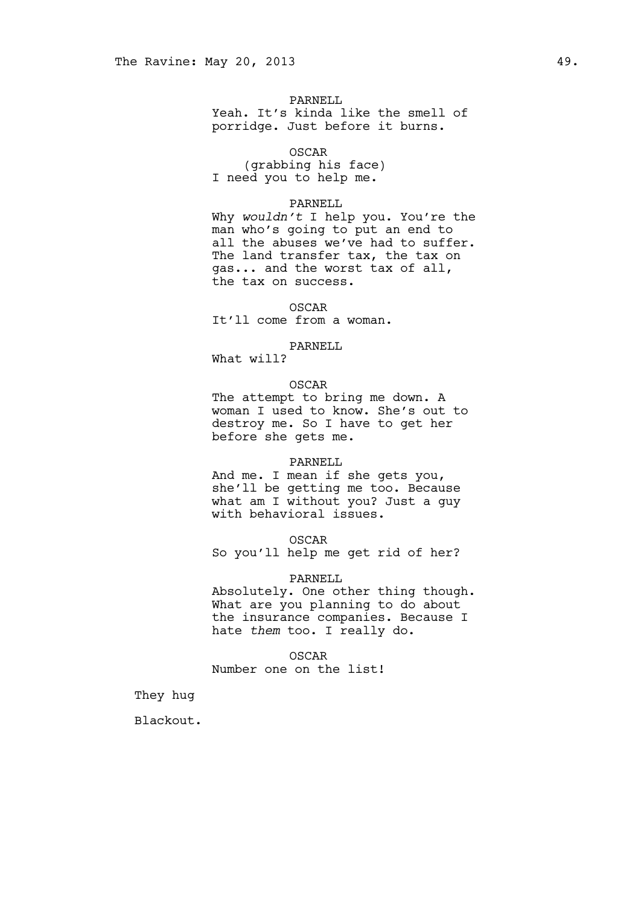PARNELL
Yeah. It's kinda like the smell of porridge. Just before it burns.

OSCAR
(grabbing his face)
I need you to help me.

PARNELL
Why *wouldn't* I help you. You're the man who's going to put an end to all the abuses we've had to suffer. The land transfer tax, the tax on gas... and the worst tax of all, the tax on success.

OSCAR
It'll come from a woman.

PARNELL
What will?

OSCAR
The attempt to bring me down. A woman I used to know. She's out to destroy me. So I have to get her before she gets me.

PARNELL
And me. I mean if she gets you, she'll be getting me too. Because what am I without you? Just a guy with behavioral issues.

OSCAR
So you'll help me get rid of her?

PARNELL
Absolutely. One other thing though. What are you planning to do about the insurance companies. Because I hate *them* too. I really do.

OSCAR
Number one on the list!

They hug

Blackout.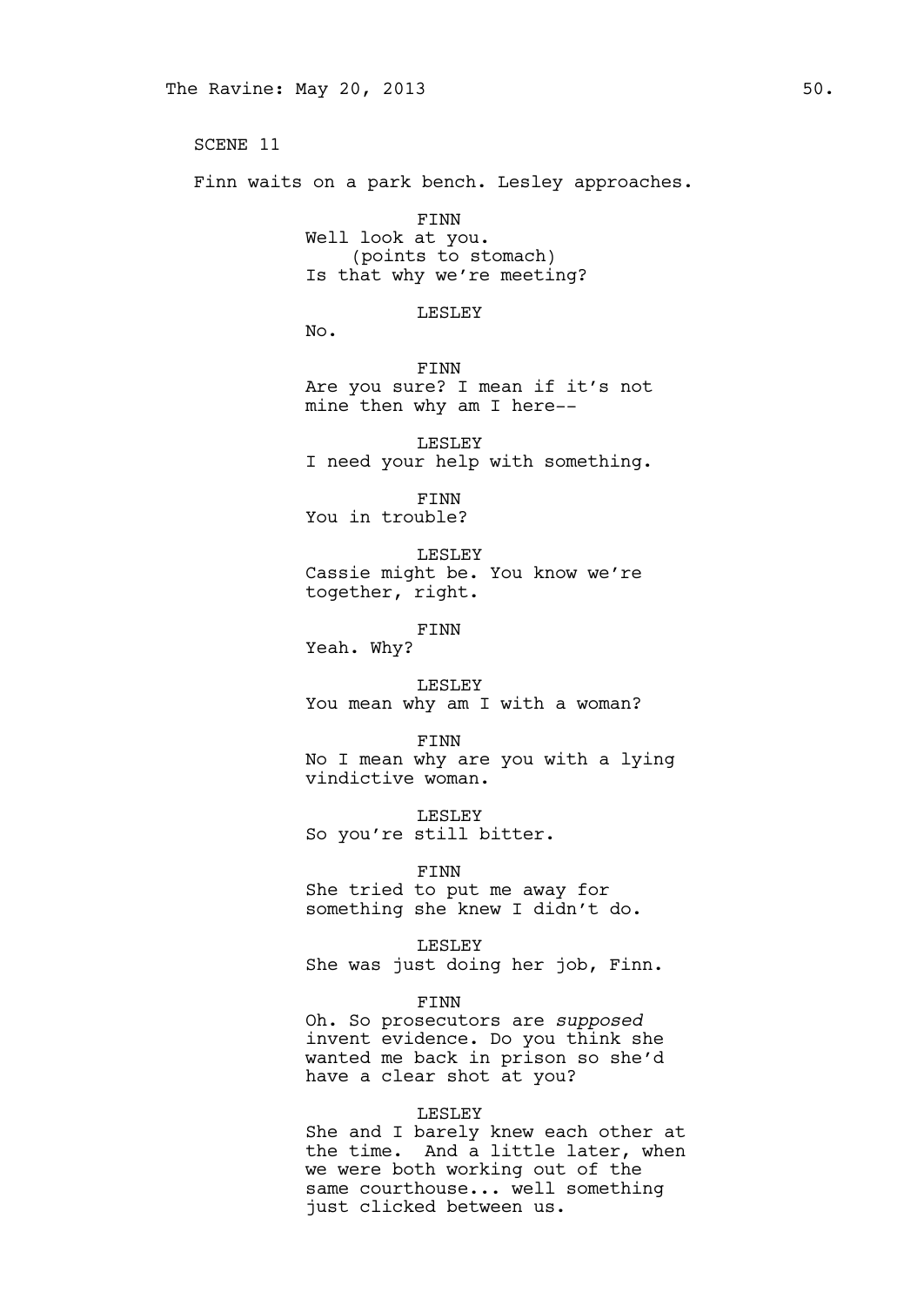SCENE 11

Finn waits on a park bench. Lesley approaches.

FINN
Well look at you.
(points to stomach)
Is that why we're meeting?

LESLEY
No.

FINN
Are you sure? I mean if it's not mine then why am I here--

LESLEY
I need your help with something.

FINN
You in trouble?

LESLEY
Cassie might be. You know we're together, right.

FINN
Yeah. Why?

LESLEY
You mean why am I with a woman?

FINN
No I mean why are you with a lying vindictive woman.

LESLEY
So you're still bitter.

FINN
She tried to put me away for something she knew I didn't do.

LESLEY
She was just doing her job, Finn.

FINN
Oh. So prosecutors are *supposed* invent evidence. Do you think she wanted me back in prison so she'd have a clear shot at you?

LESLEY
She and I barely knew each other at the time.  And a little later, when we were both working out of the same courthouse... well something just clicked between us.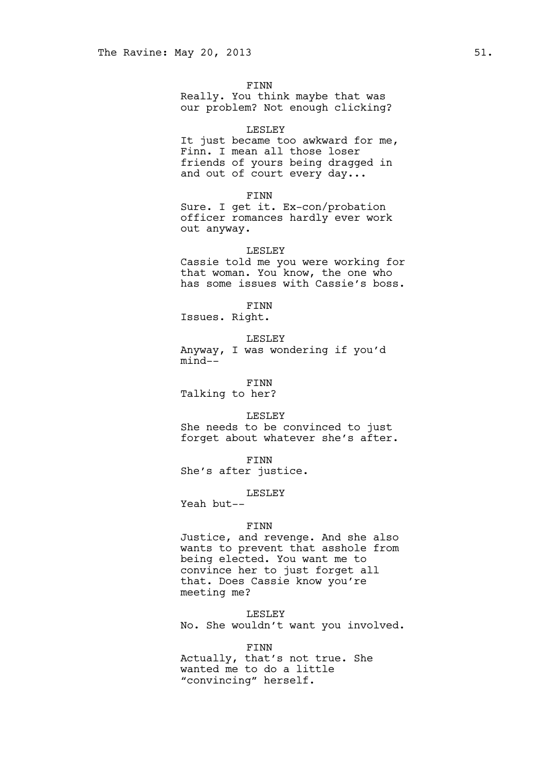FINN
Really. You think maybe that was our problem? Not enough clicking?

LESLEY
It just became too awkward for me, Finn. I mean all those loser friends of yours being dragged in and out of court every day...

FINN
Sure. I get it. Ex-con/probation officer romances hardly ever work out anyway.

LESLEY
Cassie told me you were working for that woman. You know, the one who has some issues with Cassie's boss.

FINN
Issues. Right.

LESLEY
Anyway, I was wondering if you'd mind--

FINN
Talking to her?

LESLEY
She needs to be convinced to just forget about whatever she's after.

FINN
She's after justice.

LESLEY
Yeah but--

FINN
Justice, and revenge. And she also wants to prevent that asshole from being elected. You want me to convince her to just forget all that. Does Cassie know you're meeting me?

LESLEY
No. She wouldn't want you involved.

FINN
Actually, that's not true. She wanted me to do a little "convincing" herself.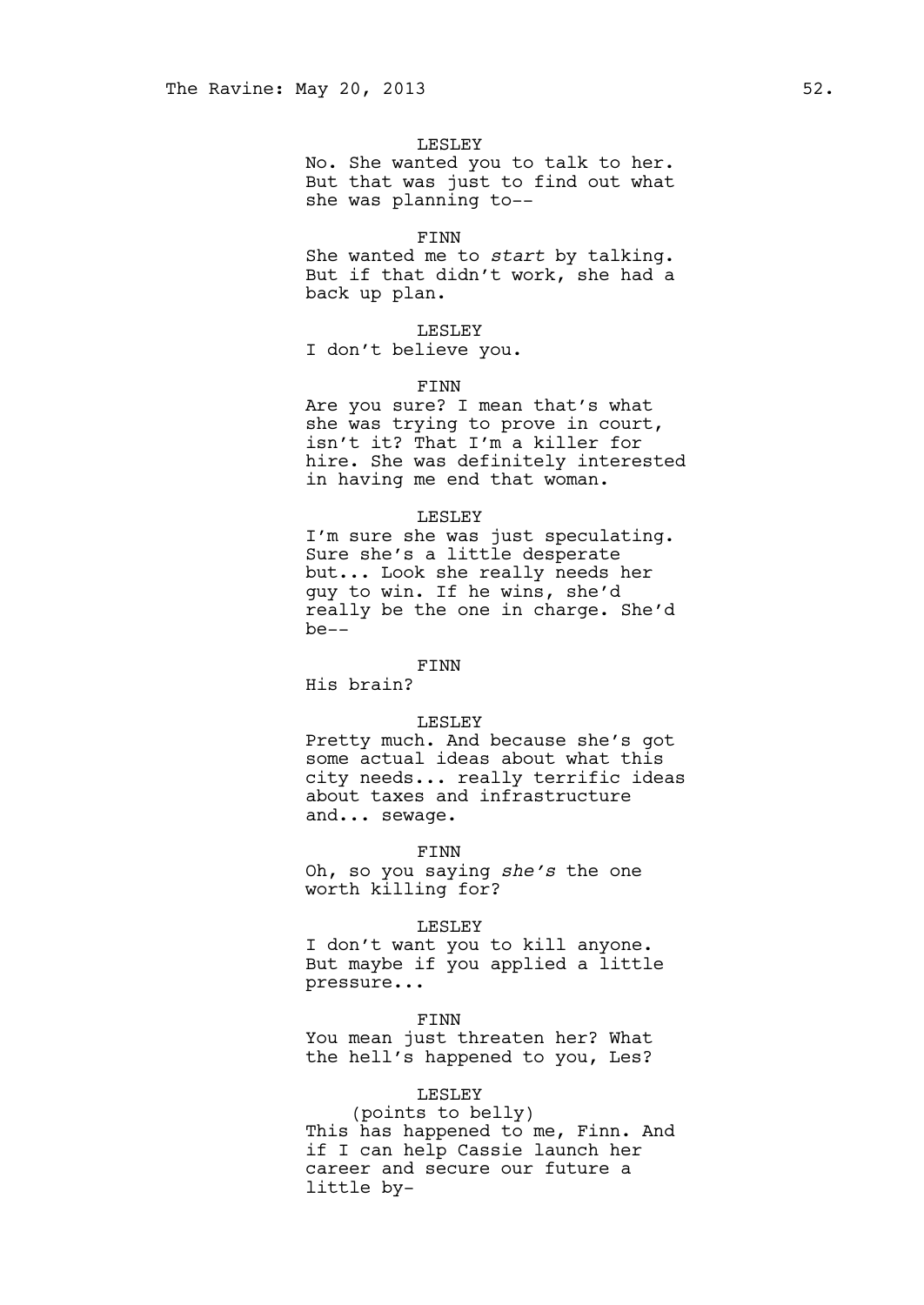LESLEY

No. She wanted you to talk to her. But that was just to find out what she was planning to--

FINN

She wanted me to *start* by talking. But if that didn't work, she had a back up plan.

LESLEY

I don't believe you.

FINN

Are you sure? I mean that's what she was trying to prove in court, isn't it? That I'm a killer for hire. She was definitely interested in having me end that woman.

LESLEY

I'm sure she was just speculating. Sure she's a little desperate but... Look she really needs her guy to win. If he wins, she'd really be the one in charge. She'd be--

FINN

His brain?

LESLEY

Pretty much. And because she's got some actual ideas about what this city needs... really terrific ideas about taxes and infrastructure and... sewage.

FINN

Oh, so you saying *she's* the one worth killing for?

LESLEY

I don't want you to kill anyone. But maybe if you applied a little pressure...

FINN

You mean just threaten her? What the hell's happened to you, Les?

LESLEY

(points to belly)

This has happened to me, Finn. And if I can help Cassie launch her career and secure our future a little by-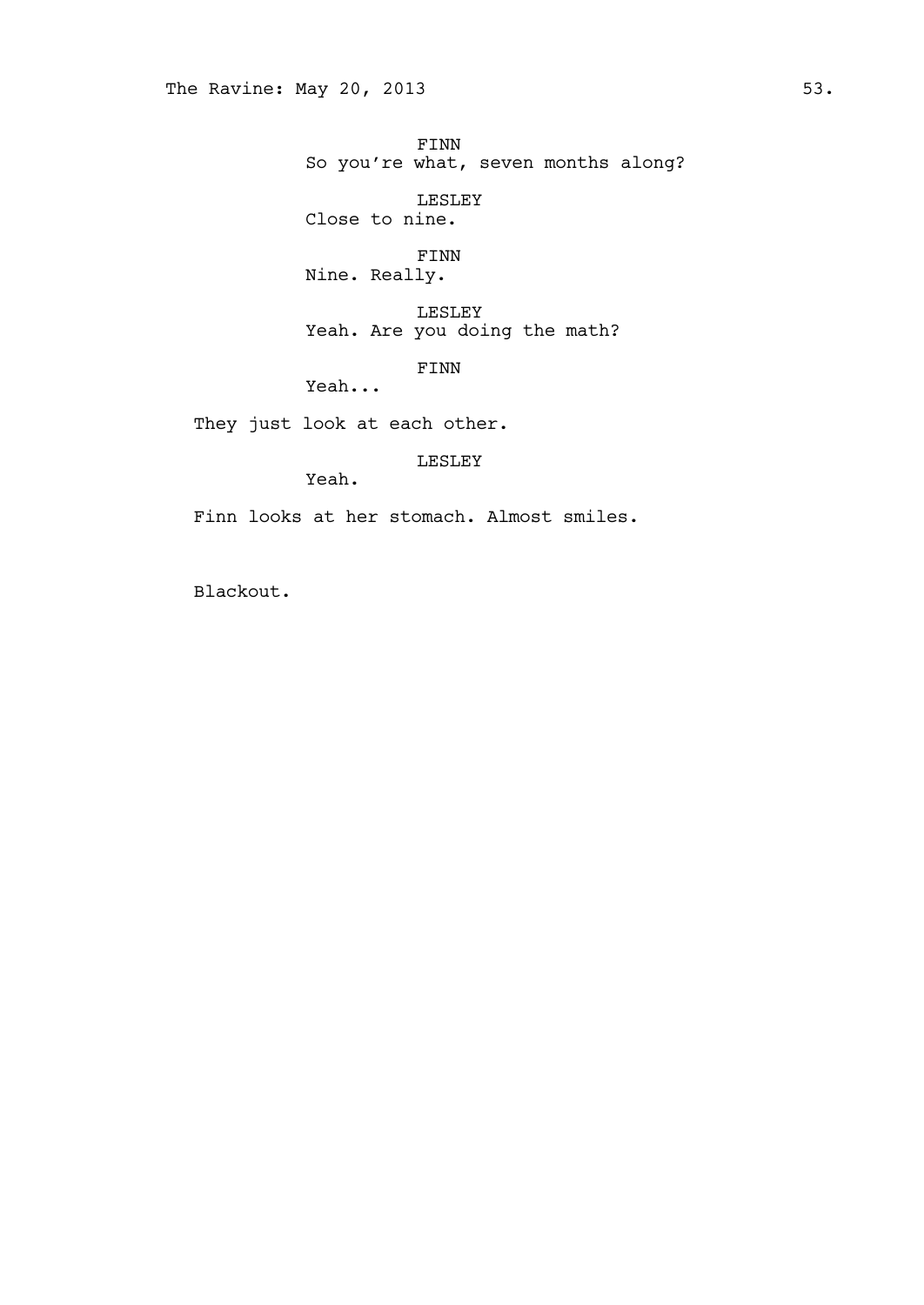FINN
So you're what, seven months along?

LESLEY
Close to nine.

FINN
Nine. Really.

LESLEY
Yeah. Are you doing the math?

FINN
Yeah...

They just look at each other.

LESLEY
Yeah.

Finn looks at her stomach. Almost smiles.

Blackout.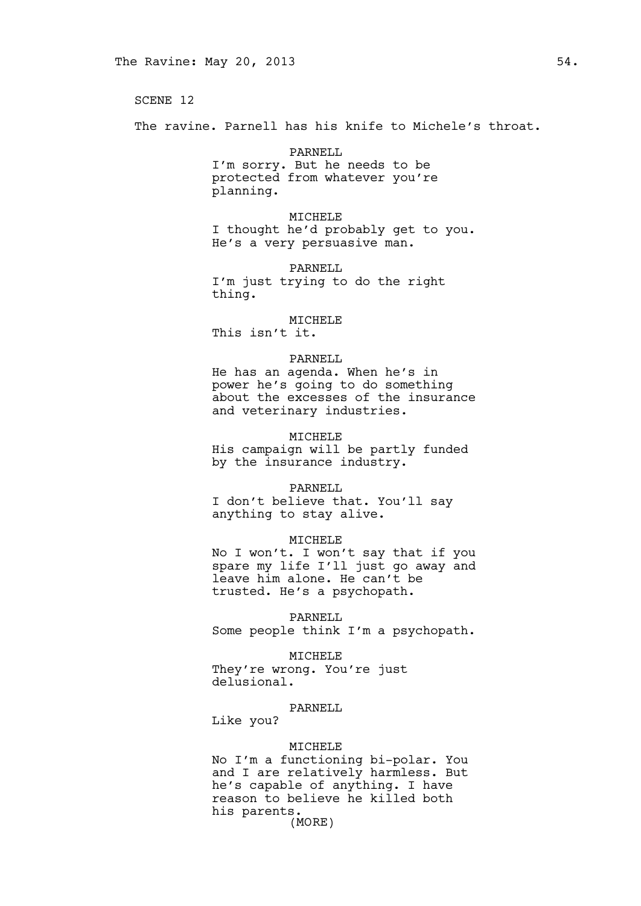SCENE 12

The ravine. Parnell has his knife to Michele's throat.

PARNELL
I'm sorry. But he needs to be protected from whatever you're planning.

MICHELE
I thought he'd probably get to you. He's a very persuasive man.

PARNELL
I'm just trying to do the right thing.

MICHELE
This isn't it.

PARNELL
He has an agenda. When he's in power he's going to do something about the excesses of the insurance and veterinary industries.

MICHELE
His campaign will be partly funded by the insurance industry.

PARNELL
I don't believe that. You'll say anything to stay alive.

MICHELE
No I won't. I won't say that if you spare my life I'll just go away and leave him alone. He can't be trusted. He's a psychopath.

PARNELL
Some people think I'm a psychopath.

MICHELE
They're wrong. You're just delusional.

PARNELL
Like you?

MICHELE
No I'm a functioning bi-polar. You and I are relatively harmless. But he's capable of anything. I have reason to believe he killed both his parents.
(MORE)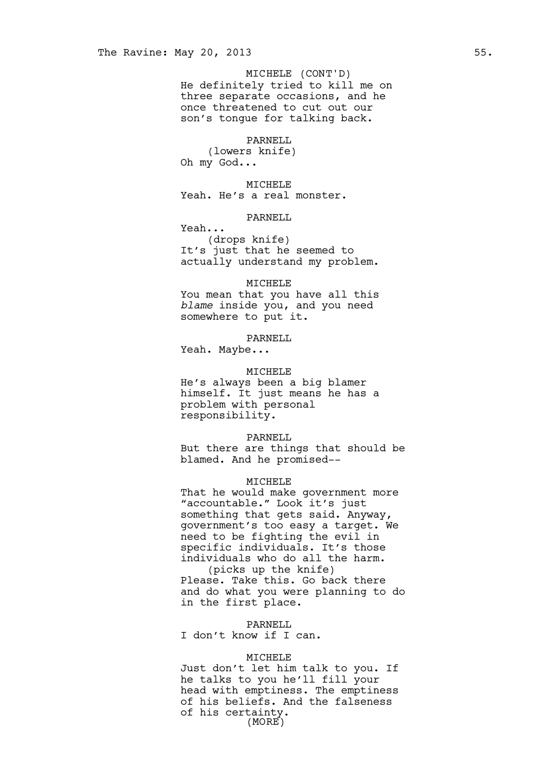MICHELE (CONT'D)
He definitely tried to kill me on three separate occasions, and he once threatened to cut out our son's tongue for talking back.

PARNELL
(lowers knife)
Oh my God...

MICHELE
Yeah. He's a real monster.

PARNELL
Yeah...
(drops knife)
It's just that he seemed to actually understand my problem.

MICHELE
You mean that you have all this *blame* inside you, and you need somewhere to put it.

PARNELL
Yeah. Maybe...

MICHELE
He's always been a big blamer himself. It just means he has a problem with personal responsibility.

PARNELL
But there are things that should be blamed. And he promised--

MICHELE
That he would make government more "accountable." Look it's just something that gets said. Anyway, government's too easy a target. We need to be fighting the evil in specific individuals. It's those individuals who do all the harm.
(picks up the knife)
Please. Take this. Go back there and do what you were planning to do in the first place.

PARNELL
I don't know if I can.

MICHELE
Just don't let him talk to you. If he talks to you he'll fill your head with emptiness. The emptiness of his beliefs. And the falseness of his certainty.
(MORE)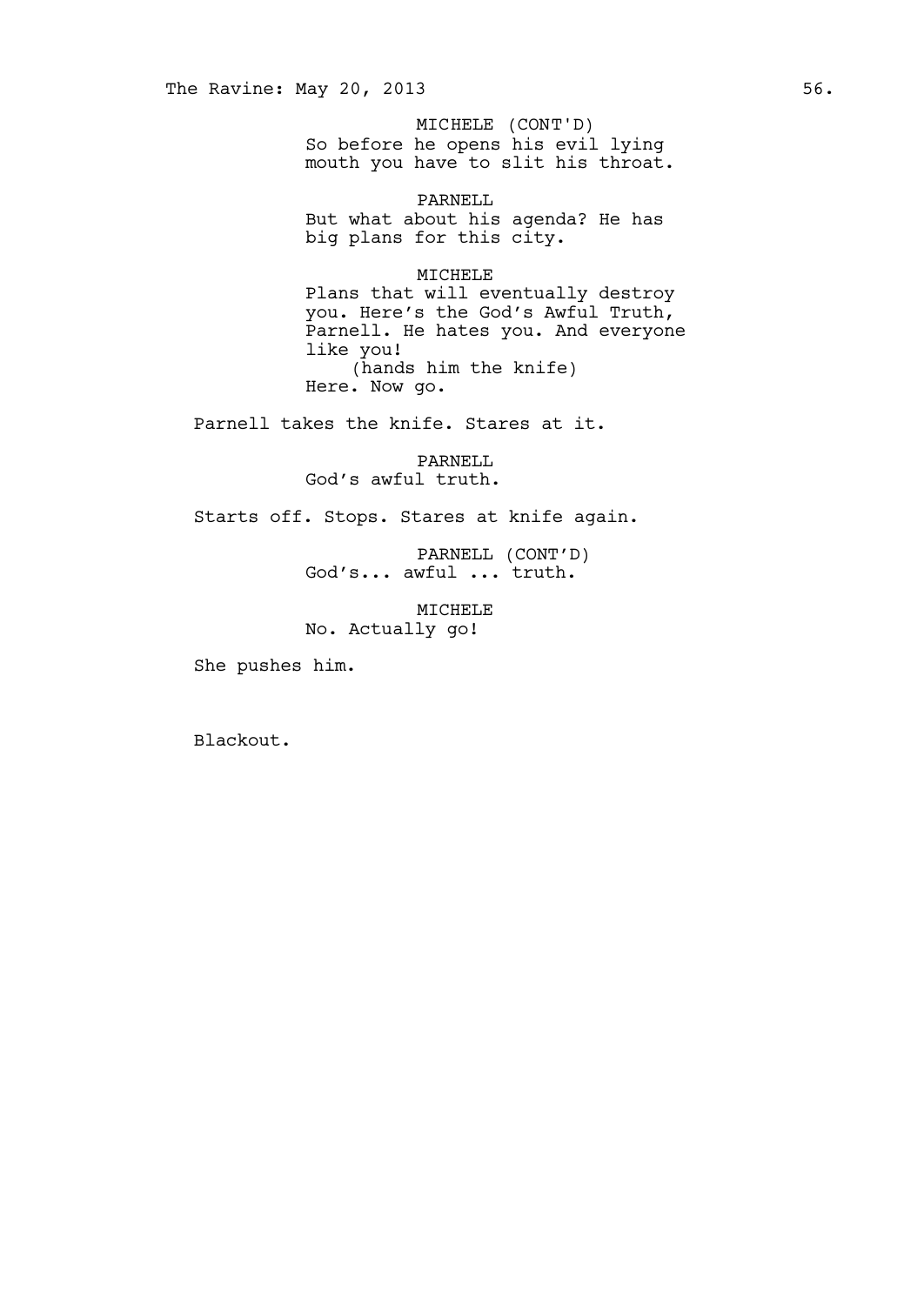MICHELE (CONT'D)
So before he opens his evil lying mouth you have to slit his throat.

PARNELL
But what about his agenda? He has big plans for this city.

MICHELE
Plans that will eventually destroy you. Here's the God's Awful Truth, Parnell. He hates you. And everyone like you!
(hands him the knife)
Here. Now go.

Parnell takes the knife. Stares at it.

PARNELL
God's awful truth.

Starts off. Stops. Stares at knife again.

PARNELL (CONT'D)
God's... awful ... truth.

MICHELE
No. Actually go!

She pushes him.

Blackout.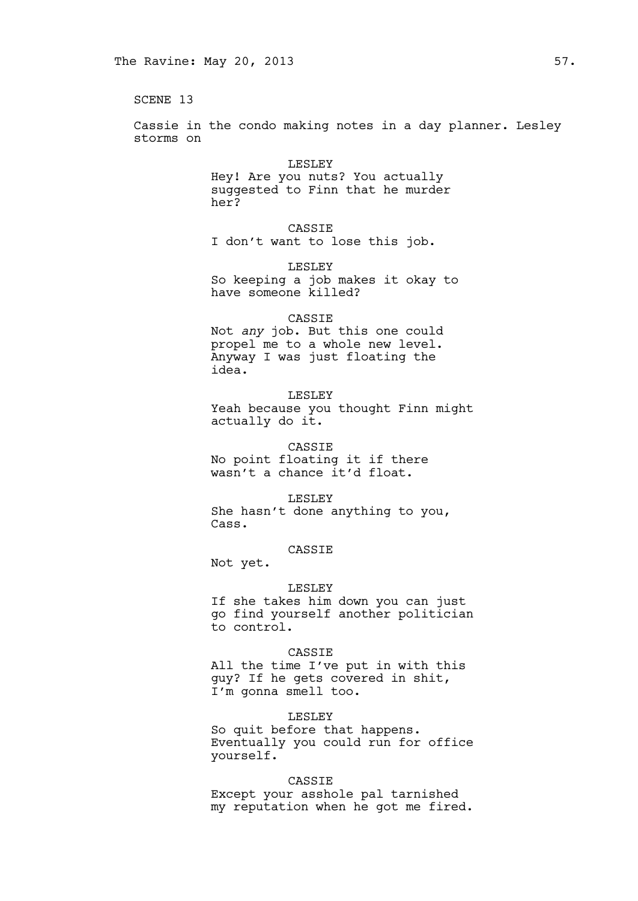SCENE 13

Cassie in the condo making notes in a day planner. Lesley storms on

LESLEY
Hey! Are you nuts? You actually suggested to Finn that he murder her?

CASSIE
I don't want to lose this job.

LESLEY
So keeping a job makes it okay to have someone killed?

CASSIE
Not *any* job. But this one could propel me to a whole new level. Anyway I was just floating the idea.

LESLEY
Yeah because you thought Finn might actually do it.

CASSIE
No point floating it if there wasn't a chance it'd float.

LESLEY
She hasn't done anything to you, Cass.

CASSIE
Not yet.

LESLEY
If she takes him down you can just go find yourself another politician to control.

CASSIE
All the time I've put in with this guy? If he gets covered in shit, I'm gonna smell too.

LESLEY
So quit before that happens. Eventually you could run for office yourself.

CASSIE
Except your asshole pal tarnished my reputation when he got me fired.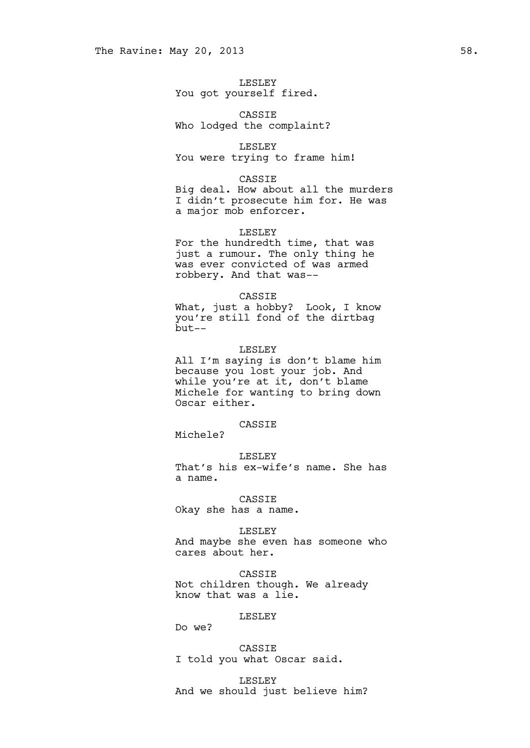LESLEY
You got yourself fired.

CASSIE
Who lodged the complaint?

LESLEY
You were trying to frame him!

CASSIE
Big deal. How about all the murders I didn't prosecute him for. He was a major mob enforcer.

LESLEY
For the hundredth time, that was just a rumour. The only thing he was ever convicted of was armed robbery. And that was--

CASSIE
What, just a hobby? Look, I know you're still fond of the dirtbag but--

LESLEY
All I'm saying is don't blame him because you lost your job. And while you're at it, don't blame Michele for wanting to bring down Oscar either.

CASSIE
Michele?

LESLEY
That's his ex-wife's name. She has a name.

CASSIE
Okay she has a name.

LESLEY
And maybe she even has someone who cares about her.

CASSIE
Not children though. We already know that was a lie.

LESLEY
Do we?

CASSIE
I told you what Oscar said.

LESLEY
And we should just believe him?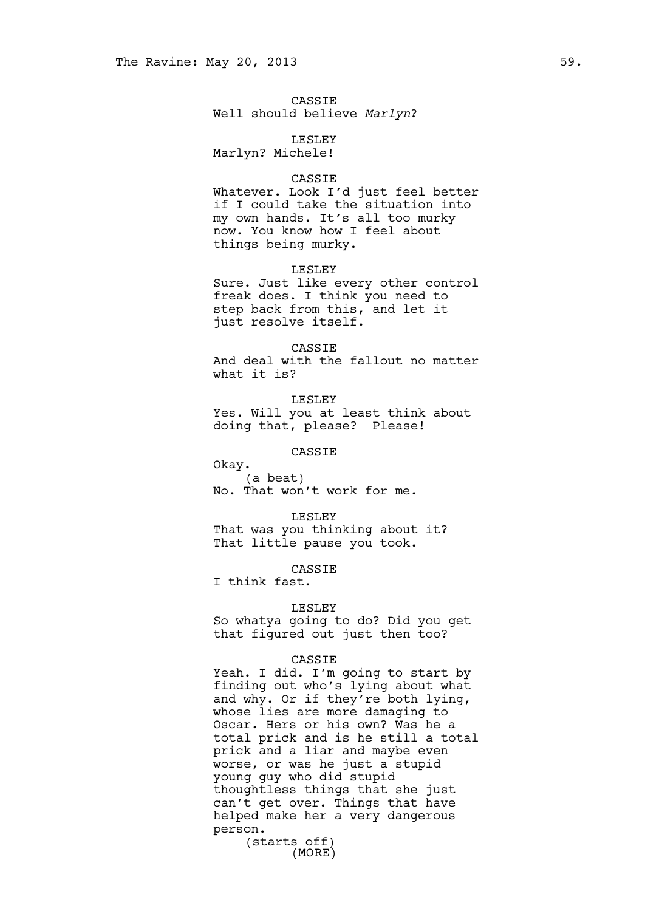CASSIE

Well should believe *Marlyn*?

LESLEY

Marlyn? Michele!

CASSIE

Whatever. Look I'd just feel better if I could take the situation into my own hands. It's all too murky now. You know how I feel about things being murky.

LESLEY

Sure. Just like every other control freak does. I think you need to step back from this, and let it just resolve itself.

CASSIE

And deal with the fallout no matter what it is?

LESLEY

Yes. Will you at least think about doing that, please? Please!

CASSIE

Okay.

(a beat)

No. That won't work for me.

LESLEY

That was you thinking about it? That little pause you took.

CASSIE

I think fast.

LESLEY

So whatya going to do? Did you get that figured out just then too?

CASSIE

Yeah. I did. I'm going to start by finding out who's lying about what and why. Or if they're both lying, whose lies are more damaging to Oscar. Hers or his own? Was he a total prick and is he still a total prick and a liar and maybe even worse, or was he just a stupid young guy who did stupid thoughtless things that she just can't get over. Things that have helped make her a very dangerous person.

(starts off)

(MORE)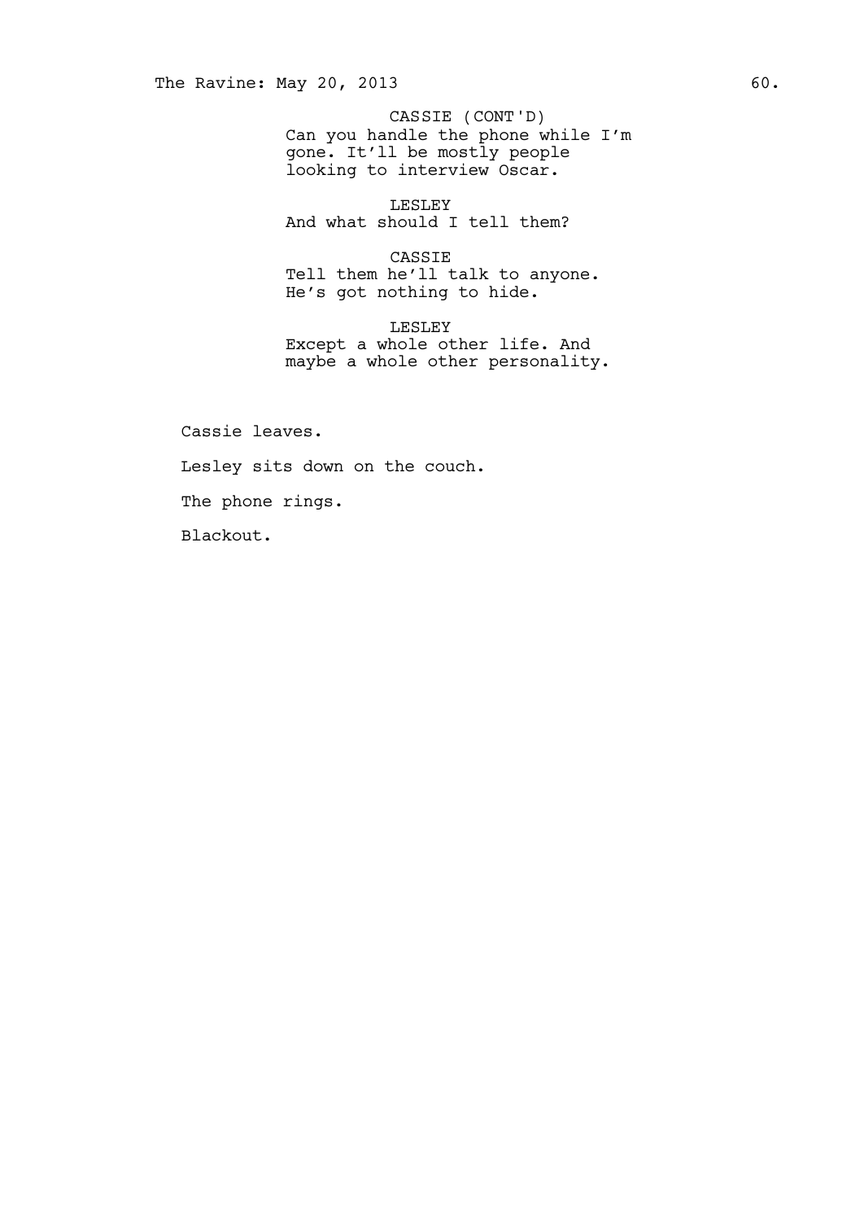CASSIE (CONT'D)
Can you handle the phone while I'm gone. It'll be mostly people looking to interview Oscar.

LESLEY
And what should I tell them?

CASSIE
Tell them he'll talk to anyone. He's got nothing to hide.

LESLEY
Except a whole other life. And maybe a whole other personality.

Cassie leaves.

Lesley sits down on the couch.

The phone rings.

Blackout.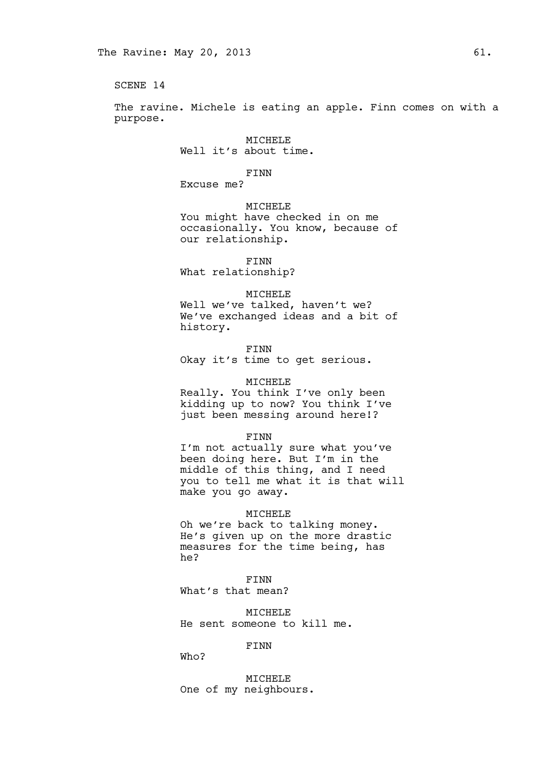SCENE 14

The ravine. Michele is eating an apple. Finn comes on with a purpose.

MICHELE
Well it's about time.

FINN
Excuse me?

MICHELE
You might have checked in on me occasionally. You know, because of our relationship.

FINN
What relationship?

MICHELE
Well we've talked, haven't we? We've exchanged ideas and a bit of history.

FINN
Okay it's time to get serious.

MICHELE
Really. You think I've only been kidding up to now? You think I've just been messing around here!?

FINN
I'm not actually sure what you've been doing here. But I'm in the middle of this thing, and I need you to tell me what it is that will make you go away.

MICHELE
Oh we're back to talking money. He's given up on the more drastic measures for the time being, has he?

FINN
What's that mean?

MICHELE
He sent someone to kill me.

FINN
Who?

MICHELE
One of my neighbours.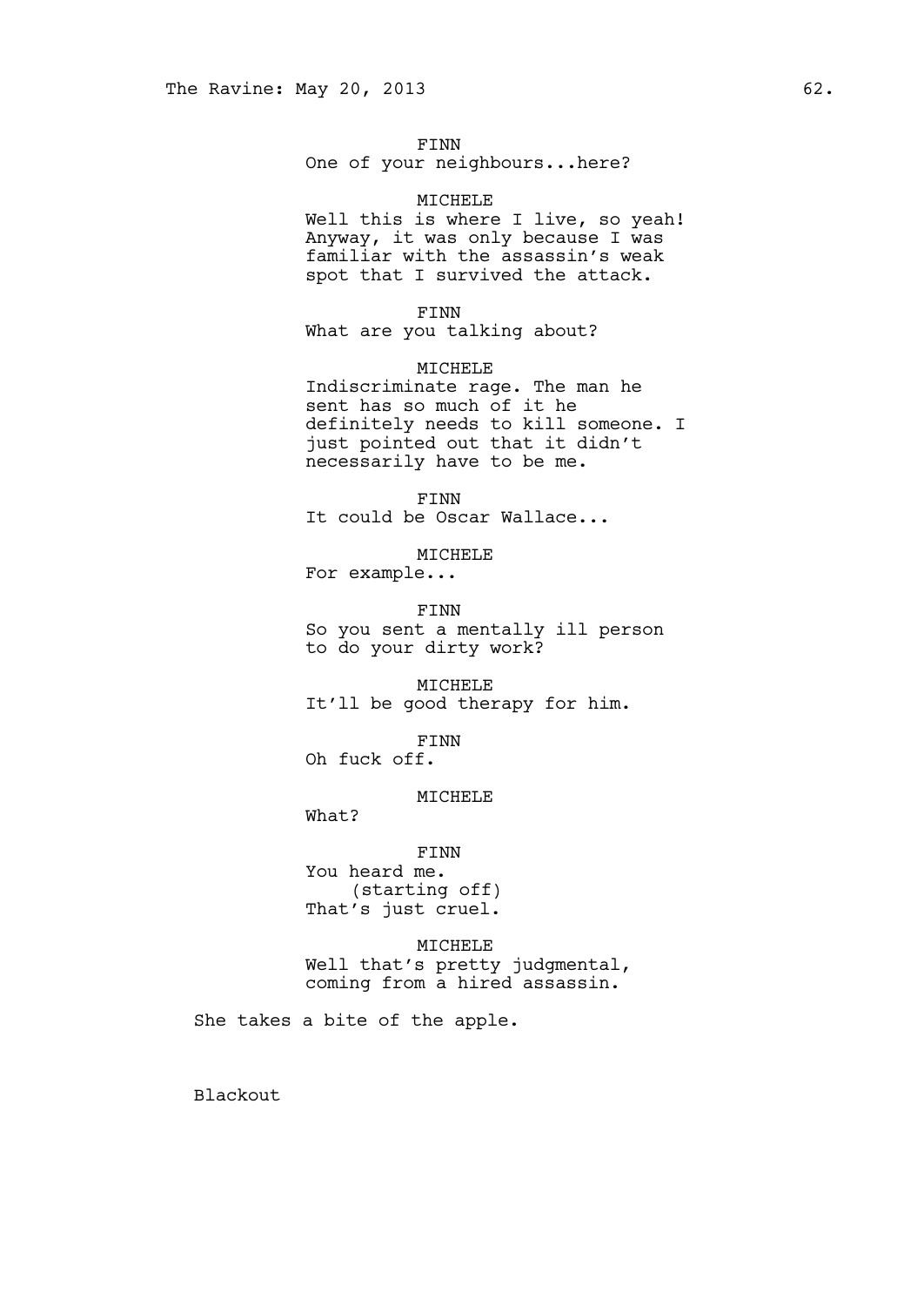FINN
One of your neighbours...here?

MICHELE
Well this is where I live, so yeah! Anyway, it was only because I was familiar with the assassin's weak spot that I survived the attack.

FINN
What are you talking about?

MICHELE
Indiscriminate rage. The man he sent has so much of it he definitely needs to kill someone. I just pointed out that it didn't necessarily have to be me.

FINN
It could be Oscar Wallace...

MICHELE
For example...

FINN
So you sent a mentally ill person to do your dirty work?

MICHELE
It'll be good therapy for him.

FINN
Oh fuck off.

MICHELE
What?

FINN
You heard me.
(starting off)
That's just cruel.

MICHELE
Well that's pretty judgmental, coming from a hired assassin.

She takes a bite of the apple.

Blackout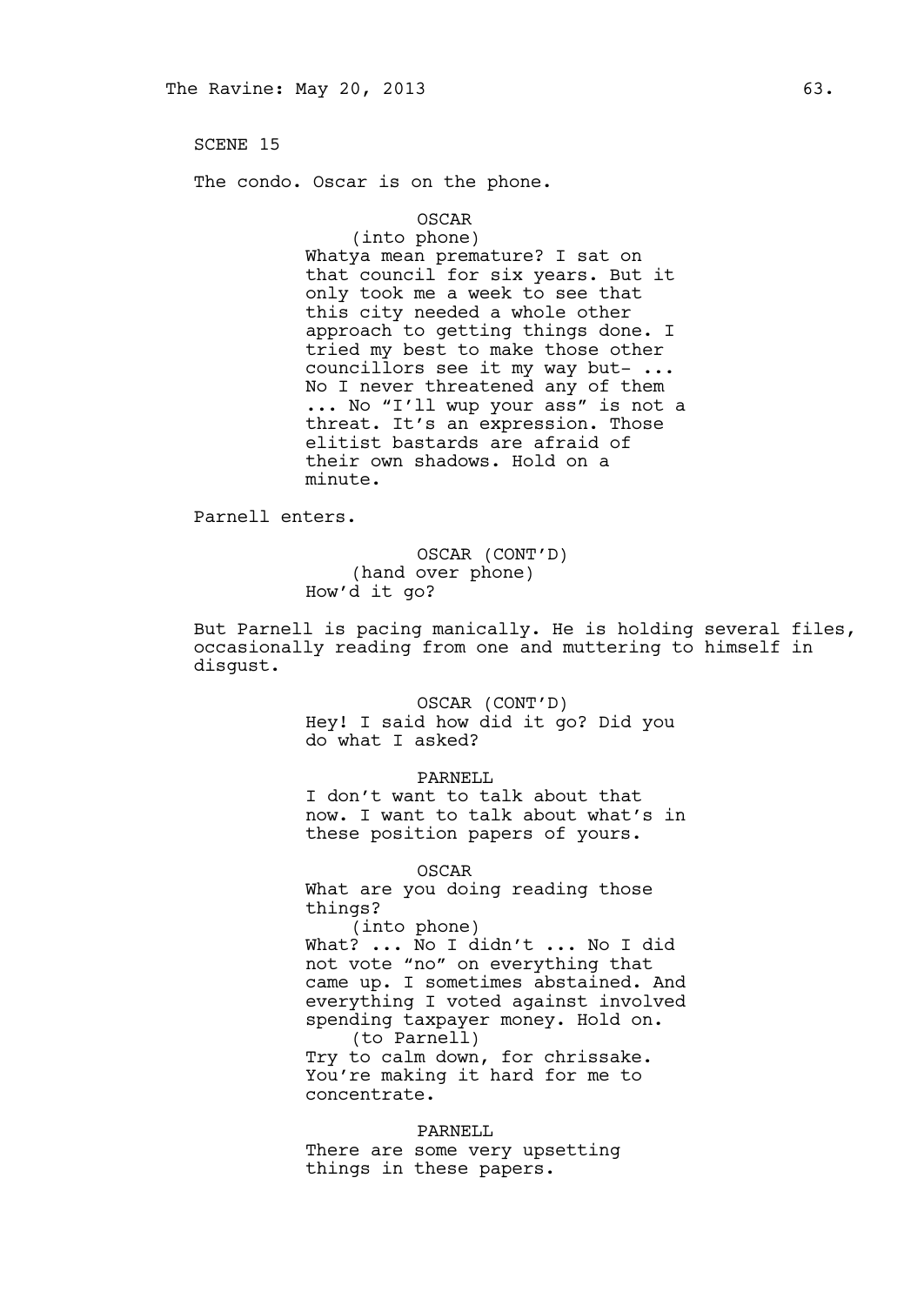SCENE 15

The condo. Oscar is on the phone.

OSCAR
(into phone)
Whatya mean premature? I sat on that council for six years. But it only took me a week to see that this city needed a whole other approach to getting things done. I tried my best to make those other councillors see it my way but- ... No I never threatened any of them ... No "I'll wup your ass" is not a threat. It's an expression. Those elitist bastards are afraid of their own shadows. Hold on a minute.

Parnell enters.

OSCAR (CONT'D)
(hand over phone)
How'd it go?

But Parnell is pacing manically. He is holding several files, occasionally reading from one and muttering to himself in disgust.

OSCAR (CONT'D)
Hey! I said how did it go? Did you do what I asked?

PARNELL
I don't want to talk about that now. I want to talk about what's in these position papers of yours.

OSCAR
What are you doing reading those things?
(into phone)
What? ... No I didn't ... No I did not vote "no" on everything that came up. I sometimes abstained. And everything I voted against involved spending taxpayer money. Hold on.
(to Parnell)
Try to calm down, for chrissake. You're making it hard for me to concentrate.

PARNELL
There are some very upsetting things in these papers.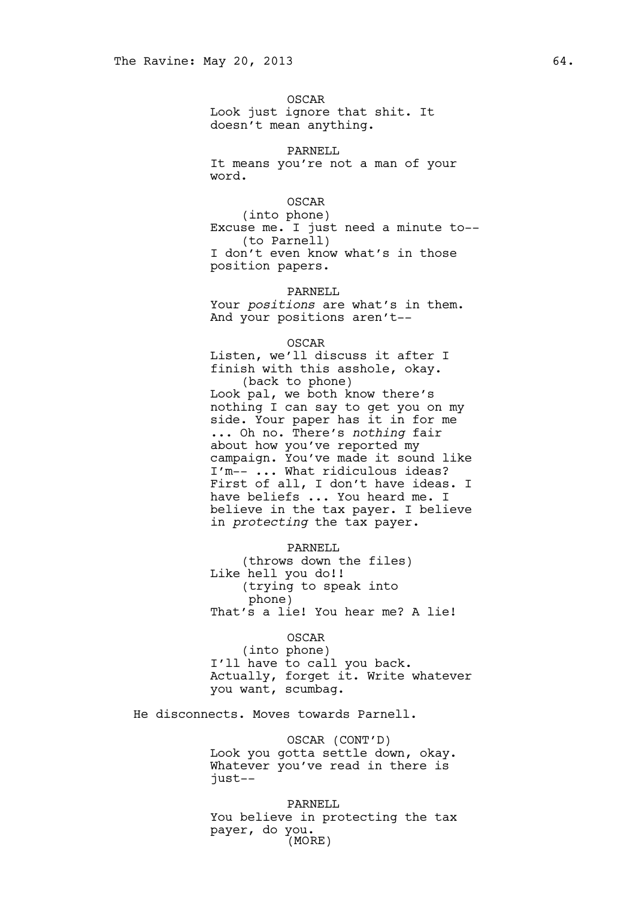OSCAR
Look just ignore that shit. It doesn't mean anything.

PARNELL
It means you're not a man of your word.

OSCAR
(into phone)
Excuse me. I just need a minute to--
(to Parnell)
I don't even know what's in those position papers.

PARNELL
Your *positions* are what's in them. And your positions aren't--

OSCAR
Listen, we'll discuss it after I finish with this asshole, okay.
(back to phone)
Look pal, we both know there's nothing I can say to get you on my side. Your paper has it in for me ... Oh no. There's *nothing* fair about how you've reported my campaign. You've made it sound like I'm-- ... What ridiculous ideas? First of all, I don't have ideas. I have beliefs ... You heard me. I believe in the tax payer. I believe in *protecting* the tax payer.

PARNELL
(throws down the files)
Like hell you do!!
(trying to speak into phone)
That's a lie! You hear me? A lie!

OSCAR
(into phone)
I'll have to call you back. Actually, forget it. Write whatever you want, scumbag.

He disconnects. Moves towards Parnell.

OSCAR (CONT'D)
Look you gotta settle down, okay. Whatever you've read in there is just--

PARNELL
You believe in protecting the tax payer, do you.
(MORE)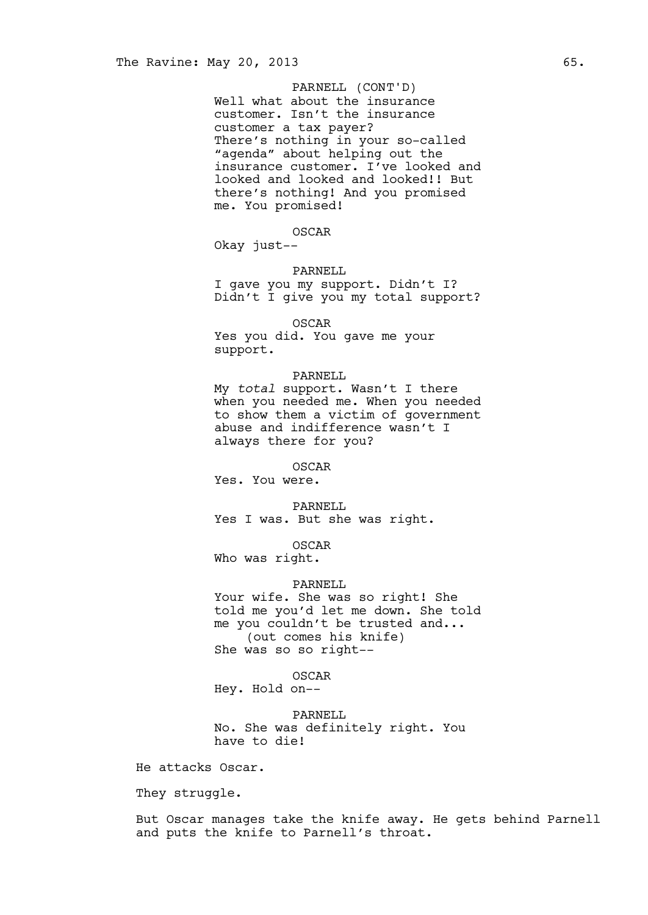PARNELL (CONT'D)
Well what about the insurance customer. Isn't the insurance customer a tax payer? There's nothing in your so-called "agenda" about helping out the insurance customer. I've looked and looked and looked and looked!! But there's nothing! And you promised me. You promised!

OSCAR
Okay just--

PARNELL
I gave you my support. Didn't I? Didn't I give you my total support?

OSCAR
Yes you did. You gave me your support.

PARNELL
My *total* support. Wasn't I there when you needed me. When you needed to show them a victim of government abuse and indifference wasn't I always there for you?

OSCAR
Yes. You were.

PARNELL
Yes I was. But she was right.

OSCAR
Who was right.

PARNELL
Your wife. She was so right! She told me you'd let me down. She told me you couldn't be trusted and...
(out comes his knife)
She was so so right--

OSCAR
Hey. Hold on--

PARNELL
No. She was definitely right. You have to die!

He attacks Oscar.

They struggle.

But Oscar manages take the knife away. He gets behind Parnell and puts the knife to Parnell's throat.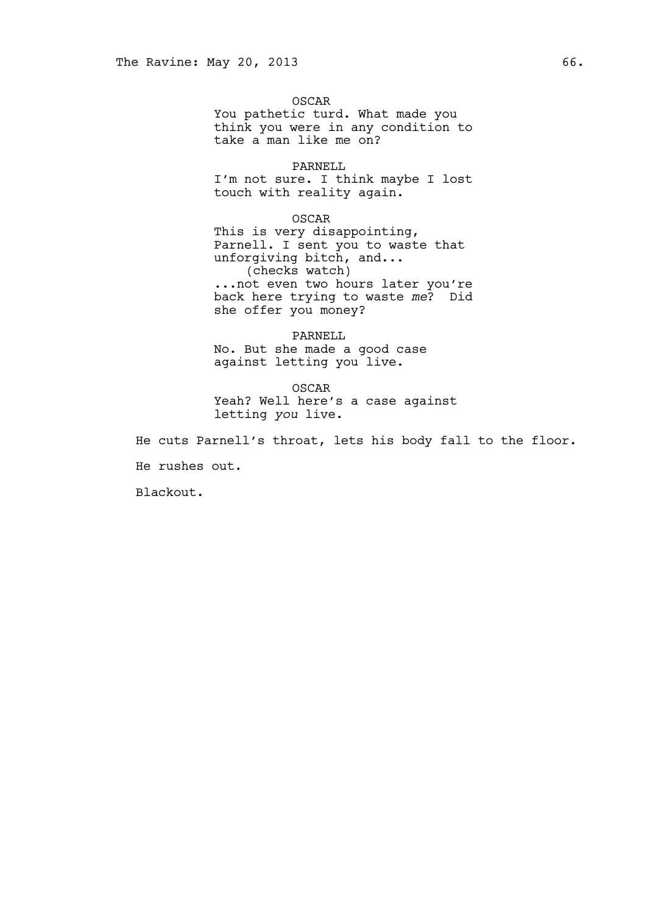OSCAR
You pathetic turd. What made you think you were in any condition to take a man like me on?

PARNELL
I'm not sure. I think maybe I lost touch with reality again.

OSCAR
This is very disappointing, Parnell. I sent you to waste that unforgiving bitch, and...
(checks watch)
...not even two hours later you're back here trying to waste *me*? Did she offer you money?

PARNELL
No. But she made a good case against letting you live.

OSCAR
Yeah? Well here's a case against letting *you* live.

He cuts Parnell's throat, lets his body fall to the floor.

He rushes out.

Blackout.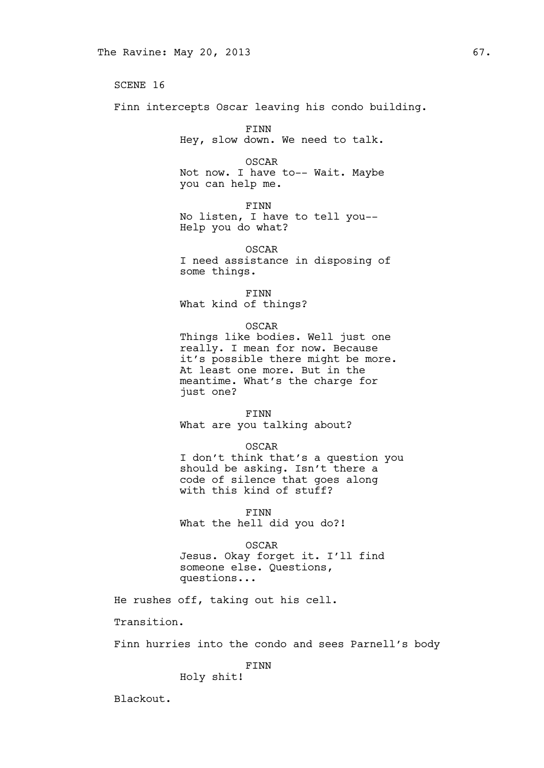SCENE 16

Finn intercepts Oscar leaving his condo building.

FINN
Hey, slow down. We need to talk.

OSCAR
Not now. I have to-- Wait. Maybe you can help me.

FINN
No listen, I have to tell you-- Help you do what?

OSCAR
I need assistance in disposing of some things.

FINN
What kind of things?

OSCAR
Things like bodies. Well just one really. I mean for now. Because it's possible there might be more. At least one more. But in the meantime. What's the charge for just one?

FINN
What are you talking about?

OSCAR
I don't think that's a question you should be asking. Isn't there a code of silence that goes along with this kind of stuff?

FINN
What the hell did you do?!

OSCAR
Jesus. Okay forget it. I'll find someone else. Questions, questions...

He rushes off, taking out his cell.

Transition.

Finn hurries into the condo and sees Parnell's body

FINN
Holy shit!

Blackout.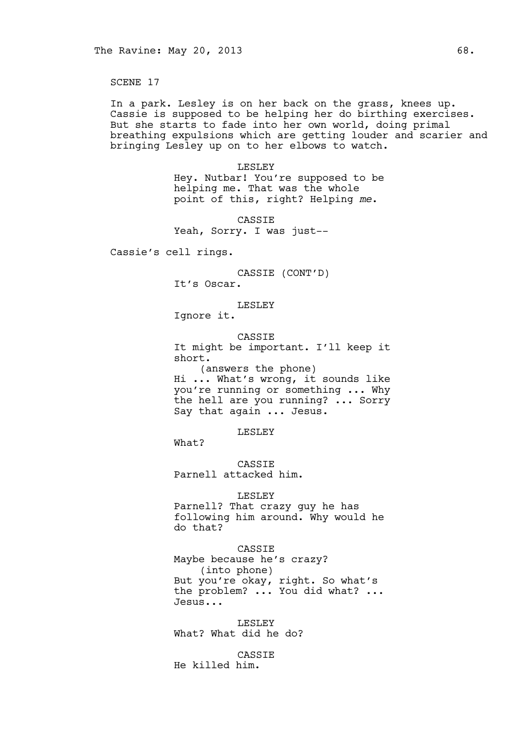SCENE 17

In a park. Lesley is on her back on the grass, knees up. Cassie is supposed to be helping her do birthing exercises. But she starts to fade into her own world, doing primal breathing expulsions which are getting louder and scarier and bringing Lesley up on to her elbows to watch.

LESLEY
Hey. Nutbar! You're supposed to be helping me. That was the whole point of this, right? Helping *me*.

CASSIE
Yeah, Sorry. I was just--

Cassie's cell rings.

CASSIE (CONT'D)
It's Oscar.

LESLEY
Ignore it.

CASSIE
It might be important. I'll keep it short.
(answers the phone)
Hi ... What's wrong, it sounds like you're running or something ... Why the hell are you running? ... Sorry Say that again ... Jesus.

LESLEY
What?

CASSIE
Parnell attacked him.

LESLEY
Parnell? That crazy guy he has following him around. Why would he do that?

CASSIE
Maybe because he's crazy?
(into phone)
But you're okay, right. So what's the problem? ... You did what? ... Jesus...

LESLEY
What? What did he do?

CASSIE
He killed him.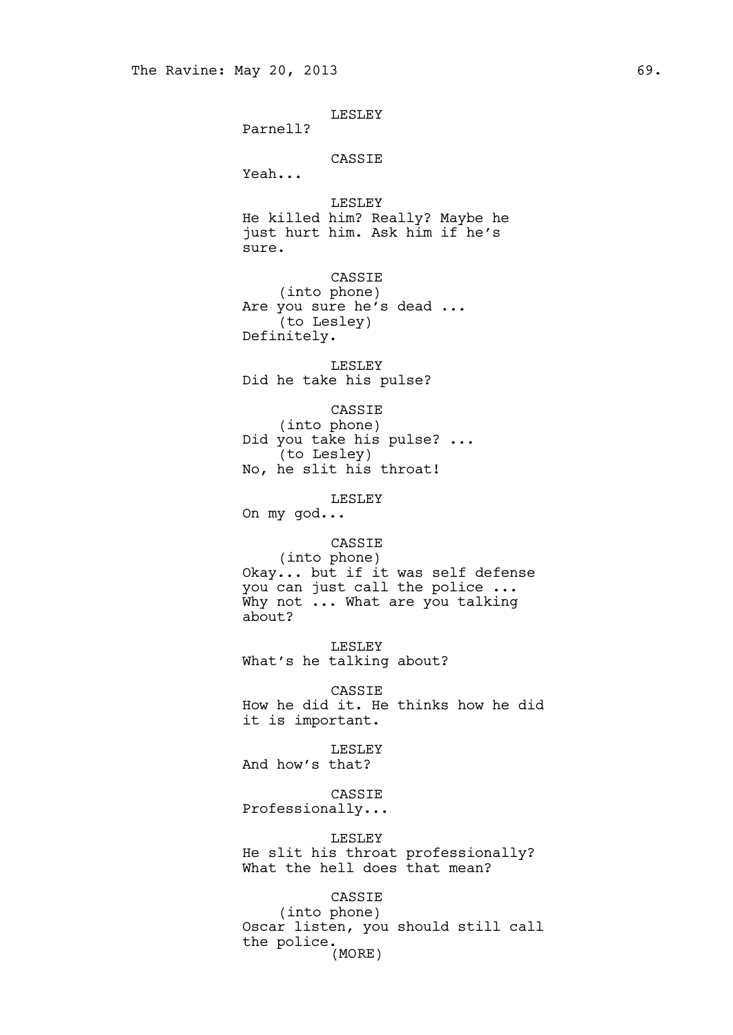LESLEY
Parnell?

CASSIE
Yeah...

LESLEY
He killed him? Really? Maybe he just hurt him. Ask him if he's sure.

CASSIE
(into phone)
Are you sure he's dead ...
(to Lesley)
Definitely.

LESLEY
Did he take his pulse?

CASSIE
(into phone)
Did you take his pulse? ...
(to Lesley)
No, he slit his throat!

LESLEY
On my god...

CASSIE
(into phone)
Okay... but if it was self defense you can just call the police ... Why not ... What are you talking about?

LESLEY
What's he talking about?

CASSIE
How he did it. He thinks how he did it is important.

LESLEY
And how's that?

CASSIE
Professionally...

LESLEY
He slit his throat professionally? What the hell does that mean?

CASSIE
(into phone)
Oscar listen, you should still call the police.
(MORE)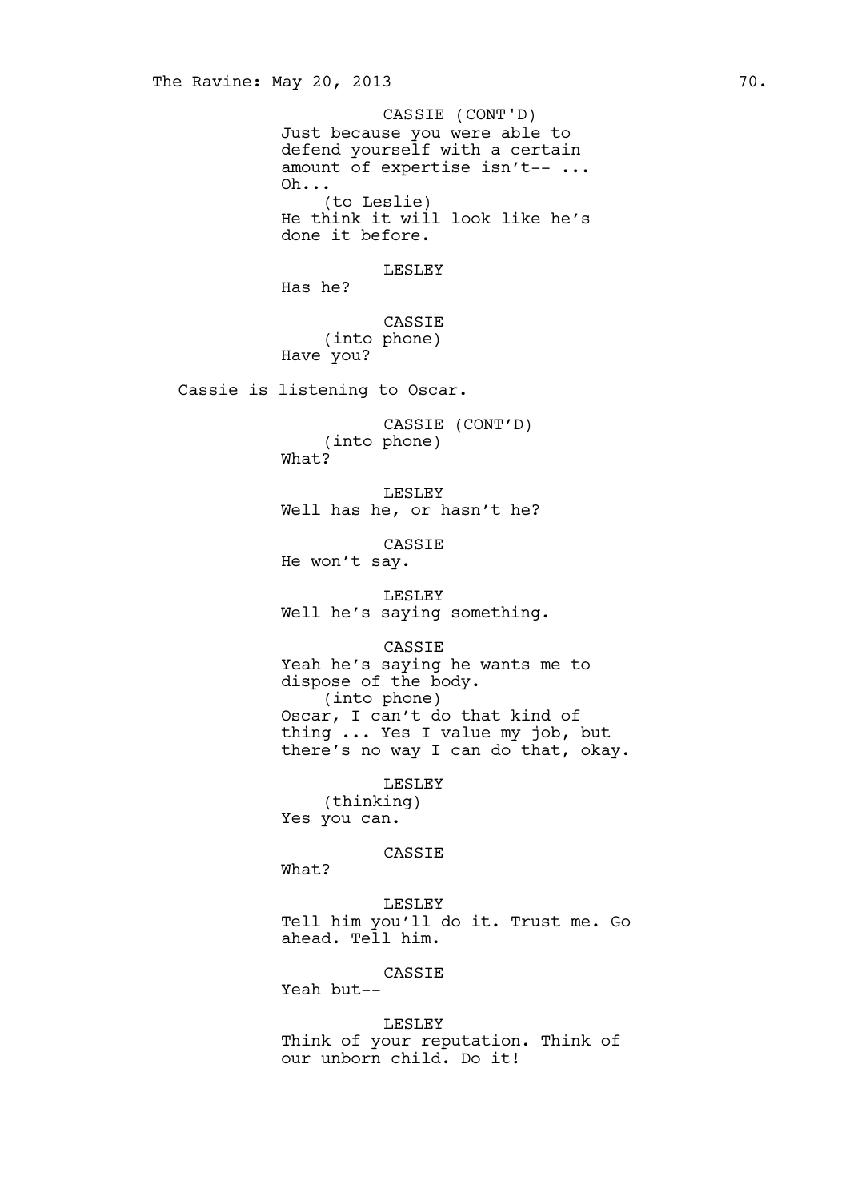CASSIE (CONT'D)
Just because you were able to defend yourself with a certain amount of expertise isn't-- ... Oh...
(to Leslie)
He think it will look like he's done it before.

LESLEY
Has he?

CASSIE
(into phone)
Have you?

Cassie is listening to Oscar.

CASSIE (CONT'D)
(into phone)
What?

LESLEY
Well has he, or hasn't he?

CASSIE
He won't say.

LESLEY
Well he's saying something.

CASSIE
Yeah he's saying he wants me to dispose of the body.
(into phone)
Oscar, I can't do that kind of thing ... Yes I value my job, but there's no way I can do that, okay.

LESLEY
(thinking)
Yes you can.

CASSIE
What?

LESLEY
Tell him you'll do it. Trust me. Go ahead. Tell him.

CASSIE
Yeah but--

LESLEY
Think of your reputation. Think of our unborn child. Do it!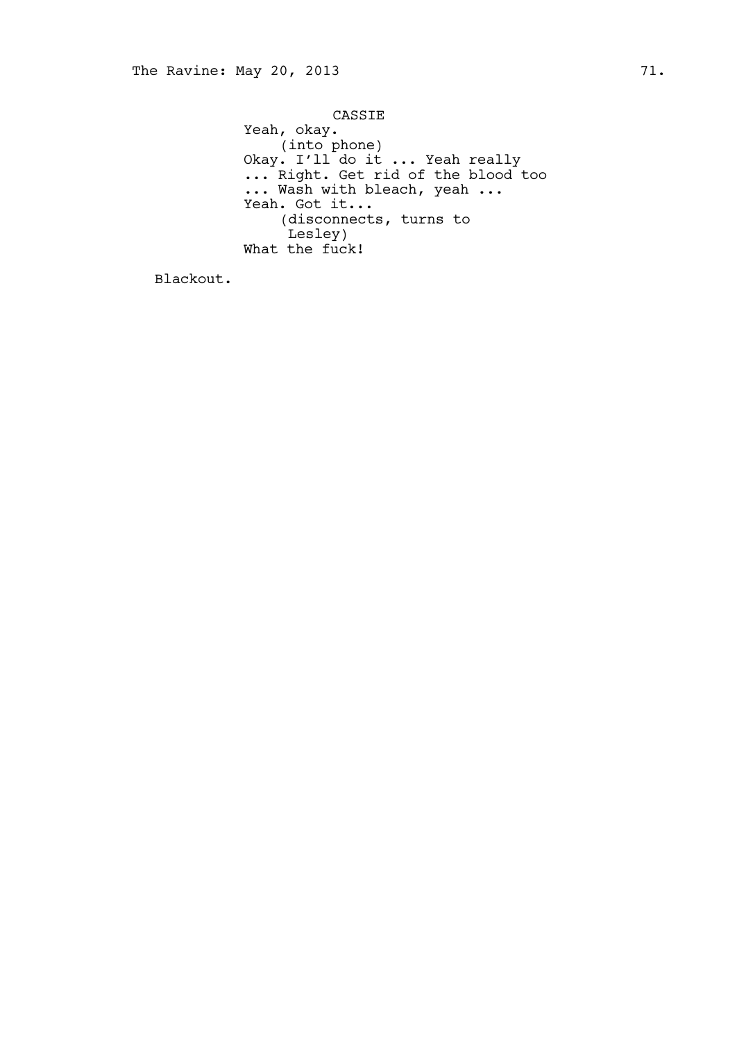CASSIE

Yeah, okay.

(into phone)

Okay. I'll do it ... Yeah really ... Right. Get rid of the blood too ... Wash with bleach, yeah ... Yeah. Got it...

(disconnects, turns to Lesley)

What the fuck!

Blackout.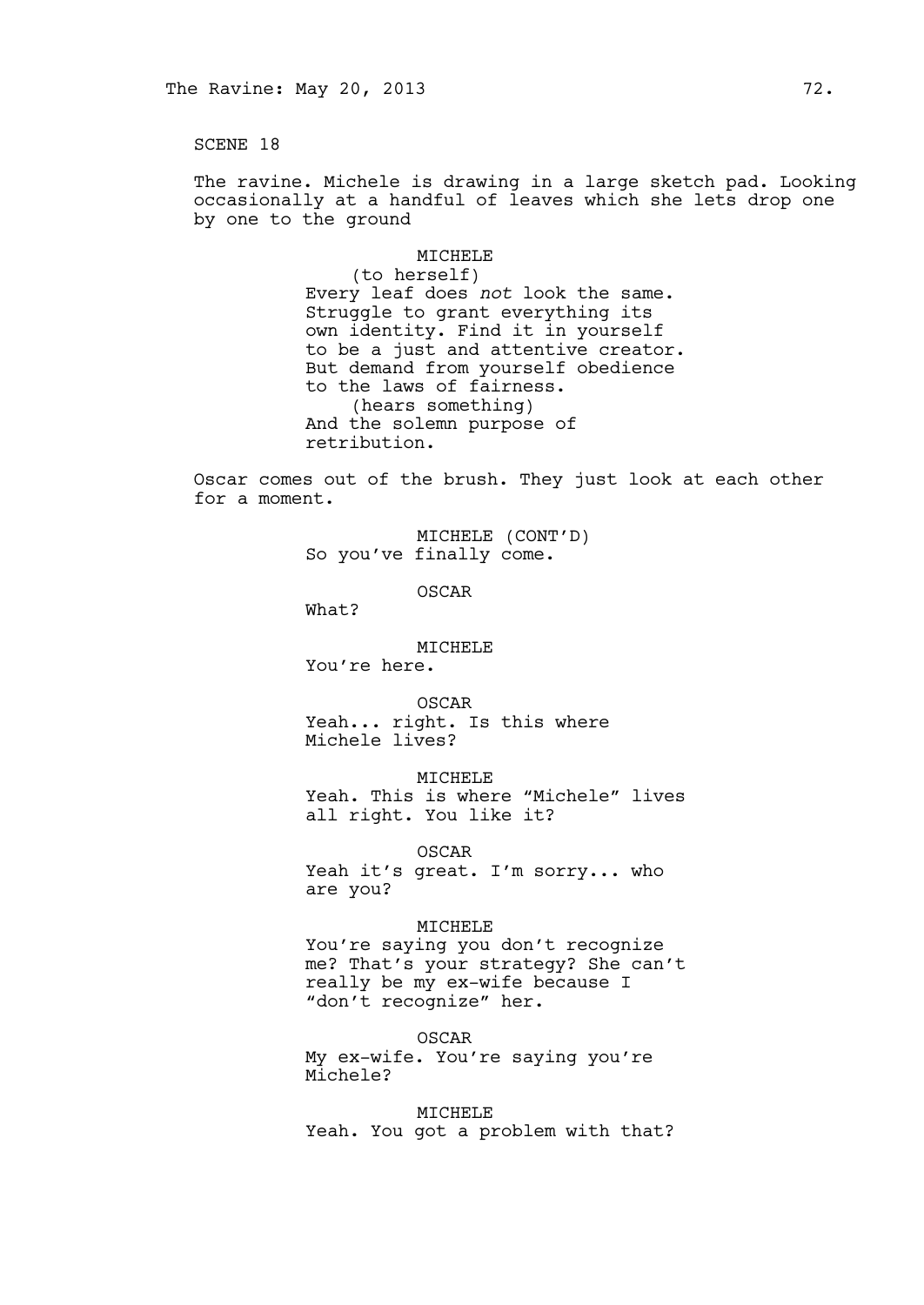SCENE 18

The ravine. Michele is drawing in a large sketch pad. Looking occasionally at a handful of leaves which she lets drop one by one to the ground

MICHELE
(to herself)
Every leaf does *not* look the same. Struggle to grant everything its own identity. Find it in yourself to be a just and attentive creator. But demand from yourself obedience to the laws of fairness.
(hears something)
And the solemn purpose of retribution.

Oscar comes out of the brush. They just look at each other for a moment.

MICHELE (CONT'D)
So you've finally come.

OSCAR
What?

MICHELE
You're here.

OSCAR
Yeah... right. Is this where Michele lives?

MICHELE
Yeah. This is where "Michele" lives all right. You like it?

OSCAR
Yeah it's great. I'm sorry... who are you?

MICHELE
You're saying you don't recognize me? That's your strategy? She can't really be my ex-wife because I "don't recognize" her.

OSCAR
My ex-wife. You're saying you're Michele?

MICHELE
Yeah. You got a problem with that?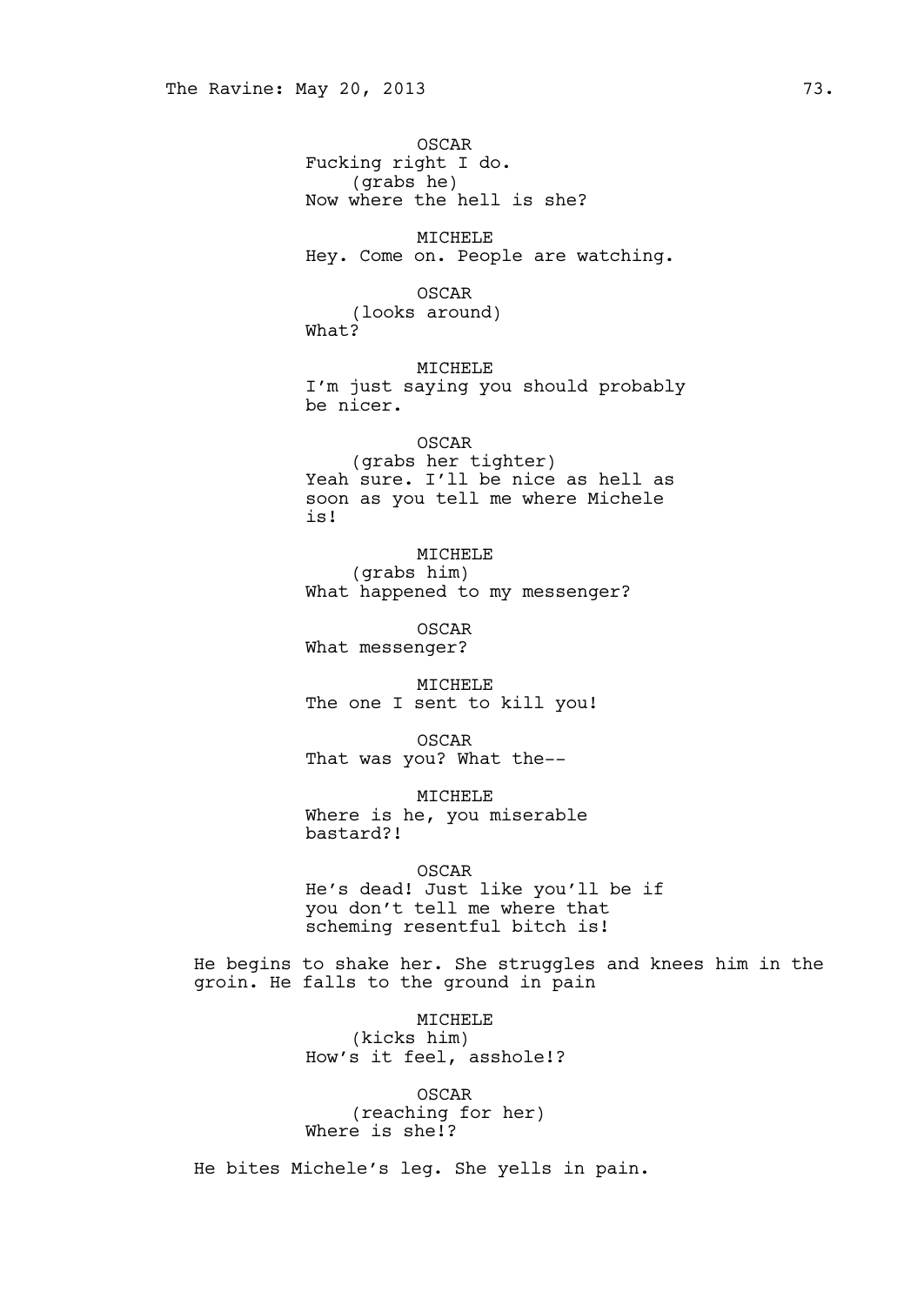OSCAR
Fucking right I do.
(grabs he)
Now where the hell is she?

MICHELE
Hey. Come on. People are watching.

OSCAR
(looks around)
What?

MICHELE
I'm just saying you should probably be nicer.

OSCAR
(grabs her tighter)
Yeah sure. I'll be nice as hell as soon as you tell me where Michele is!

MICHELE
(grabs him)
What happened to my messenger?

OSCAR
What messenger?

MICHELE
The one I sent to kill you!

OSCAR
That was you? What the--

MICHELE
Where is he, you miserable bastard?!

OSCAR
He's dead! Just like you'll be if you don't tell me where that scheming resentful bitch is!

He begins to shake her. She struggles and knees him in the groin. He falls to the ground in pain

MICHELE
(kicks him)
How's it feel, asshole!?

OSCAR
(reaching for her)
Where is she!?

He bites Michele's leg. She yells in pain.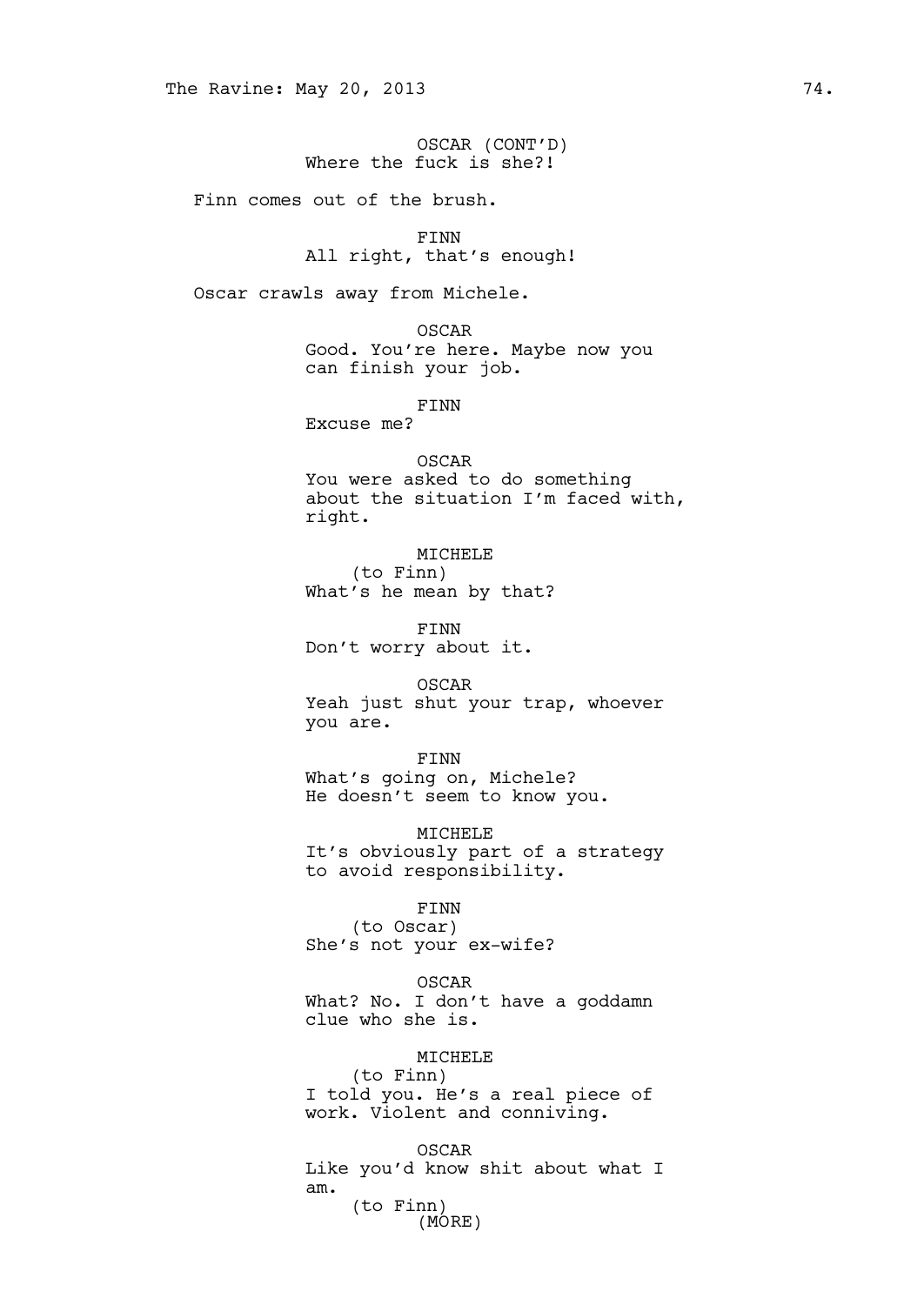OSCAR (CONT'D)
Where the fuck is she?!

Finn comes out of the brush.

FINN
All right, that's enough!

Oscar crawls away from Michele.

OSCAR
Good. You're here. Maybe now you can finish your job.

FINN
Excuse me?

OSCAR
You were asked to do something about the situation I'm faced with, right.

MICHELE
(to Finn)
What's he mean by that?

FINN
Don't worry about it.

OSCAR
Yeah just shut your trap, whoever you are.

FINN
What's going on, Michele? He doesn't seem to know you.

MICHELE
It's obviously part of a strategy to avoid responsibility.

FINN
(to Oscar)
She's not your ex-wife?

OSCAR
What? No. I don't have a goddamn clue who she is.

MICHELE
(to Finn)
I told you. He's a real piece of work. Violent and conniving.

OSCAR
Like you'd know shit about what I am.
(to Finn)
(MORE)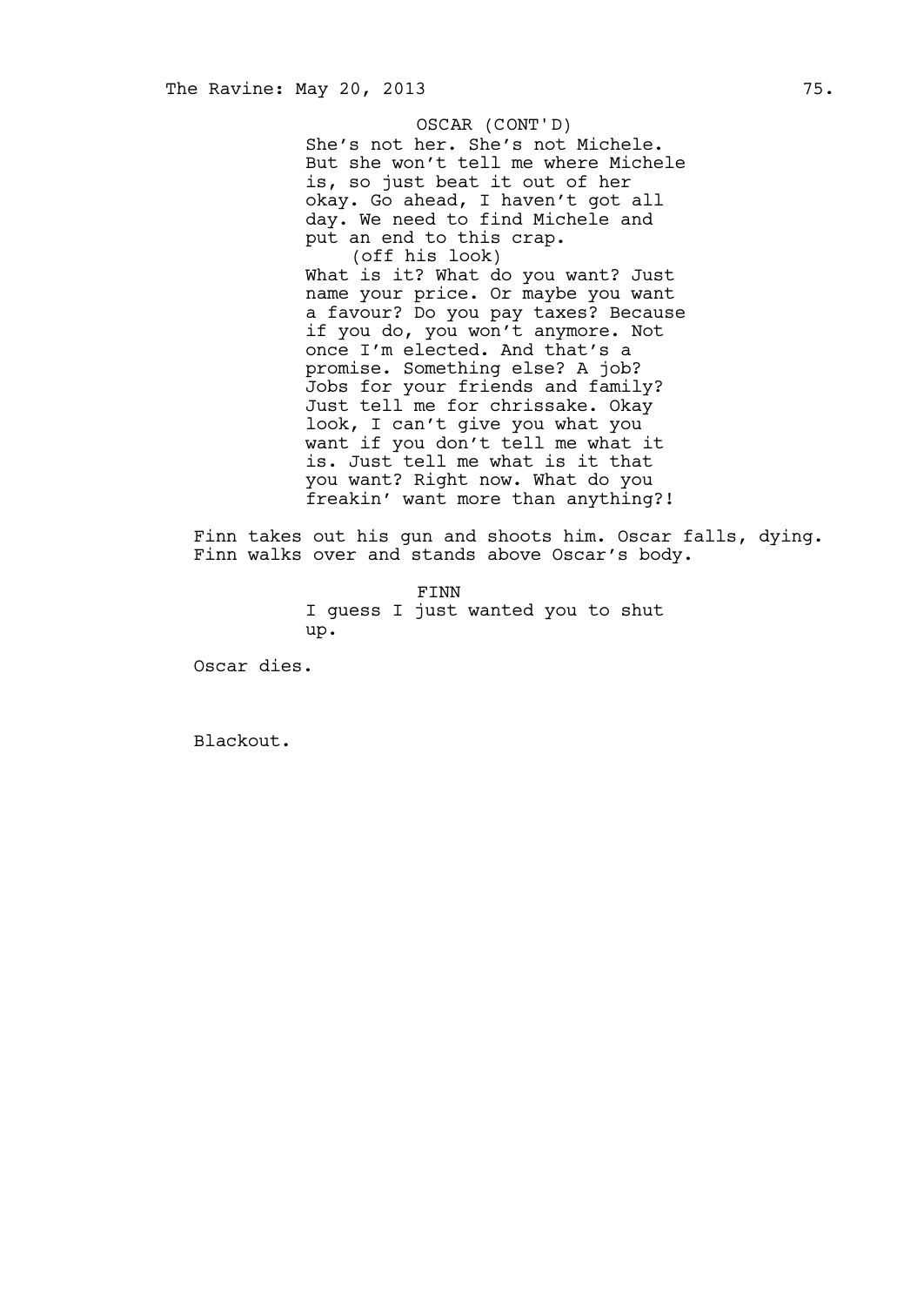OSCAR (CONT'D)

She's not her. She's not Michele. But she won't tell me where Michele is, so just beat it out of her okay. Go ahead, I haven't got all day. We need to find Michele and put an end to this crap.

(off his look)

What is it? What do you want? Just name your price. Or maybe you want a favour? Do you pay taxes? Because if you do, you won't anymore. Not once I'm elected. And that's a promise. Something else? A job? Jobs for your friends and family? Just tell me for chrissake. Okay look, I can't give you what you want if you don't tell me what it is. Just tell me what is it that you want? Right now. What do you freakin' want more than anything?!

Finn takes out his gun and shoots him. Oscar falls, dying. Finn walks over and stands above Oscar's body.

FINN

I guess I just wanted you to shut up.

Oscar dies.

Blackout.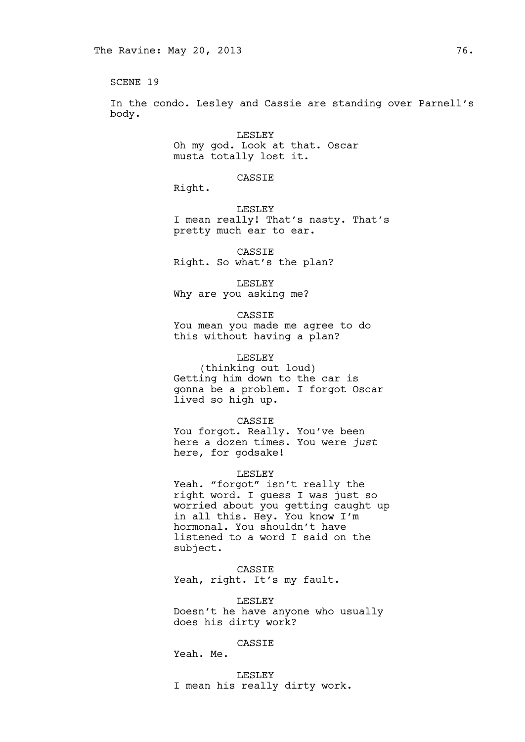SCENE 19

In the condo. Lesley and Cassie are standing over Parnell's body.

LESLEY
Oh my god. Look at that. Oscar musta totally lost it.

CASSIE
Right.

LESLEY
I mean really! That's nasty. That's pretty much ear to ear.

CASSIE
Right. So what's the plan?

LESLEY
Why are you asking me?

CASSIE
You mean you made me agree to do this without having a plan?

LESLEY
(thinking out loud)
Getting him down to the car is gonna be a problem. I forgot Oscar lived so high up.

CASSIE
You forgot. Really. You've been here a dozen times. You were *just* here, for godsake!

LESLEY
Yeah. "forgot" isn't really the right word. I guess I was just so worried about you getting caught up in all this. Hey. You know I'm hormonal. You shouldn't have listened to a word I said on the subject.

CASSIE
Yeah, right. It's my fault.

LESLEY
Doesn't he have anyone who usually does his dirty work?

CASSIE
Yeah. Me.

LESLEY
I mean his really dirty work.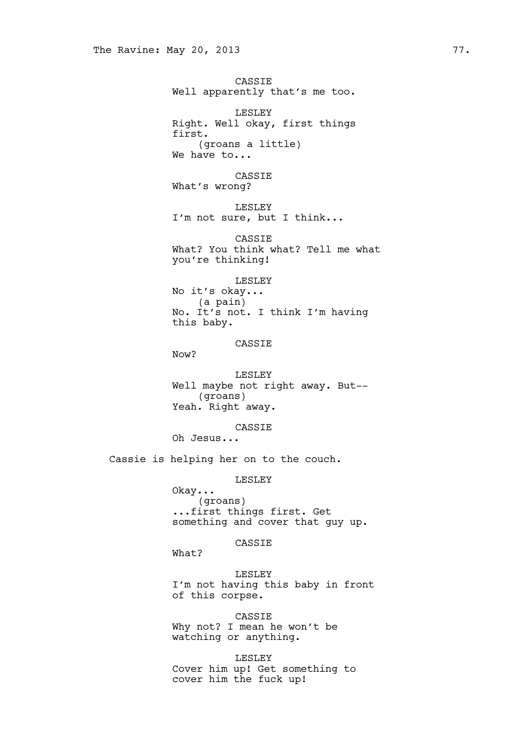CASSIE
Well apparently that's me too.

LESLEY
Right. Well okay, first things first.
(groans a little)
We have to...

CASSIE
What's wrong?

LESLEY
I'm not sure, but I think...

CASSIE
What? You think what? Tell me what you're thinking!

LESLEY
No it's okay...
(a pain)
No. It's not. I think I'm having this baby.

CASSIE
Now?

LESLEY
Well maybe not right away. But--
(groans)
Yeah. Right away.

CASSIE
Oh Jesus...

Cassie is helping her on to the couch.

LESLEY
Okay...
(groans)
...first things first. Get something and cover that guy up.

CASSIE
What?

LESLEY
I'm not having this baby in front of this corpse.

CASSIE
Why not? I mean he won't be watching or anything.

LESLEY
Cover him up! Get something to cover him the fuck up!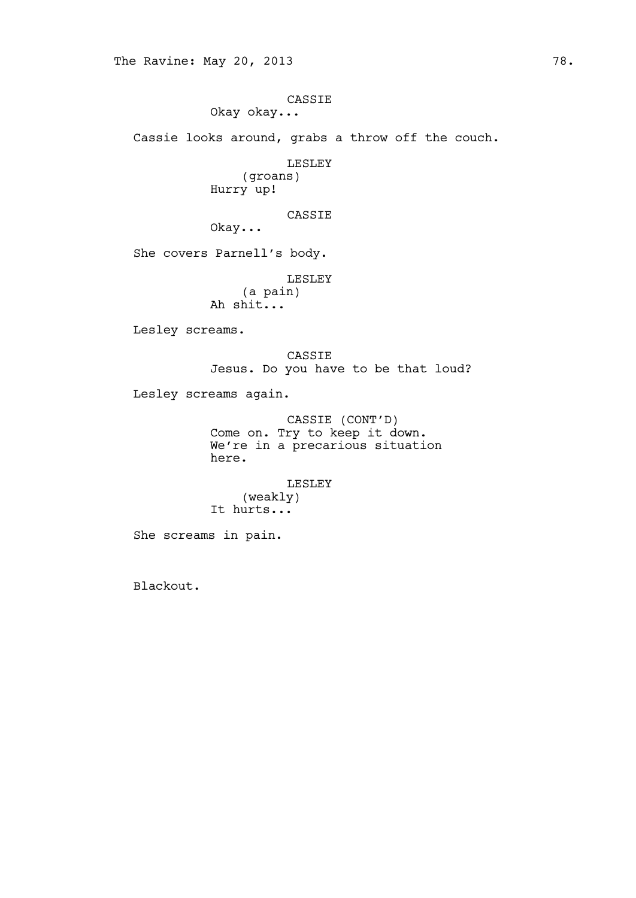CASSIE
Okay okay...

Cassie looks around, grabs a throw off the couch.

LESLEY
(groans)
Hurry up!

CASSIE
Okay...

She covers Parnell's body.

LESLEY
(a pain)
Ah shit...

Lesley screams.

CASSIE
Jesus. Do you have to be that loud?

Lesley screams again.

CASSIE (CONT'D)
Come on. Try to keep it down. We're in a precarious situation here.

LESLEY
(weakly)
It hurts...

She screams in pain.

Blackout.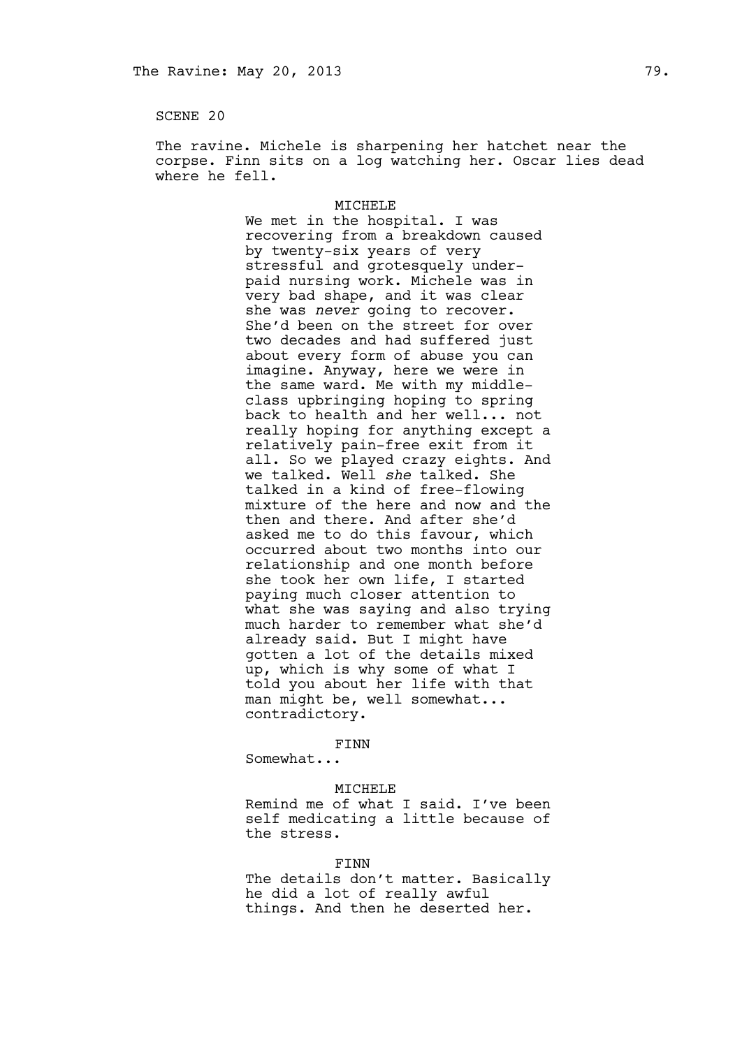SCENE 20

The ravine. Michele is sharpening her hatchet near the corpse. Finn sits on a log watching her. Oscar lies dead where he fell.

MICHELE

We met in the hospital. I was recovering from a breakdown caused by twenty-six years of very stressful and grotesquely under-paid nursing work. Michele was in very bad shape, and it was clear she was *never* going to recover. She'd been on the street for over two decades and had suffered just about every form of abuse you can imagine. Anyway, here we were in the same ward. Me with my middle-class upbringing hoping to spring back to health and her well... not really hoping for anything except a relatively pain-free exit from it all. So we played crazy eights. And we talked. Well *she* talked. She talked in a kind of free-flowing mixture of the here and now and the then and there. And after she'd asked me to do this favour, which occurred about two months into our relationship and one month before she took her own life, I started paying much closer attention to what she was saying and also trying much harder to remember what she'd already said. But I might have gotten a lot of the details mixed up, which is why some of what I told you about her life with that man might be, well somewhat... contradictory.

FINN

Somewhat...

MICHELE

Remind me of what I said. I've been self medicating a little because of the stress.

FINN

The details don't matter. Basically he did a lot of really awful things. And then he deserted her.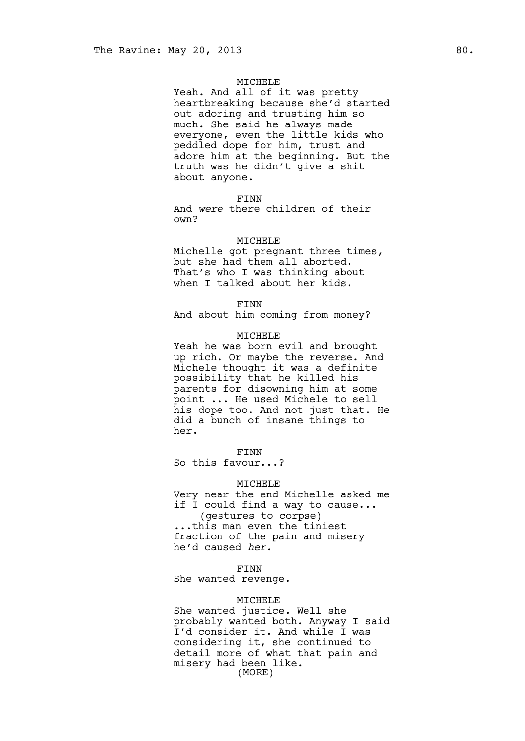MICHELE
Yeah. And all of it was pretty heartbreaking because she'd started out adoring and trusting him so much. She said he always made everyone, even the little kids who peddled dope for him, trust and adore him at the beginning. But the truth was he didn't give a shit about anyone.

FINN
And *were* there children of their own?

MICHELE
Michelle got pregnant three times, but she had them all aborted. That's who I was thinking about when I talked about her kids.

FINN
And about him coming from money?

MICHELE
Yeah he was born evil and brought up rich. Or maybe the reverse. And Michele thought it was a definite possibility that he killed his parents for disowning him at some point ... He used Michele to sell his dope too. And not just that. He did a bunch of insane things to her.

FINN
So this favour...?

MICHELE
Very near the end Michelle asked me if I could find a way to cause...
(gestures to corpse)
...this man even the tiniest fraction of the pain and misery he'd caused *her*.

FINN
She wanted revenge.

MICHELE
She wanted justice. Well she probably wanted both. Anyway I said I'd consider it. And while I was considering it, she continued to detail more of what that pain and misery had been like.
(MORE)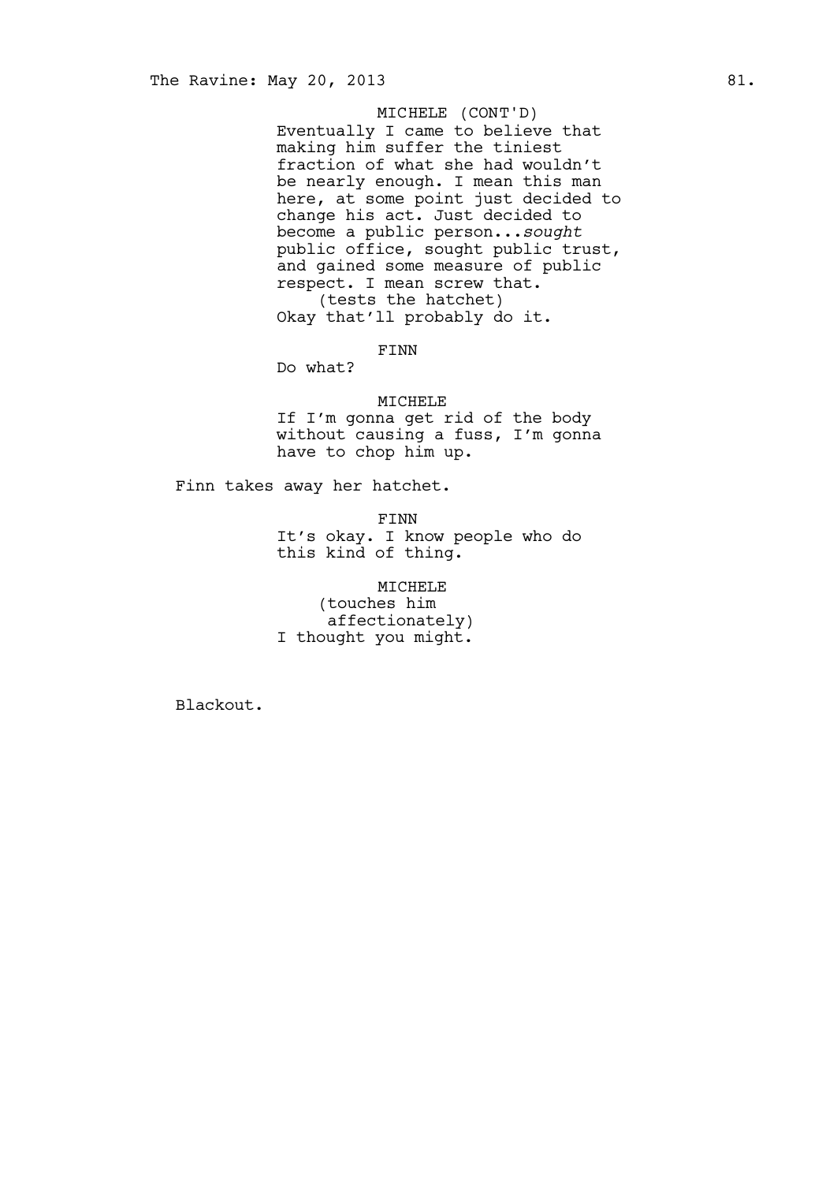MICHELE (CONT'D)
Eventually I came to believe that making him suffer the tiniest fraction of what she had wouldn't be nearly enough. I mean this man here, at some point just decided to change his act. Just decided to become a public person...*sought* public office, sought public trust, and gained some measure of public respect. I mean screw that.
(tests the hatchet)
Okay that'll probably do it.

FINN
Do what?

MICHELE
If I'm gonna get rid of the body without causing a fuss, I'm gonna have to chop him up.

Finn takes away her hatchet.

FINN
It's okay. I know people who do this kind of thing.

MICHELE
(touches him affectionately)
I thought you might.

Blackout.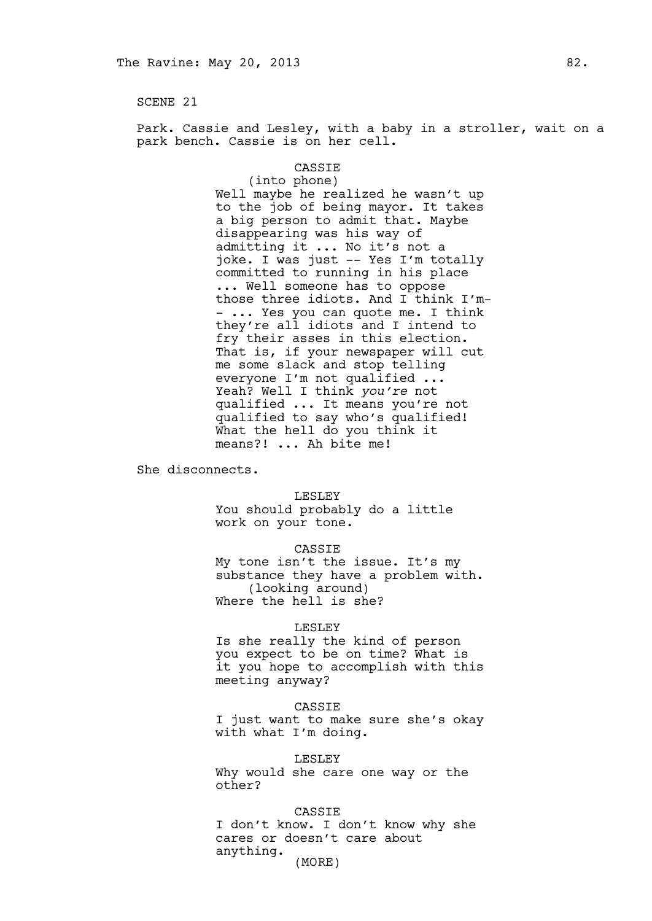SCENE 21

Park. Cassie and Lesley, with a baby in a stroller, wait on a park bench. Cassie is on her cell.

CASSIE
(into phone)
Well maybe he realized he wasn't up to the job of being mayor. It takes a big person to admit that. Maybe disappearing was his way of admitting it ... No it's not a joke. I was just -- Yes I'm totally committed to running in his place ... Well someone has to oppose those three idiots. And I think I'm-- ... Yes you can quote me. I think they're all idiots and I intend to fry their asses in this election. That is, if your newspaper will cut me some slack and stop telling everyone I'm not qualified ... Yeah? Well I think *you're* not qualified ... It means you're not qualified to say who's qualified! What the hell do you think it means?! ... Ah bite me!

She disconnects.

LESLEY
You should probably do a little work on your tone.

CASSIE
My tone isn't the issue. It's my substance they have a problem with.
(looking around)
Where the hell is she?

LESLEY
Is she really the kind of person you expect to be on time? What is it you hope to accomplish with this meeting anyway?

CASSIE
I just want to make sure she's okay with what I'm doing.

LESLEY
Why would she care one way or the other?

CASSIE
I don't know. I don't know why she cares or doesn't care about anything.
(MORE)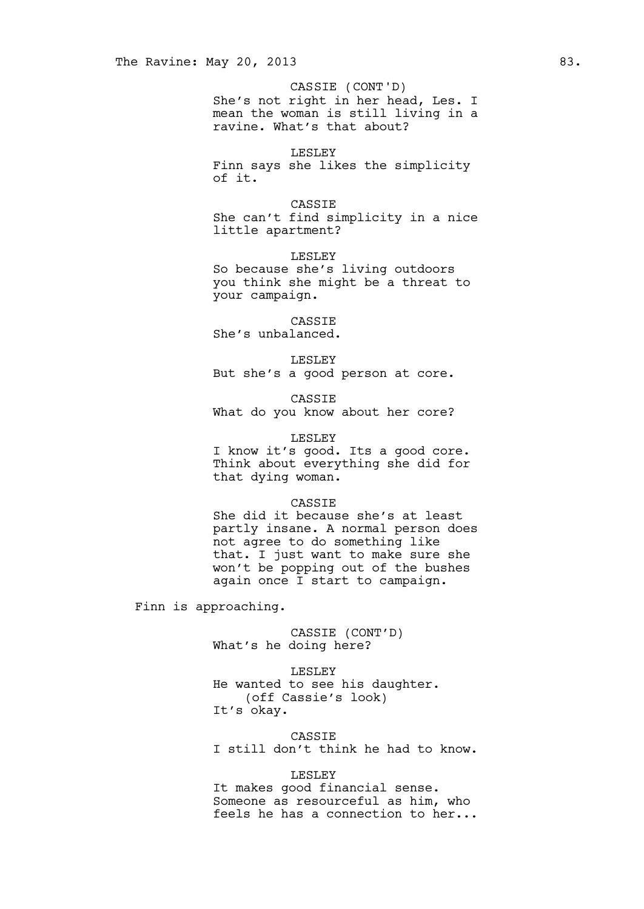CASSIE (CONT'D)
She's not right in her head, Les. I mean the woman is still living in a ravine. What's that about?

LESLEY
Finn says she likes the simplicity of it.

CASSIE
She can't find simplicity in a nice little apartment?

LESLEY
So because she's living outdoors you think she might be a threat to your campaign.

CASSIE
She's unbalanced.

LESLEY
But she's a good person at core.

CASSIE
What do you know about her core?

LESLEY
I know it's good. Its a good core. Think about everything she did for that dying woman.

CASSIE
She did it because she's at least partly insane. A normal person does not agree to do something like that. I just want to make sure she won't be popping out of the bushes again once I start to campaign.

Finn is approaching.

CASSIE (CONT'D)
What's he doing here?

LESLEY
He wanted to see his daughter.
(off Cassie's look)
It's okay.

CASSIE
I still don't think he had to know.

LESLEY
It makes good financial sense. Someone as resourceful as him, who feels he has a connection to her...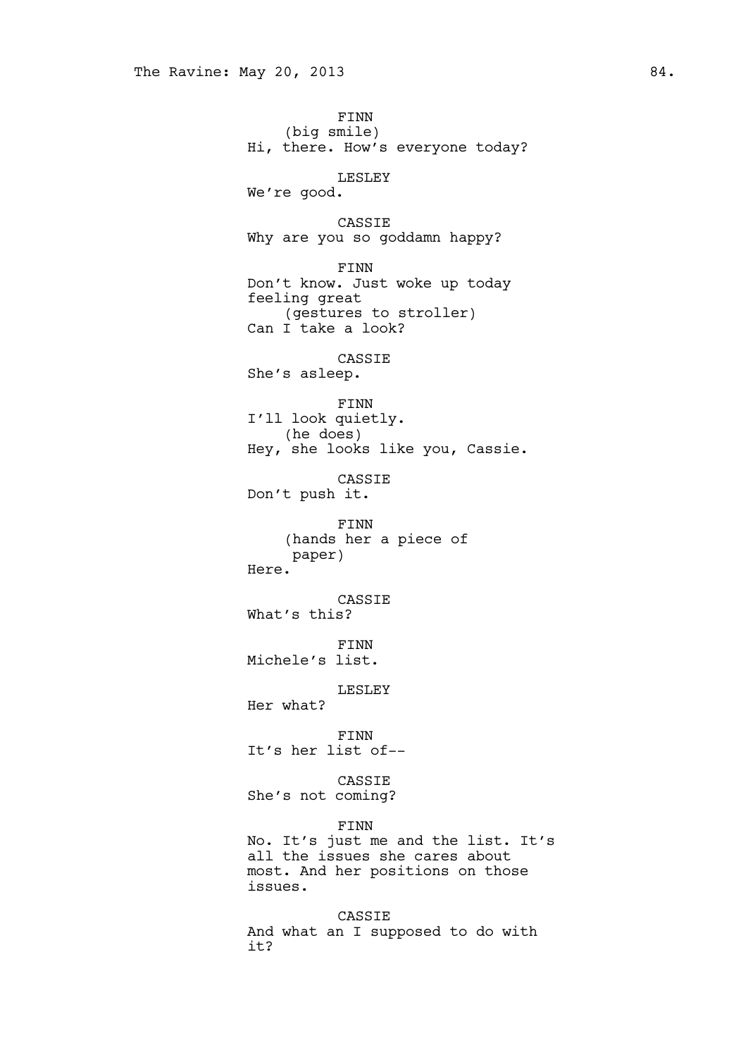FINN
(big smile)
Hi, there. How's everyone today?

LESLEY
We're good.

CASSIE
Why are you so goddamn happy?

FINN
Don't know. Just woke up today feeling great
(gestures to stroller)
Can I take a look?

CASSIE
She's asleep.

FINN
I'll look quietly.
(he does)
Hey, she looks like you, Cassie.

CASSIE
Don't push it.

FINN
(hands her a piece of paper)
Here.

CASSIE
What's this?

FINN
Michele's list.

LESLEY
Her what?

FINN
It's her list of--

CASSIE
She's not coming?

FINN
No. It's just me and the list. It's all the issues she cares about most. And her positions on those issues.

CASSIE
And what an I supposed to do with it?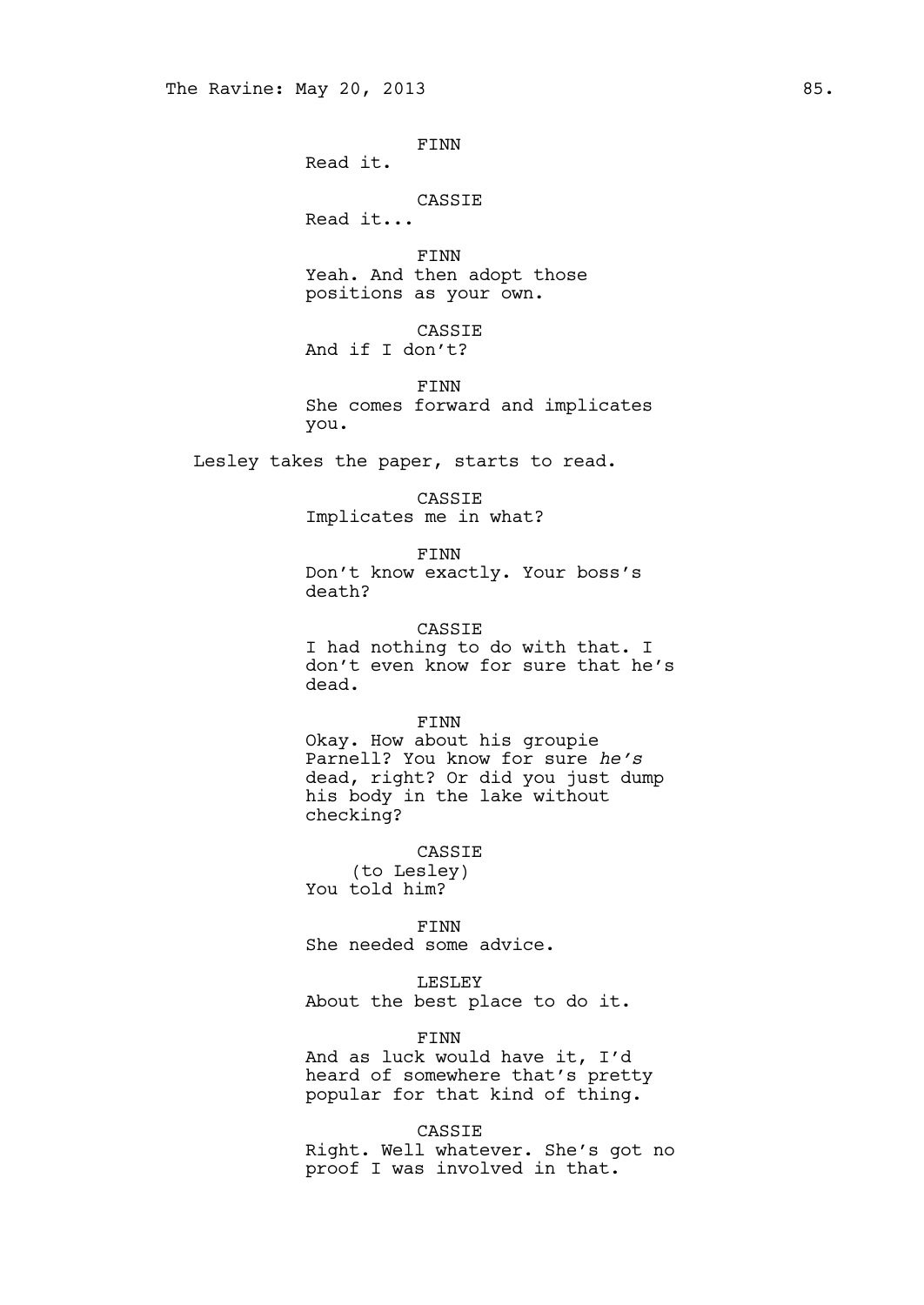FINN
Read it.

CASSIE
Read it...

FINN
Yeah. And then adopt those positions as your own.

CASSIE
And if I don't?

FINN
She comes forward and implicates you.

Lesley takes the paper, starts to read.

CASSIE
Implicates me in what?

FINN
Don't know exactly. Your boss's death?

CASSIE
I had nothing to do with that. I don't even know for sure that he's dead.

FINN
Okay. How about his groupie Parnell? You know for sure *he's* dead, right? Or did you just dump his body in the lake without checking?

CASSIE
(to Lesley)
You told him?

FINN
She needed some advice.

LESLEY
About the best place to do it.

FINN
And as luck would have it, I'd heard of somewhere that's pretty popular for that kind of thing.

CASSIE
Right. Well whatever. She's got no proof I was involved in that.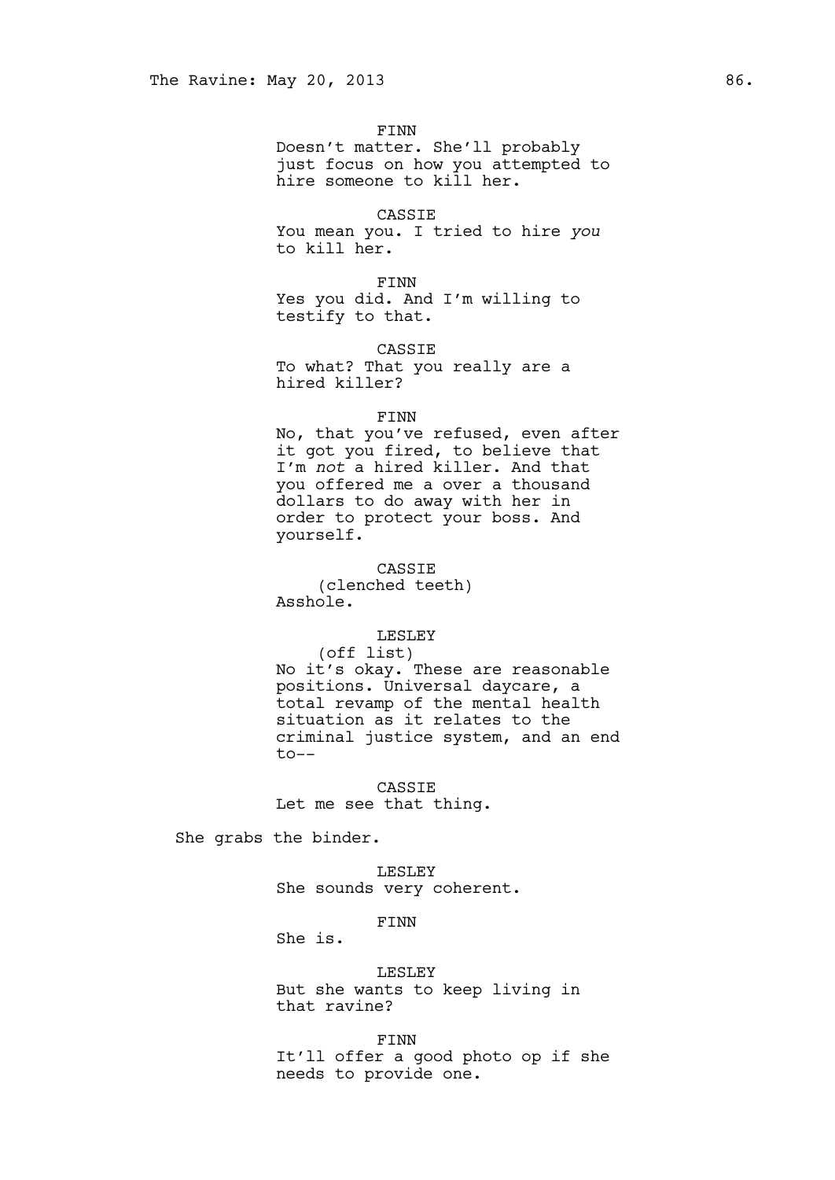FINN
Doesn't matter. She'll probably just focus on how you attempted to hire someone to kill her.

CASSIE
You mean you. I tried to hire *you* to kill her.

FINN
Yes you did. And I'm willing to testify to that.

CASSIE
To what? That you really are a hired killer?

FINN
No, that you've refused, even after it got you fired, to believe that I'm *not* a hired killer. And that you offered me a over a thousand dollars to do away with her in order to protect your boss. And yourself.

CASSIE
(clenched teeth)
Asshole.

LESLEY
(off list)
No it's okay. These are reasonable positions. Universal daycare, a total revamp of the mental health situation as it relates to the criminal justice system, and an end to--

CASSIE
Let me see that thing.

She grabs the binder.

LESLEY
She sounds very coherent.

FINN
She is.

LESLEY
But she wants to keep living in that ravine?

FINN
It'll offer a good photo op if she needs to provide one.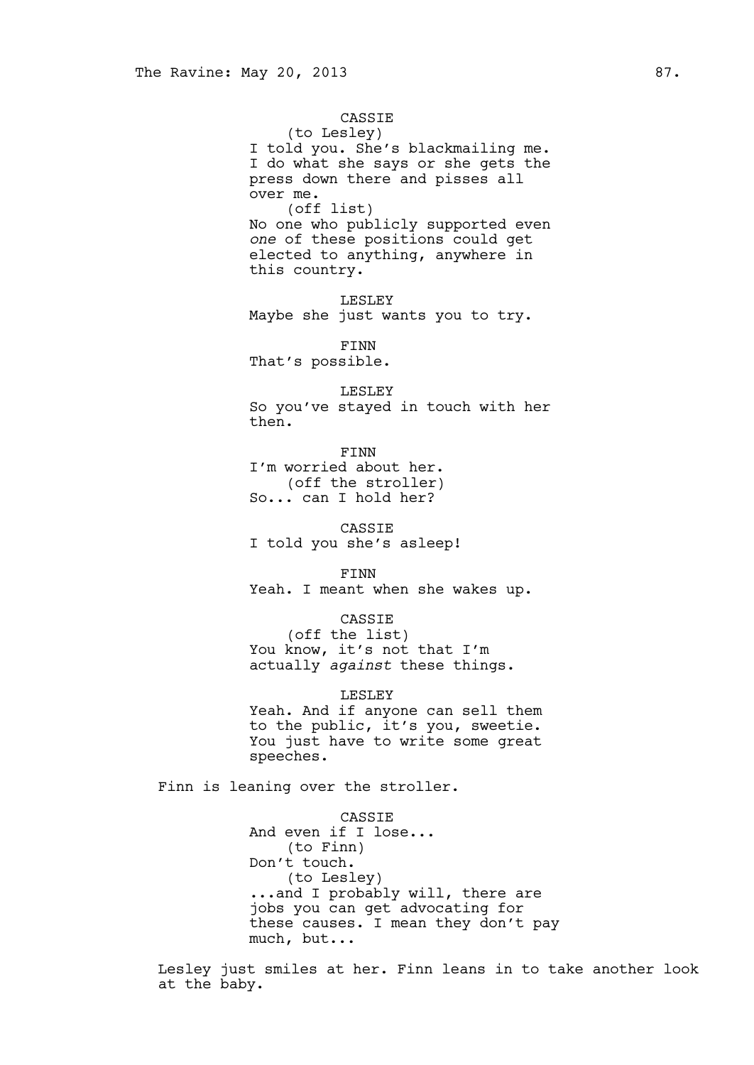CASSIE
(to Lesley)
I told you. She's blackmailing me. I do what she says or she gets the press down there and pisses all over me.
(off list)
No one who publicly supported even *one* of these positions could get elected to anything, anywhere in this country.

LESLEY
Maybe she just wants you to try.

FINN
That's possible.

LESLEY
So you've stayed in touch with her then.

FINN
I'm worried about her.
(off the stroller)
So... can I hold her?

CASSIE
I told you she's asleep!

FINN
Yeah. I meant when she wakes up.

CASSIE
(off the list)
You know, it's not that I'm actually *against* these things.

LESLEY
Yeah. And if anyone can sell them to the public, it's you, sweetie. You just have to write some great speeches.

Finn is leaning over the stroller.

CASSIE
And even if I lose...
(to Finn)
Don't touch.
(to Lesley)
...and I probably will, there are jobs you can get advocating for these causes. I mean they don't pay much, but...

Lesley just smiles at her. Finn leans in to take another look at the baby.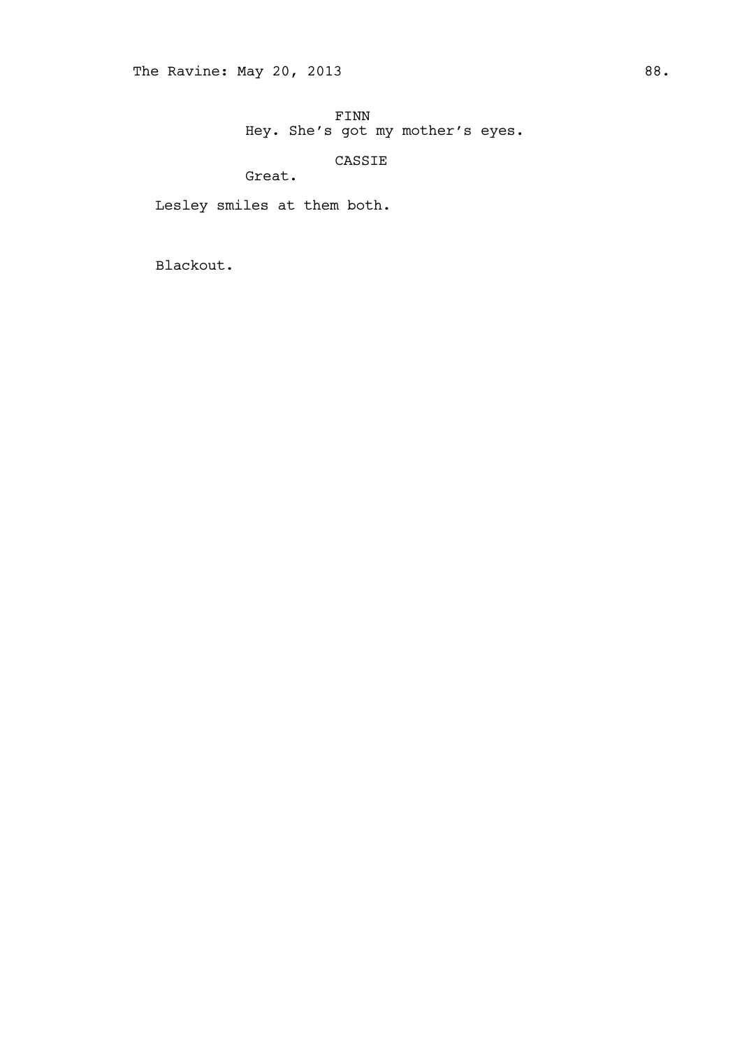FINN
Hey. She's got my mother's eyes.

CASSIE
Great.

Lesley smiles at them both.

Blackout.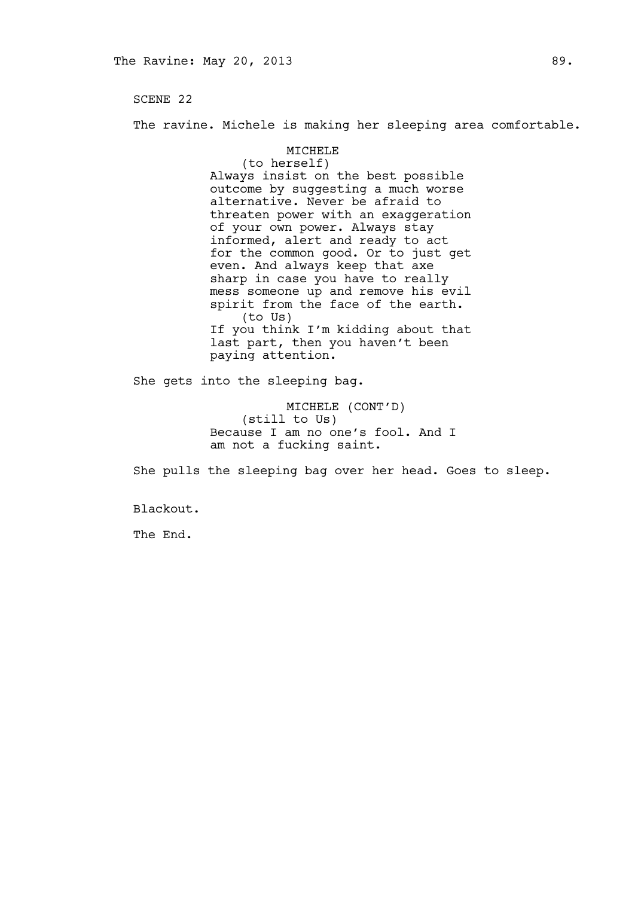SCENE 22

The ravine. Michele is making her sleeping area comfortable.

MICHELE
(to herself)
Always insist on the best possible outcome by suggesting a much worse alternative. Never be afraid to threaten power with an exaggeration of your own power. Always stay informed, alert and ready to act for the common good. Or to just get even. And always keep that axe sharp in case you have to really mess someone up and remove his evil spirit from the face of the earth.
(to Us)
If you think I'm kidding about that last part, then you haven't been paying attention.

She gets into the sleeping bag.

MICHELE (CONT'D)
(still to Us)
Because I am no one's fool. And I am not a fucking saint.

She pulls the sleeping bag over her head. Goes to sleep.

Blackout.

The End.